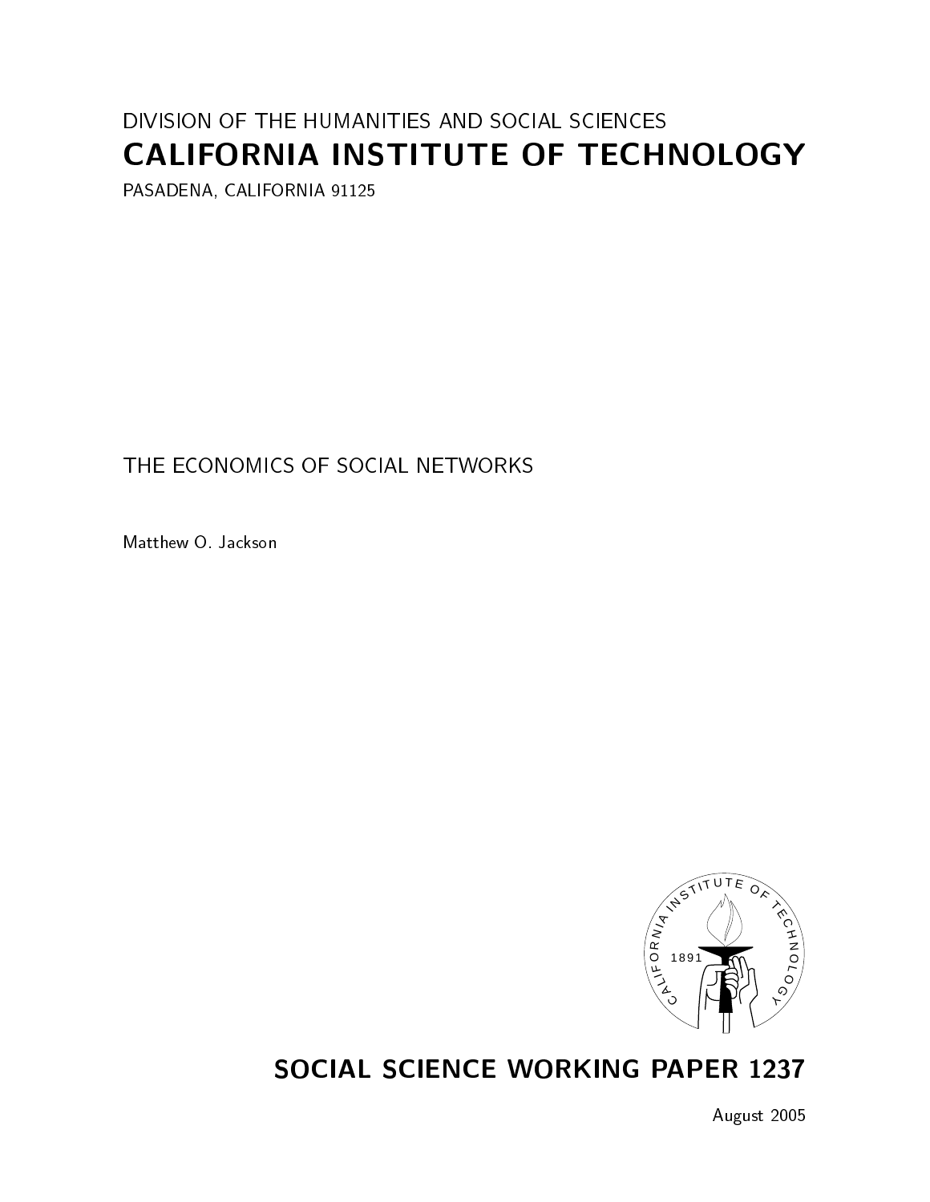DIVISION OF THE HUMANITIES AND SOCIAL SCIENCES

# CALIFORNIA INSTITUTE OF TECHNOLOGY

PASADENA, CALIFORNIA 91125

THE ECONOMICS OF SOCIAL NETWORKS

Matthew O. Jackson

## SOCIAL SCIENCE WORKING PAPER 1237

August 2005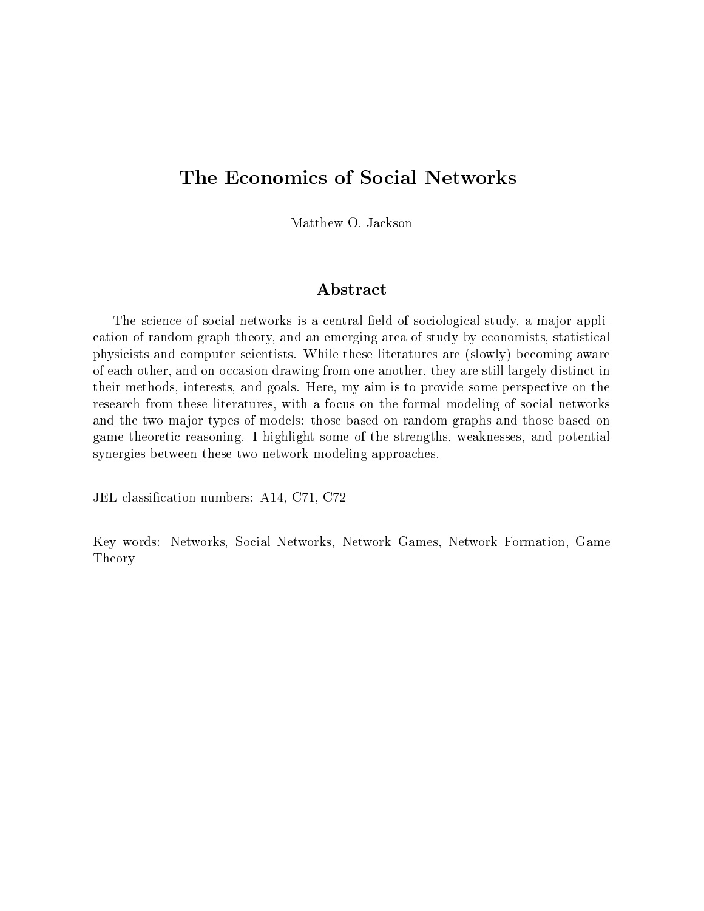# The Economics of Social Networks

Matthew O. Jackson

## Abstract

The science of social networks is a central field of sociological study, a major application of random graph theory, and an emerging area of study by economists, statistical physicists and computer scientists. While these literatures are (slowly) becoming aware of each other, and on occasion drawing from one another, they are still largely distinct in their methods, interests, and goals. Here, my aim is to provide some perspective on the research from these literatures, with a focus on the formal modeling of social networks and the two major types of models: those based on random graphs and those based on game theoretic reasoning. I highlight some of the strengths, weaknesses, and potential synergies between these two network modeling approaches.

JEL classification numbers: A14, C71, C72

Key words: Networks, Social Networks, Network Games, Network Formation, Game Theory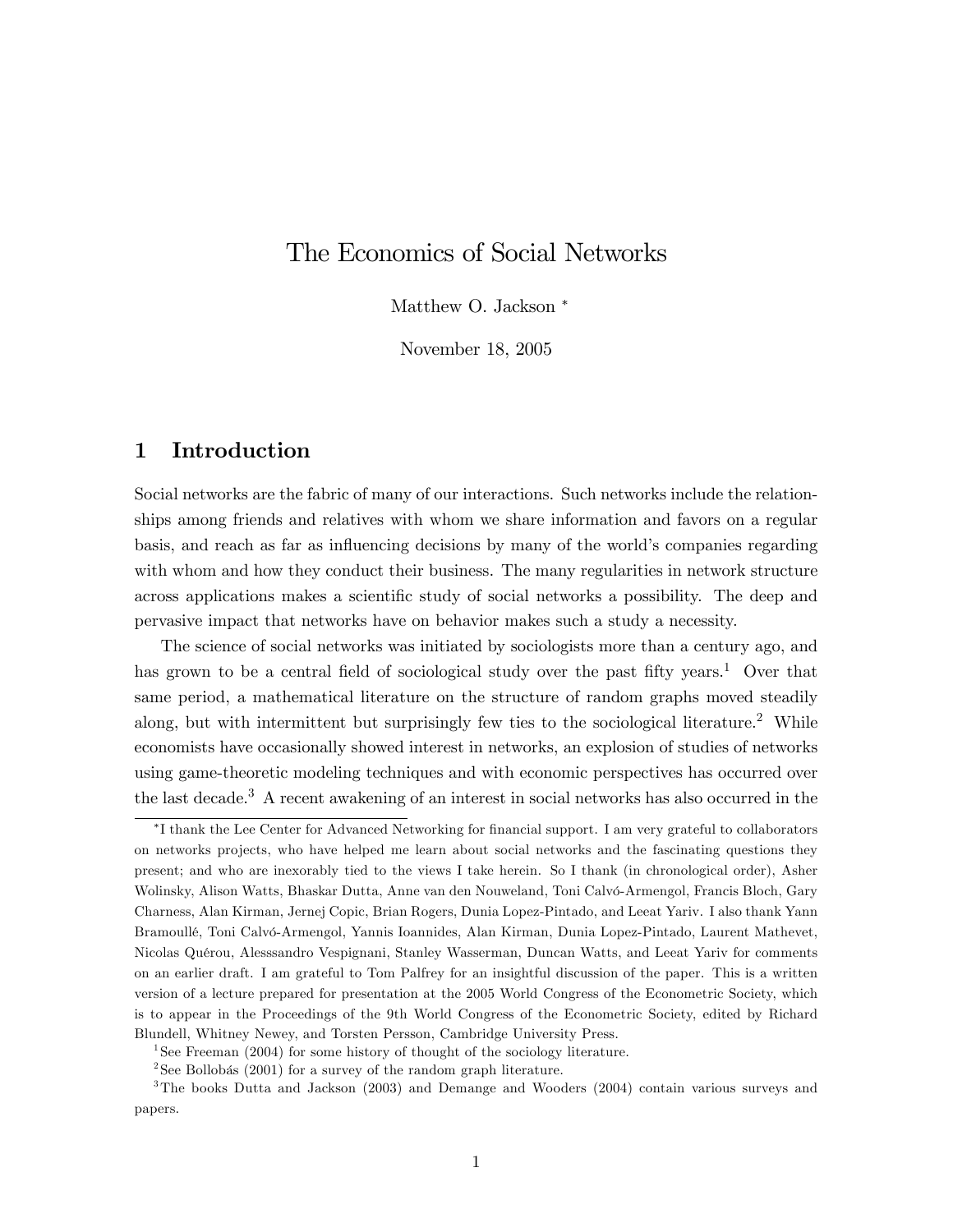# The Economics of Social Networks

Matthew O. Jackson *

November 18, 2005

## 1 Introduction

Social networks are the fabric of many of our interactions. Such networks include the relationships among friends and relatives with whom we share information and favors on a regular basis, and reach as far as influencing decisions by many of the world's companies regarding with whom and how they conduct their business. The many regularities in network structure across applications makes a scientific study of social networks a possibility. The deep and pervasive impact that networks have on behavior makes such a study a necessity.

The science of social networks was initiated by sociologists more than a century ago, and has grown to be a central field of sociological study over the past fifty years.[1] Over that same period, a mathematical literature on the structure of random graphs moved steadily along, but with intermittent but surprisingly few ties to the sociological literature.[2] While economists have occasionally showed interest in networks, an explosion of studies of networks using game-theoretic modeling techniques and with economic perspectives has occurred over the last decade.[3] A recent awakening of an interest in social networks has also occurred in the

---

*I thank the Lee Center for Advanced Networking for financial support. I am very grateful to collaborators on networks projects, who have helped me learn about social networks and the fascinating questions they present; and who are inexorably tied to the views I take herein. So I thank (in chronological order), Asher Wolinsky, Alison Watts, Bhaskar Dutta, Anne van den Nouweland, Toni Calvó-Armengol, Francis Bloch, Gary Charness, Alan Kirman, Jernej Copic, Brian Rogers, Dunia Lopez-Pintado, and Leeat Yariv. I also thank Yann Bramoullé, Toni Calvó-Armengol, Yannis Ioannides, Alan Kirman, Dunia Lopez-Pintado, Laurent Mathevet, Nicolas Quérou, Alesssandro Vespignani, Stanley Wasserman, Duncan Watts, and Leeat Yariv for comments on an earlier draft. I am grateful to Tom Palfrey for an insightful discussion of the paper. This is a written version of a lecture prepared for presentation at the 2005 World Congress of the Econometric Society, which is to appear in the Proceedings of the 9th World Congress of the Econometric Society, edited by Richard Blundell, Whitney Newey, and Torsten Persson, Cambridge University Press.

[1] See Freeman (2004) for some history of thought of the sociology literature.

[2] See Bollobás (2001) for a survey of the random graph literature.

[3] The books Dutta and Jackson (2003) and Demange and Wooders (2004) contain various surveys and papers.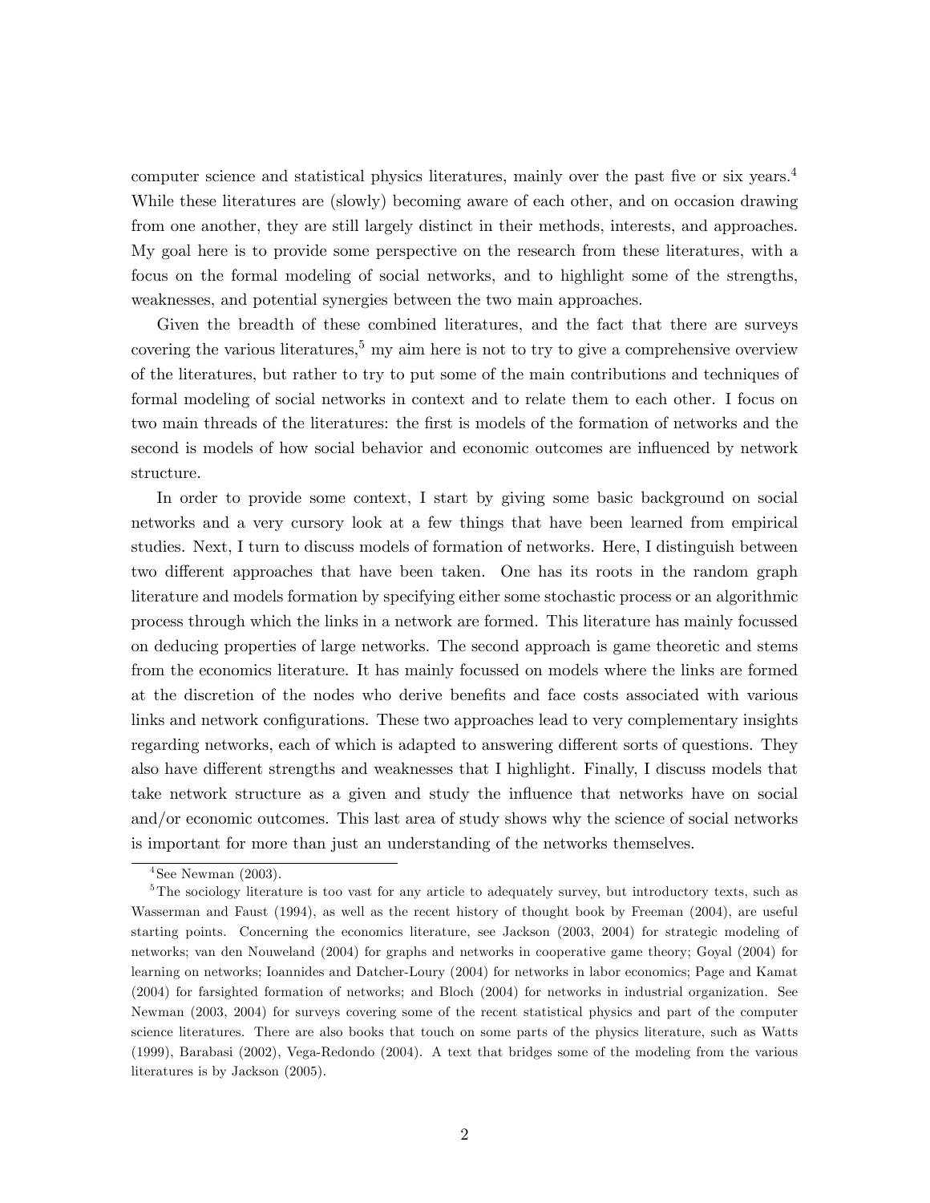computer science and statistical physics literatures, mainly over the past five or six years.[4] While these literatures are (slowly) becoming aware of each other, and on occasion drawing from one another, they are still largely distinct in their methods, interests, and approaches. My goal here is to provide some perspective on the research from these literatures, with a focus on the formal modeling of social networks, and to highlight some of the strengths, weaknesses, and potential synergies between the two main approaches.

Given the breadth of these combined literatures, and the fact that there are surveys covering the various literatures,[5] my aim here is not to try to give a comprehensive overview of the literatures, but rather to try to put some of the main contributions and techniques of formal modeling of social networks in context and to relate them to each other. I focus on two main threads of the literatures: the first is models of the formation of networks and the second is models of how social behavior and economic outcomes are influenced by network structure.

In order to provide some context, I start by giving some basic background on social networks and a very cursory look at a few things that have been learned from empirical studies. Next, I turn to discuss models of formation of networks. Here, I distinguish between two different approaches that have been taken. One has its roots in the random graph literature and models formation by specifying either some stochastic process or an algorithmic process through which the links in a network are formed. This literature has mainly focussed on deducing properties of large networks. The second approach is game theoretic and stems from the economics literature. It has mainly focussed on models where the links are formed at the discretion of the nodes who derive benefits and face costs associated with various links and network configurations. These two approaches lead to very complementary insights regarding networks, each of which is adapted to answering different sorts of questions. They also have different strengths and weaknesses that I highlight. Finally, I discuss models that take network structure as a given and study the influence that networks have on social and/or economic outcomes. This last area of study shows why the science of social networks is important for more than just an understanding of the networks themselves.

---

[4] See Newman (2003).

[5] The sociology literature is too vast for any article to adequately survey, but introductory texts, such as Wasserman and Faust (1994), as well as the recent history of thought book by Freeman (2004), are useful starting points. Concerning the economics literature, see Jackson (2003, 2004) for strategic modeling of networks; van den Nouweland (2004) for graphs and networks in cooperative game theory; Goyal (2004) for learning on networks; Ioannides and Datcher-Loury (2004) for networks in labor economics; Page and Kamat (2004) for farsighted formation of networks; and Bloch (2004) for networks in industrial organization. See Newman (2003, 2004) for surveys covering some of the recent statistical physics and part of the computer science literatures. There are also books that touch on some parts of the physics literature, such as Watts (1999), Barabasi (2002), Vega-Redondo (2004). A text that bridges some of the modeling from the various literatures is by Jackson (2005).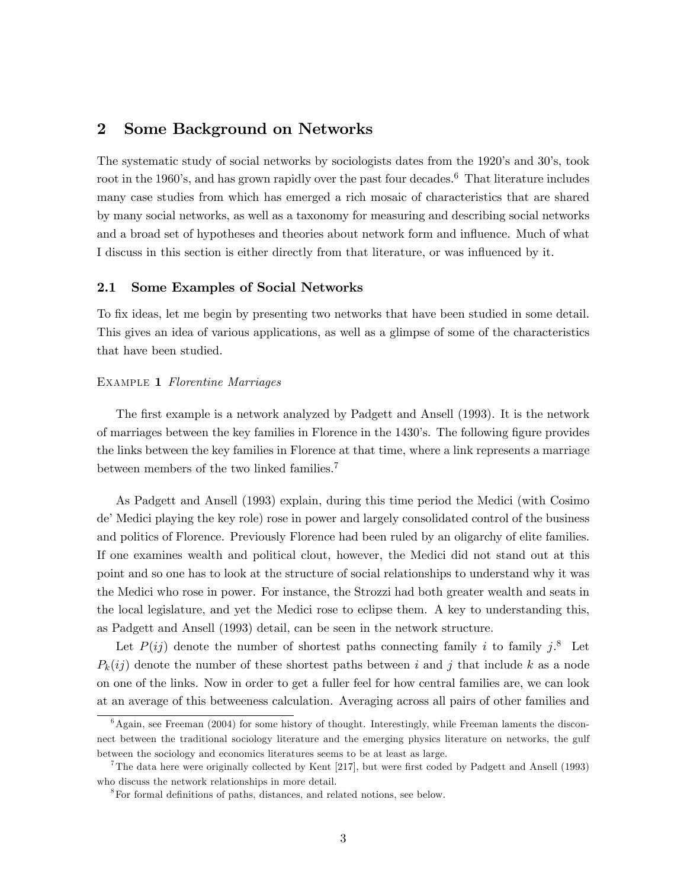## 2 Some Background on Networks

The systematic study of social networks by sociologists dates from the 1920's and 30's, took root in the 1960's, and has grown rapidly over the past four decades.[6] That literature includes many case studies from which has emerged a rich mosaic of characteristics that are shared by many social networks, as well as a taxonomy for measuring and describing social networks and a broad set of hypotheses and theories about network form and influence. Much of what I discuss in this section is either directly from that literature, or was influenced by it.

### 2.1 Some Examples of Social Networks

To fix ideas, let me begin by presenting two networks that have been studied in some detail. This gives an idea of various applications, as well as a glimpse of some of the characteristics that have been studied.

Example **1** *Florentine Marriages*

The first example is a network analyzed by Padgett and Ansell (1993). It is the network of marriages between the key families in Florence in the 1430's. The following figure provides the links between the key families in Florence at that time, where a link represents a marriage between members of the two linked families.[7]

As Padgett and Ansell (1993) explain, during this time period the Medici (with Cosimo de' Medici playing the key role) rose in power and largely consolidated control of the business and politics of Florence. Previously Florence had been ruled by an oligarchy of elite families. If one examines wealth and political clout, however, the Medici did not stand out at this point and so one has to look at the structure of social relationships to understand why it was the Medici who rose in power. For instance, the Strozzi had both greater wealth and seats in the local legislature, and yet the Medici rose to eclipse them. A key to understanding this, as Padgett and Ansell (1993) detail, can be seen in the network structure.

Let $P(ij)$ denote the number of shortest paths connecting family $i$ to family $j$.[8] Let $P_k(ij)$ denote the number of these shortest paths between $i$ and $j$ that include $k$ as a node on one of the links. Now in order to get a fuller feel for how central families are, we can look at an average of this betweeness calculation. Averaging across all pairs of other families and

[6] Again, see Freeman (2004) for some history of thought. Interestingly, while Freeman laments the disconnect between the traditional sociology literature and the emerging physics literature on networks, the gulf between the sociology and economics literatures seems to be at least as large.

[7] The data here were originally collected by Kent [217], but were first coded by Padgett and Ansell (1993) who discuss the network relationships in more detail.

[8] For formal definitions of paths, distances, and related notions, see below.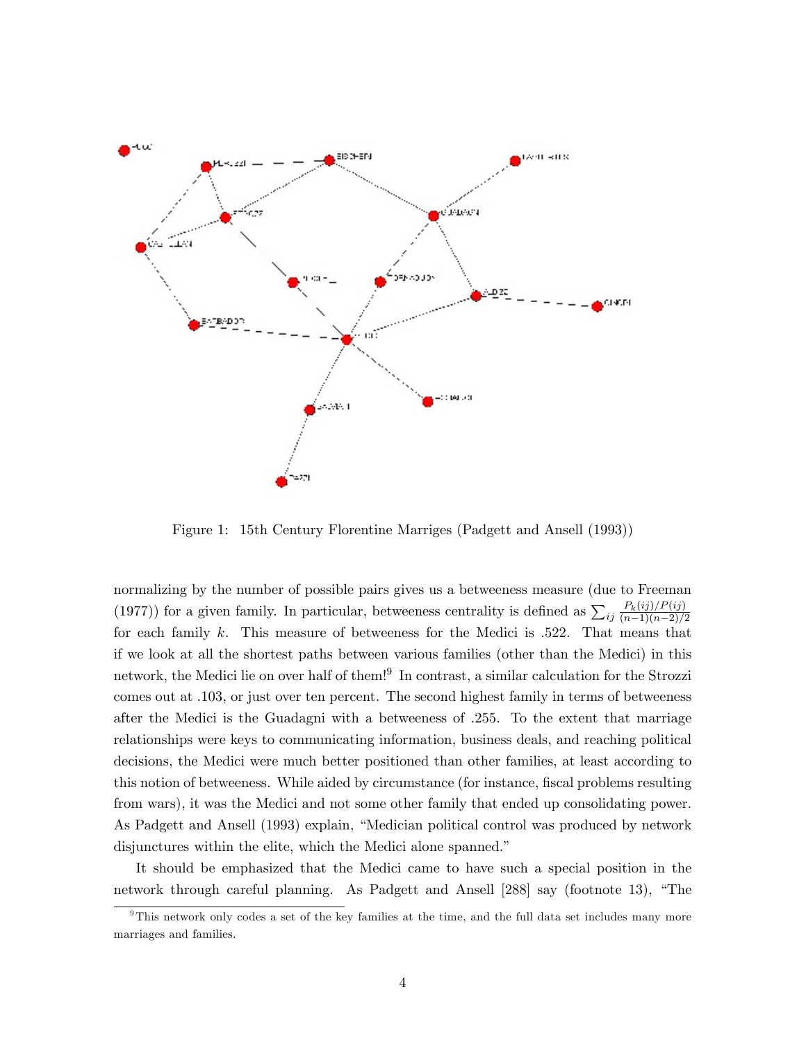Figure 1: 15th Century Florentine Marriges (Padgett and Ansell (1993))

normalizing by the number of possible pairs gives us a betweeness measure (due to Freeman (1977)) for a given family. In particular, betweeness centrality is defined as $\sum_{ij} \frac{P_k(ij)/P(ij)}{(n-1)(n-2)/2}$ for each family $k$. This measure of betweeness for the Medici is .522. That means that if we look at all the shortest paths between various families (other than the Medici) in this network, the Medici lie on over half of them![9] In contrast, a similar calculation for the Strozzi comes out at .103, or just over ten percent. The second highest family in terms of betweeness after the Medici is the Guadagni with a betweeness of .255. To the extent that marriage relationships were keys to communicating information, business deals, and reaching political decisions, the Medici were much better positioned than other families, at least according to this notion of betweeness. While aided by circumstance (for instance, fiscal problems resulting from wars), it was the Medici and not some other family that ended up consolidating power. As Padgett and Ansell (1993) explain, "Medician political control was produced by network disjunctures within the elite, which the Medici alone spanned."

It should be emphasized that the Medici came to have such a special position in the network through careful planning. As Padgett and Ansell [288] say (footnote 13), "The

[9] This network only codes a set of the key families at the time, and the full data set includes many more marriages and families.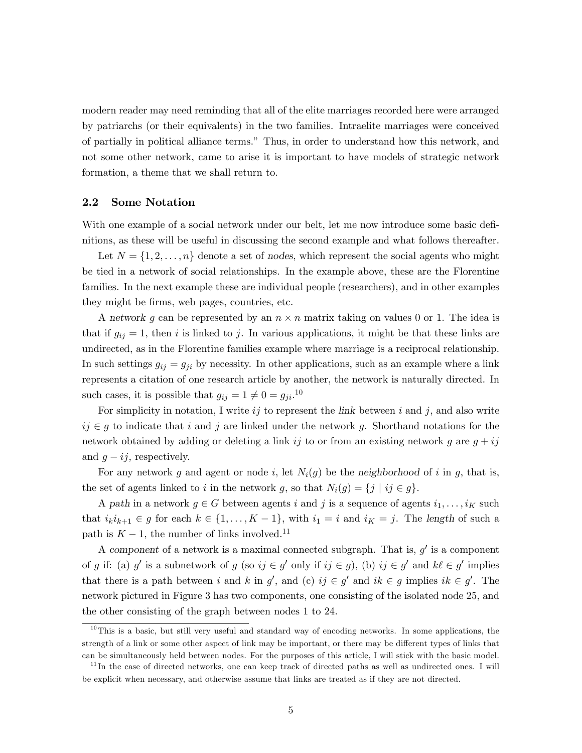modern reader may need reminding that all of the elite marriages recorded here were arranged by patriarchs (or their equivalents) in the two families. Intraelite marriages were conceived of partially in political alliance terms." Thus, in order to understand how this network, and not some other network, came to arise it is important to have models of strategic network formation, a theme that we shall return to.

## 2.2 Some Notation

With one example of a social network under our belt, let me now introduce some basic definitions, as these will be useful in discussing the second example and what follows thereafter.

Let $N = \{1, 2, \ldots, n\}$ denote a set of *nodes*, which represent the social agents who might be tied in a network of social relationships. In the example above, these are the Florentine families. In the next example these are individual people (researchers), and in other examples they might be firms, web pages, countries, etc.

A *network* $g$ can be represented by an $n \times n$ matrix taking on values 0 or 1. The idea is that if $g_{ij} = 1$, then $i$ is linked to $j$. In various applications, it might be that these links are undirected, as in the Florentine families example where marriage is a reciprocal relationship. In such settings $g_{ij} = g_{ji}$ by necessity. In other applications, such as an example where a link represents a citation of one research article by another, the network is naturally directed. In such cases, it is possible that $g_{ij} = 1 \neq 0 = g_{ji}$.[10]

For simplicity in notation, I write $ij$ to represent the *link* between $i$ and $j$, and also write $ij \in g$ to indicate that $i$ and $j$ are linked under the network $g$. Shorthand notations for the network obtained by adding or deleting a link $ij$ to or from an existing network $g$ are $g + ij$ and $g - ij$, respectively.

For any network $g$ and agent or node $i$, let $N_i(g)$ be the *neighborhood* of $i$ in $g$, that is, the set of agents linked to $i$ in the network $g$, so that $N_i(g) = \{j \mid ij \in g\}$.

A *path* in a network $g \in G$ between agents $i$ and $j$ is a sequence of agents $i_1, \ldots, i_K$ such that $i_k i_{k+1} \in g$ for each $k \in \{1, \ldots, K-1\}$, with $i_1 = i$ and $i_K = j$. The *length* of such a path is $K - 1$, the number of links involved.[11]

A *component* of a network is a maximal connected subgraph. That is, $g'$ is a component of $g$ if: (a) $g'$ is a subnetwork of $g$ (so $ij \in g'$ only if $ij \in g$), (b) $ij \in g'$ and $k\ell \in g'$ implies that there is a path between $i$ and $k$ in $g'$, and (c) $ij \in g'$ and $ik \in g$ implies $ik \in g'$. The network pictured in Figure 3 has two components, one consisting of the isolated node 25, and the other consisting of the graph between nodes 1 to 24.

[10] This is a basic, but still very useful and standard way of encoding networks. In some applications, the strength of a link or some other aspect of link may be important, or there may be different types of links that can be simultaneously held between nodes. For the purposes of this article, I will stick with the basic model.

[11] In the case of directed networks, one can keep track of directed paths as well as undirected ones. I will be explicit when necessary, and otherwise assume that links are treated as if they are not directed.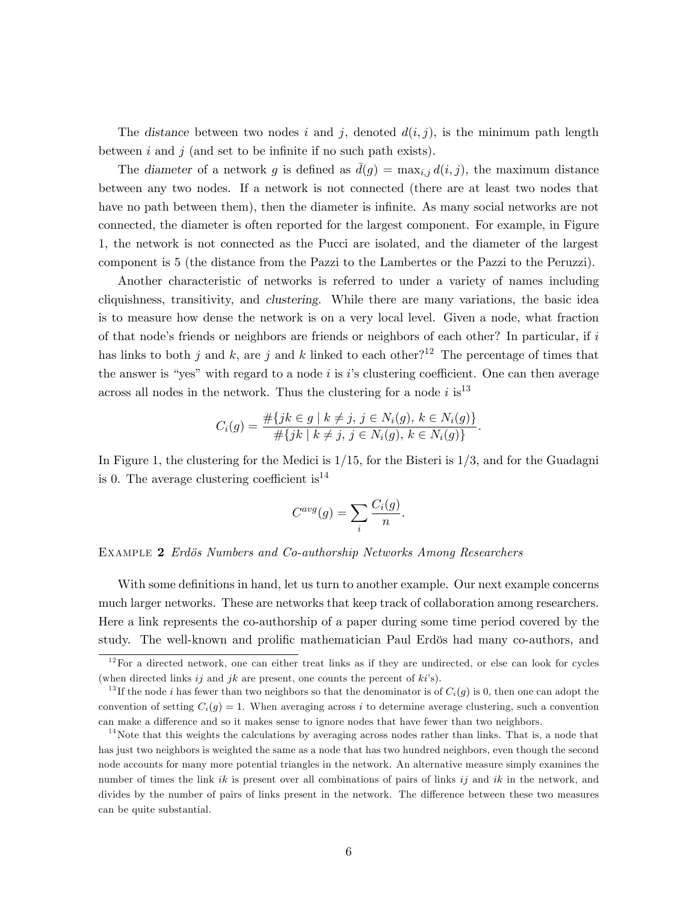The *distance* between two nodes $i$ and $j$, denoted $d(i,j)$, is the minimum path length between $i$ and $j$ (and set to be infinite if no such path exists).

The *diameter* of a network $g$ is defined as $\bar{d}(g) = \max_{i,j} d(i,j)$, the maximum distance between any two nodes. If a network is not connected (there are at least two nodes that have no path between them), then the diameter is infinite. As many social networks are not connected, the diameter is often reported for the largest component. For example, in Figure 1, the network is not connected as the Pucci are isolated, and the diameter of the largest component is 5 (the distance from the Pazzi to the Lambertes or the Pazzi to the Peruzzi).

Another characteristic of networks is referred to under a variety of names including cliquishness, transitivity, and *clustering*. While there are many variations, the basic idea is to measure how dense the network is on a very local level. Given a node, what fraction of that node's friends or neighbors are friends or neighbors of each other? In particular, if $i$ has links to both $j$ and $k$, are $j$ and $k$ linked to each other?[12] The percentage of times that the answer is "yes" with regard to a node $i$ is $i$'s clustering coefficient. One can then average across all nodes in the network. Thus the clustering for a node $i$ is[13]

$$C_i(g) = \frac{\#\{jk \in g \mid k \neq j,\, j \in N_i(g),\, k \in N_i(g)\}}{\#\{jk \mid k \neq j,\, j \in N_i(g),\, k \in N_i(g)\}}.$$

In Figure 1, the clustering for the Medici is 1/15, for the Bisteri is 1/3, and for the Guadagni is 0. The average clustering coefficient is[14]

$$C^{avg}(g) = \sum_i \frac{C_i(g)}{n}.$$

Example **2** *Erdös Numbers and Co-authorship Networks Among Researchers*

With some definitions in hand, let us turn to another example. Our next example concerns much larger networks. These are networks that keep track of collaboration among researchers. Here a link represents the co-authorship of a paper during some time period covered by the study. The well-known and prolific mathematician Paul Erdös had many co-authors, and

[12] For a directed network, one can either treat links as if they are undirected, or else can look for cycles (when directed links $ij$ and $jk$ are present, one counts the percent of $ki$'s).

[13] If the node $i$ has fewer than two neighbors so that the denominator is of $C_i(g)$ is 0, then one can adopt the convention of setting $C_i(g) = 1$. When averaging across $i$ to determine average clustering, such a convention can make a difference and so it makes sense to ignore nodes that have fewer than two neighbors.

[14] Note that this weights the calculations by averaging across nodes rather than links. That is, a node that has just two neighbors is weighted the same as a node that has two hundred neighbors, even though the second node accounts for many more potential triangles in the network. An alternative measure simply examines the number of times the link $ik$ is present over all combinations of pairs of links $ij$ and $ik$ in the network, and divides by the number of pairs of links present in the network. The difference between these two measures can be quite substantial.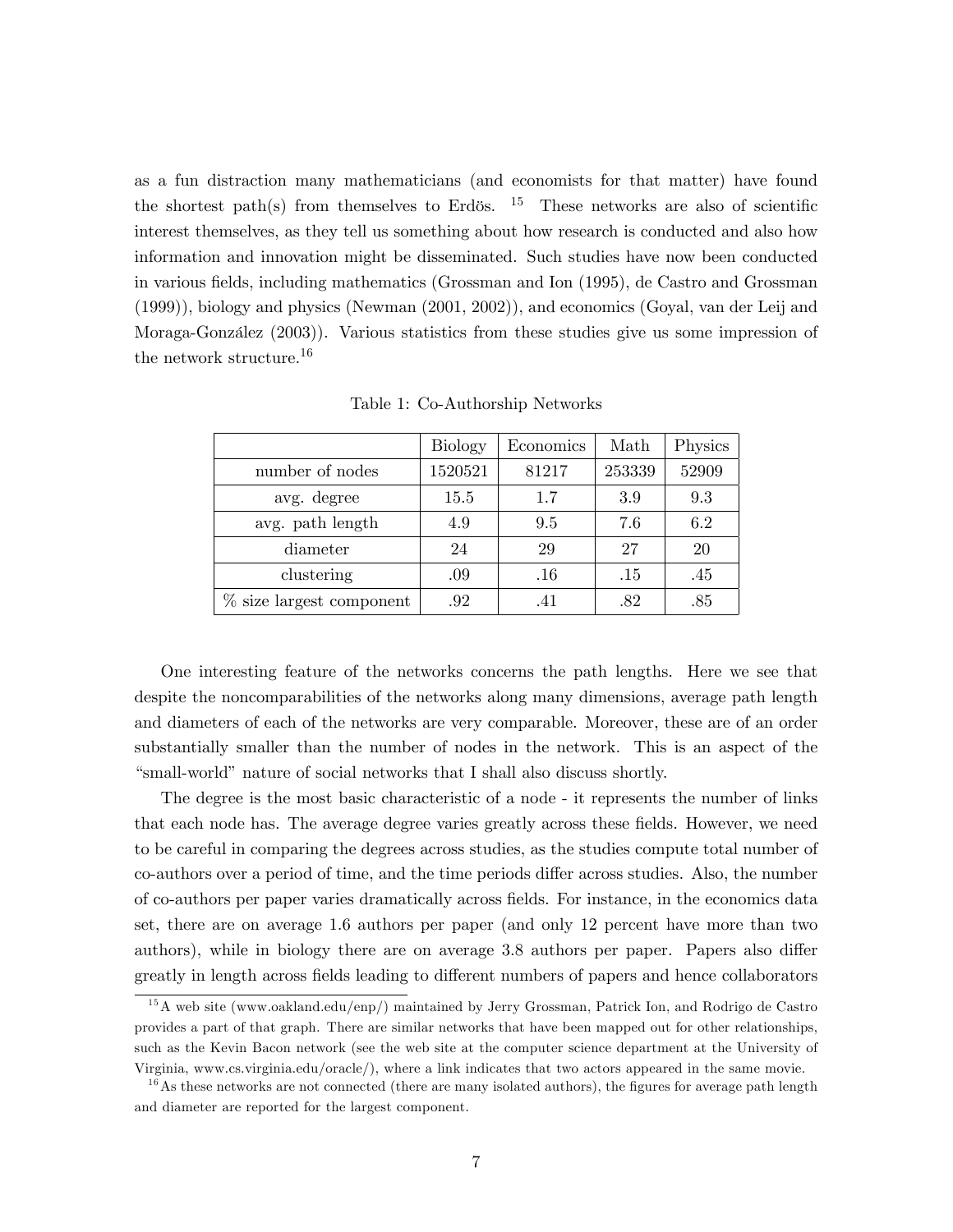as a fun distraction many mathematicians (and economists for that matter) have found the shortest path(s) from themselves to Erdös. [15] These networks are also of scientific interest themselves, as they tell us something about how research is conducted and also how information and innovation might be disseminated. Such studies have now been conducted in various fields, including mathematics (Grossman and Ion (1995), de Castro and Grossman (1999)), biology and physics (Newman (2001, 2002)), and economics (Goyal, van der Leij and Moraga-González (2003)). Various statistics from these studies give us some impression of the network structure.[16]

Table 1: Co-Authorship Networks

| | Biology | Economics | Math | Physics |
|---|---|---|---|---|
| number of nodes | 1520521 | 81217 | 253339 | 52909 |
| avg. degree | 15.5 | 1.7 | 3.9 | 9.3 |
| avg. path length | 4.9 | 9.5 | 7.6 | 6.2 |
| diameter | 24 | 29 | 27 | 20 |
| clustering | .09 | .16 | .15 | .45 |
| % size largest component | .92 | .41 | .82 | .85 |

One interesting feature of the networks concerns the path lengths. Here we see that despite the noncomparabilities of the networks along many dimensions, average path length and diameters of each of the networks are very comparable. Moreover, these are of an order substantially smaller than the number of nodes in the network. This is an aspect of the "small-world" nature of social networks that I shall also discuss shortly.

The degree is the most basic characteristic of a node - it represents the number of links that each node has. The average degree varies greatly across these fields. However, we need to be careful in comparing the degrees across studies, as the studies compute total number of co-authors over a period of time, and the time periods differ across studies. Also, the number of co-authors per paper varies dramatically across fields. For instance, in the economics data set, there are on average 1.6 authors per paper (and only 12 percent have more than two authors), while in biology there are on average 3.8 authors per paper. Papers also differ greatly in length across fields leading to different numbers of papers and hence collaborators

[15] A web site (www.oakland.edu/enp/) maintained by Jerry Grossman, Patrick Ion, and Rodrigo de Castro provides a part of that graph. There are similar networks that have been mapped out for other relationships, such as the Kevin Bacon network (see the web site at the computer science department at the University of Virginia, www.cs.virginia.edu/oracle/), where a link indicates that two actors appeared in the same movie.

[16] As these networks are not connected (there are many isolated authors), the figures for average path length and diameter are reported for the largest component.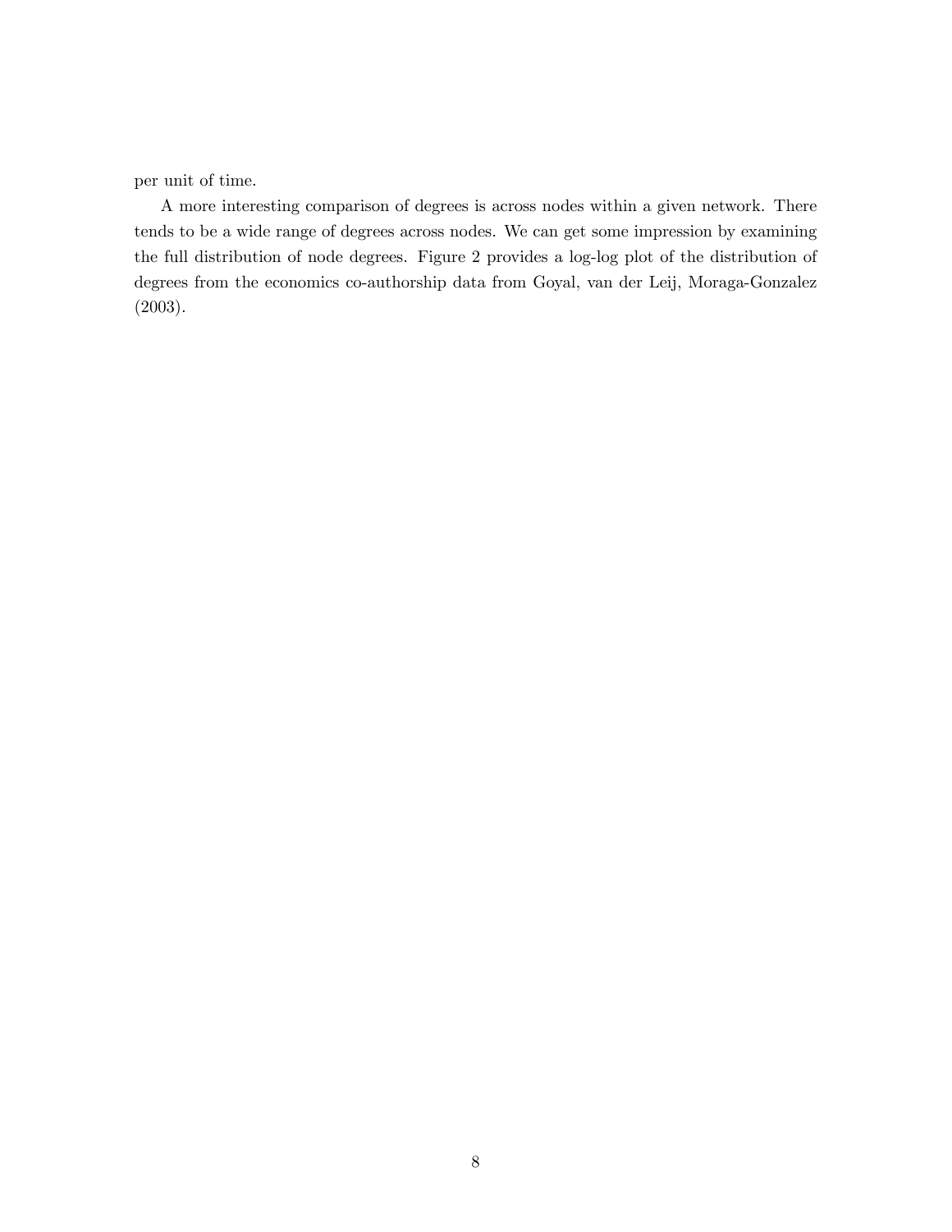per unit of time.

A more interesting comparison of degrees is across nodes within a given network. There tends to be a wide range of degrees across nodes. We can get some impression by examining the full distribution of node degrees. Figure 2 provides a log-log plot of the distribution of degrees from the economics co-authorship data from Goyal, van der Leij, Moraga-Gonzalez (2003).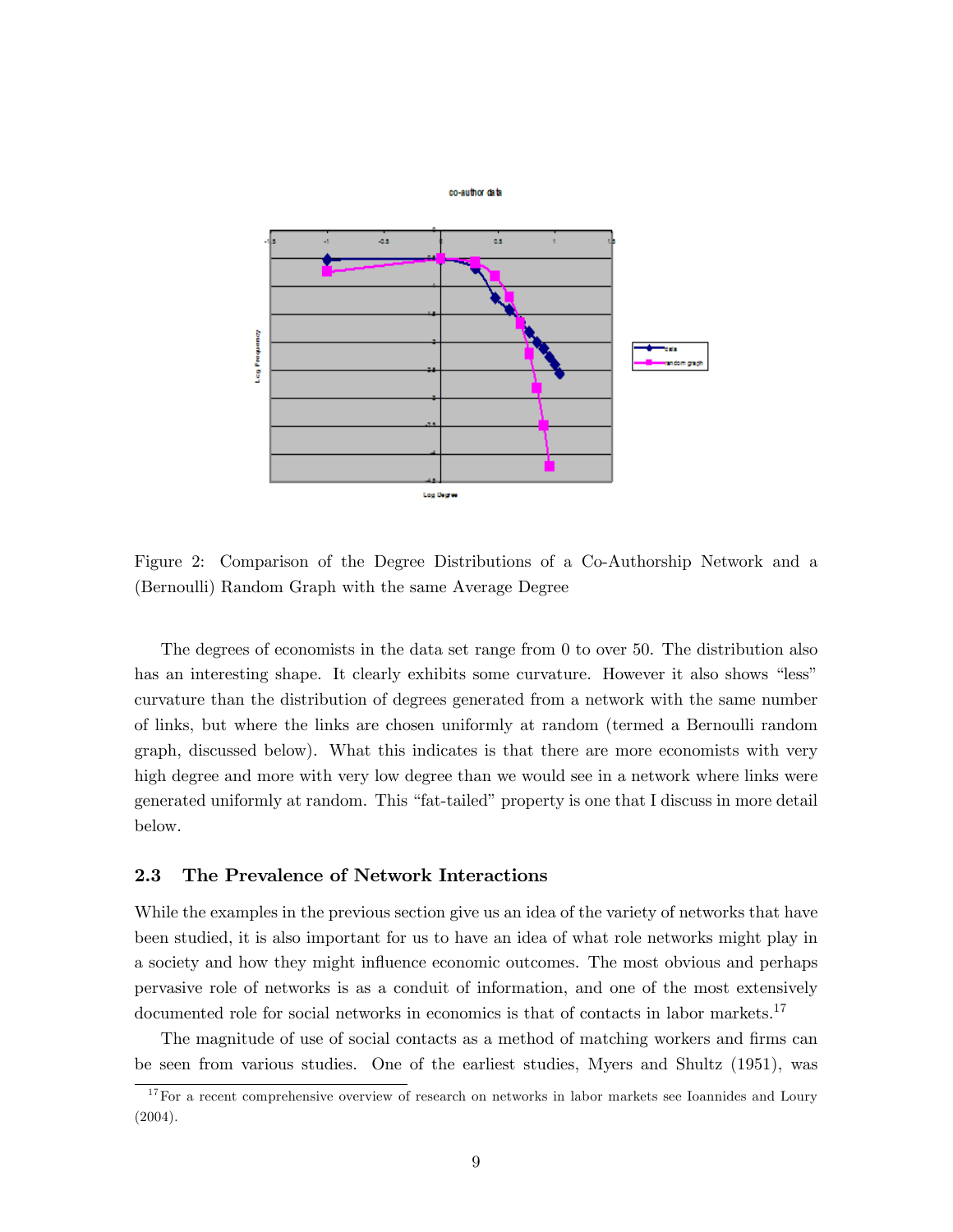Figure 2: Comparison of the Degree Distributions of a Co-Authorship Network and a (Bernoulli) Random Graph with the same Average Degree

The degrees of economists in the data set range from 0 to over 50. The distribution also has an interesting shape. It clearly exhibits some curvature. However it also shows "less" curvature than the distribution of degrees generated from a network with the same number of links, but where the links are chosen uniformly at random (termed a Bernoulli random graph, discussed below). What this indicates is that there are more economists with very high degree and more with very low degree than we would see in a network where links were generated uniformly at random. This "fat-tailed" property is one that I discuss in more detail below.

### 2.3 The Prevalence of Network Interactions

While the examples in the previous section give us an idea of the variety of networks that have been studied, it is also important for us to have an idea of what role networks might play in a society and how they might influence economic outcomes. The most obvious and perhaps pervasive role of networks is as a conduit of information, and one of the most extensively documented role for social networks in economics is that of contacts in labor markets.[17]

The magnitude of use of social contacts as a method of matching workers and firms can be seen from various studies. One of the earliest studies, Myers and Shultz (1951), was

[17] For a recent comprehensive overview of research on networks in labor markets see Ioannides and Loury (2004).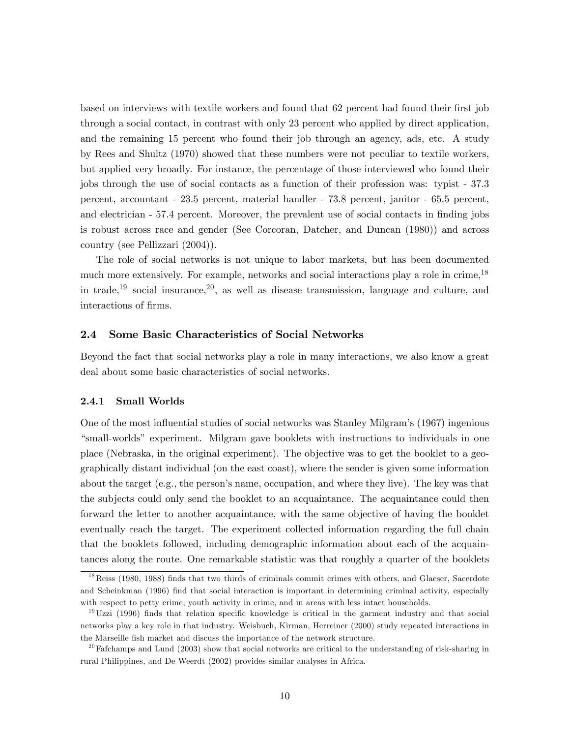based on interviews with textile workers and found that 62 percent had found their first job through a social contact, in contrast with only 23 percent who applied by direct application, and the remaining 15 percent who found their job through an agency, ads, etc. A study by Rees and Shultz (1970) showed that these numbers were not peculiar to textile workers, but applied very broadly. For instance, the percentage of those interviewed who found their jobs through the use of social contacts as a function of their profession was: typist - 37.3 percent, accountant - 23.5 percent, material handler - 73.8 percent, janitor - 65.5 percent, and electrician - 57.4 percent. Moreover, the prevalent use of social contacts in finding jobs is robust across race and gender (See Corcoran, Datcher, and Duncan (1980)) and across country (see Pellizzari (2004)).

The role of social networks is not unique to labor markets, but has been documented much more extensively. For example, networks and social interactions play a role in crime,[18] in trade,[19] social insurance,[20], as well as disease transmission, language and culture, and interactions of firms.

### 2.4 Some Basic Characteristics of Social Networks

Beyond the fact that social networks play a role in many interactions, we also know a great deal about some basic characteristics of social networks.

#### 2.4.1 Small Worlds

One of the most influential studies of social networks was Stanley Milgram's (1967) ingenious "small-worlds" experiment. Milgram gave booklets with instructions to individuals in one place (Nebraska, in the original experiment). The objective was to get the booklet to a geographically distant individual (on the east coast), where the sender is given some information about the target (e.g., the person's name, occupation, and where they live). The key was that the subjects could only send the booklet to an acquaintance. The acquaintance could then forward the letter to another acquaintance, with the same objective of having the booklet eventually reach the target. The experiment collected information regarding the full chain that the booklets followed, including demographic information about each of the acquaintances along the route. One remarkable statistic was that roughly a quarter of the booklets

[18] Reiss (1980, 1988) finds that two thirds of criminals commit crimes with others, and Glaeser, Sacerdote and Scheinkman (1996) find that social interaction is important in determining criminal activity, especially with respect to petty crime, youth activity in crime, and in areas with less intact households.

[19] Uzzi (1996) finds that relation specific knowledge is critical in the garment industry and that social networks play a key role in that industry. Weisbuch, Kirman, Herreiner (2000) study repeated interactions in the Marseille fish market and discuss the importance of the network structure.

[20] Fafchamps and Lund (2003) show that social networks are critical to the understanding of risk-sharing in rural Philippines, and De Weerdt (2002) provides similar analyses in Africa.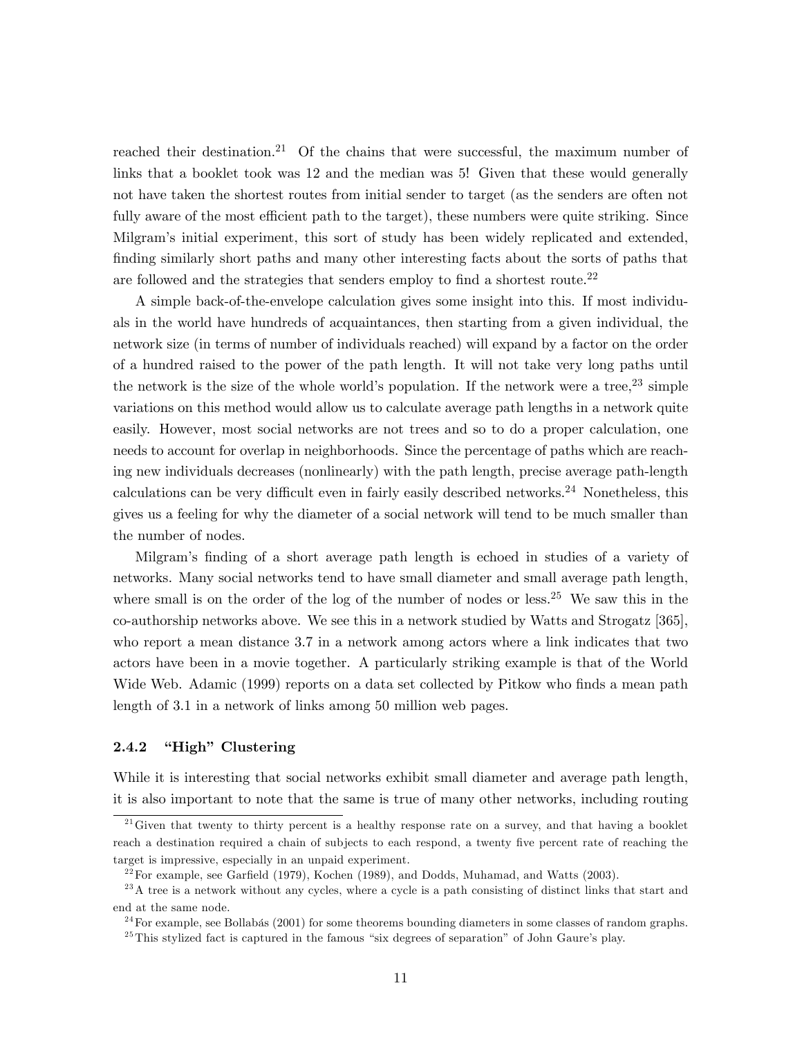reached their destination.[21] Of the chains that were successful, the maximum number of links that a booklet took was 12 and the median was 5! Given that these would generally not have taken the shortest routes from initial sender to target (as the senders are often not fully aware of the most efficient path to the target), these numbers were quite striking. Since Milgram's initial experiment, this sort of study has been widely replicated and extended, finding similarly short paths and many other interesting facts about the sorts of paths that are followed and the strategies that senders employ to find a shortest route.[22]

A simple back-of-the-envelope calculation gives some insight into this. If most individuals in the world have hundreds of acquaintances, then starting from a given individual, the network size (in terms of number of individuals reached) will expand by a factor on the order of a hundred raised to the power of the path length. It will not take very long paths until the network is the size of the whole world's population. If the network were a tree,[23] simple variations on this method would allow us to calculate average path lengths in a network quite easily. However, most social networks are not trees and so to do a proper calculation, one needs to account for overlap in neighborhoods. Since the percentage of paths which are reaching new individuals decreases (nonlinearly) with the path length, precise average path-length calculations can be very difficult even in fairly easily described networks.[24] Nonetheless, this gives us a feeling for why the diameter of a social network will tend to be much smaller than the number of nodes.

Milgram's finding of a short average path length is echoed in studies of a variety of networks. Many social networks tend to have small diameter and small average path length, where small is on the order of the log of the number of nodes or less.[25] We saw this in the co-authorship networks above. We see this in a network studied by Watts and Strogatz [365], who report a mean distance 3.7 in a network among actors where a link indicates that two actors have been in a movie together. A particularly striking example is that of the World Wide Web. Adamic (1999) reports on a data set collected by Pitkow who finds a mean path length of 3.1 in a network of links among 50 million web pages.

### 2.4.2 "High" Clustering

While it is interesting that social networks exhibit small diameter and average path length, it is also important to note that the same is true of many other networks, including routing

[21] Given that twenty to thirty percent is a healthy response rate on a survey, and that having a booklet reach a destination required a chain of subjects to each respond, a twenty five percent rate of reaching the target is impressive, especially in an unpaid experiment.

[22] For example, see Garfield (1979), Kochen (1989), and Dodds, Muhamad, and Watts (2003).

[23] A tree is a network without any cycles, where a cycle is a path consisting of distinct links that start and end at the same node.

[24] For example, see Bollabás (2001) for some theorems bounding diameters in some classes of random graphs.

[25] This stylized fact is captured in the famous "six degrees of separation" of John Gaure's play.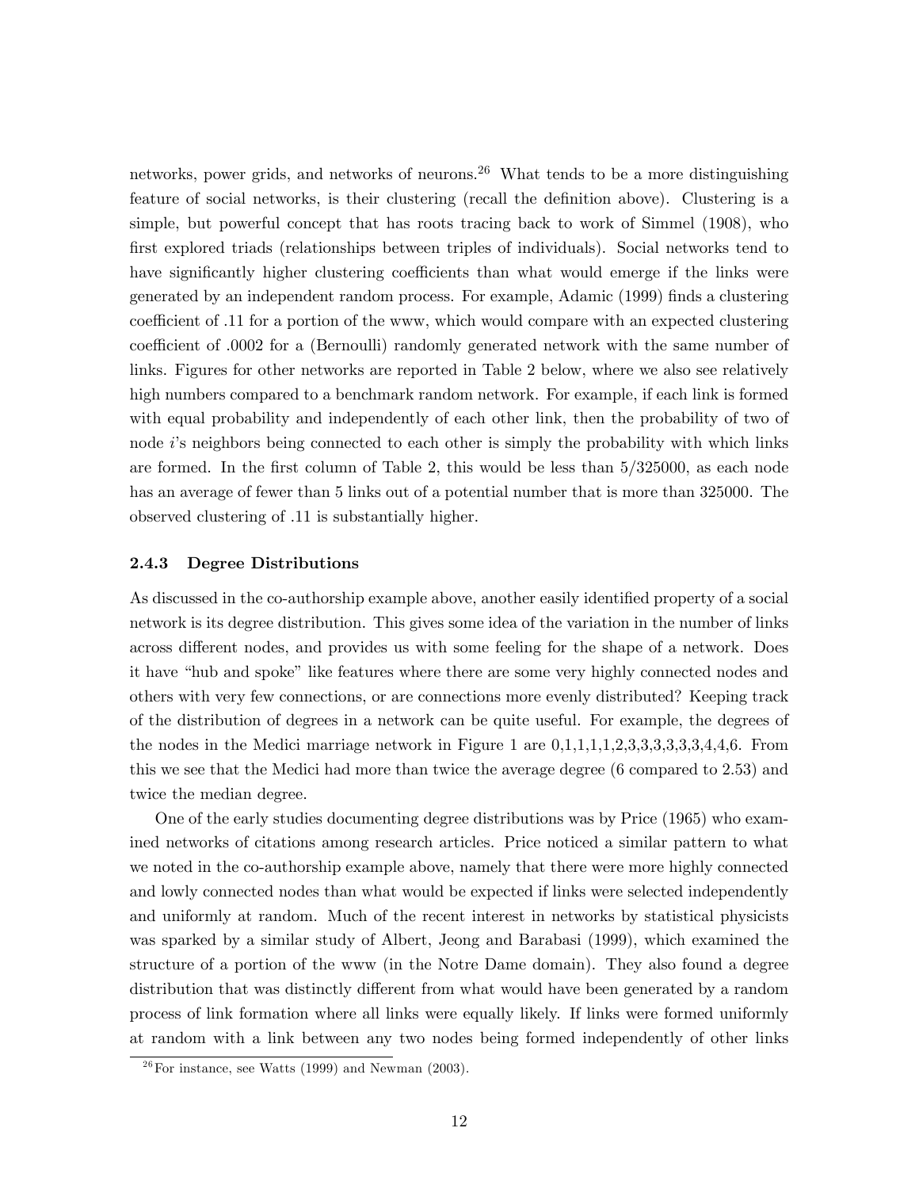networks, power grids, and networks of neurons.[26] What tends to be a more distinguishing feature of social networks, is their clustering (recall the definition above). Clustering is a simple, but powerful concept that has roots tracing back to work of Simmel (1908), who first explored triads (relationships between triples of individuals). Social networks tend to have significantly higher clustering coefficients than what would emerge if the links were generated by an independent random process. For example, Adamic (1999) finds a clustering coefficient of .11 for a portion of the www, which would compare with an expected clustering coefficient of .0002 for a (Bernoulli) randomly generated network with the same number of links. Figures for other networks are reported in Table 2 below, where we also see relatively high numbers compared to a benchmark random network. For example, if each link is formed with equal probability and independently of each other link, then the probability of two of node $i$'s neighbors being connected to each other is simply the probability with which links are formed. In the first column of Table 2, this would be less than 5/325000, as each node has an average of fewer than 5 links out of a potential number that is more than 325000. The observed clustering of .11 is substantially higher.

### 2.4.3 Degree Distributions

As discussed in the co-authorship example above, another easily identified property of a social network is its degree distribution. This gives some idea of the variation in the number of links across different nodes, and provides us with some feeling for the shape of a network. Does it have "hub and spoke" like features where there are some very highly connected nodes and others with very few connections, or are connections more evenly distributed? Keeping track of the distribution of degrees in a network can be quite useful. For example, the degrees of the nodes in the Medici marriage network in Figure 1 are 0,1,1,1,1,2,3,3,3,3,3,3,4,4,6. From this we see that the Medici had more than twice the average degree (6 compared to 2.53) and twice the median degree.

One of the early studies documenting degree distributions was by Price (1965) who examined networks of citations among research articles. Price noticed a similar pattern to what we noted in the co-authorship example above, namely that there were more highly connected and lowly connected nodes than what would be expected if links were selected independently and uniformly at random. Much of the recent interest in networks by statistical physicists was sparked by a similar study of Albert, Jeong and Barabasi (1999), which examined the structure of a portion of the www (in the Notre Dame domain). They also found a degree distribution that was distinctly different from what would have been generated by a random process of link formation where all links were equally likely. If links were formed uniformly at random with a link between any two nodes being formed independently of other links

[26] For instance, see Watts (1999) and Newman (2003).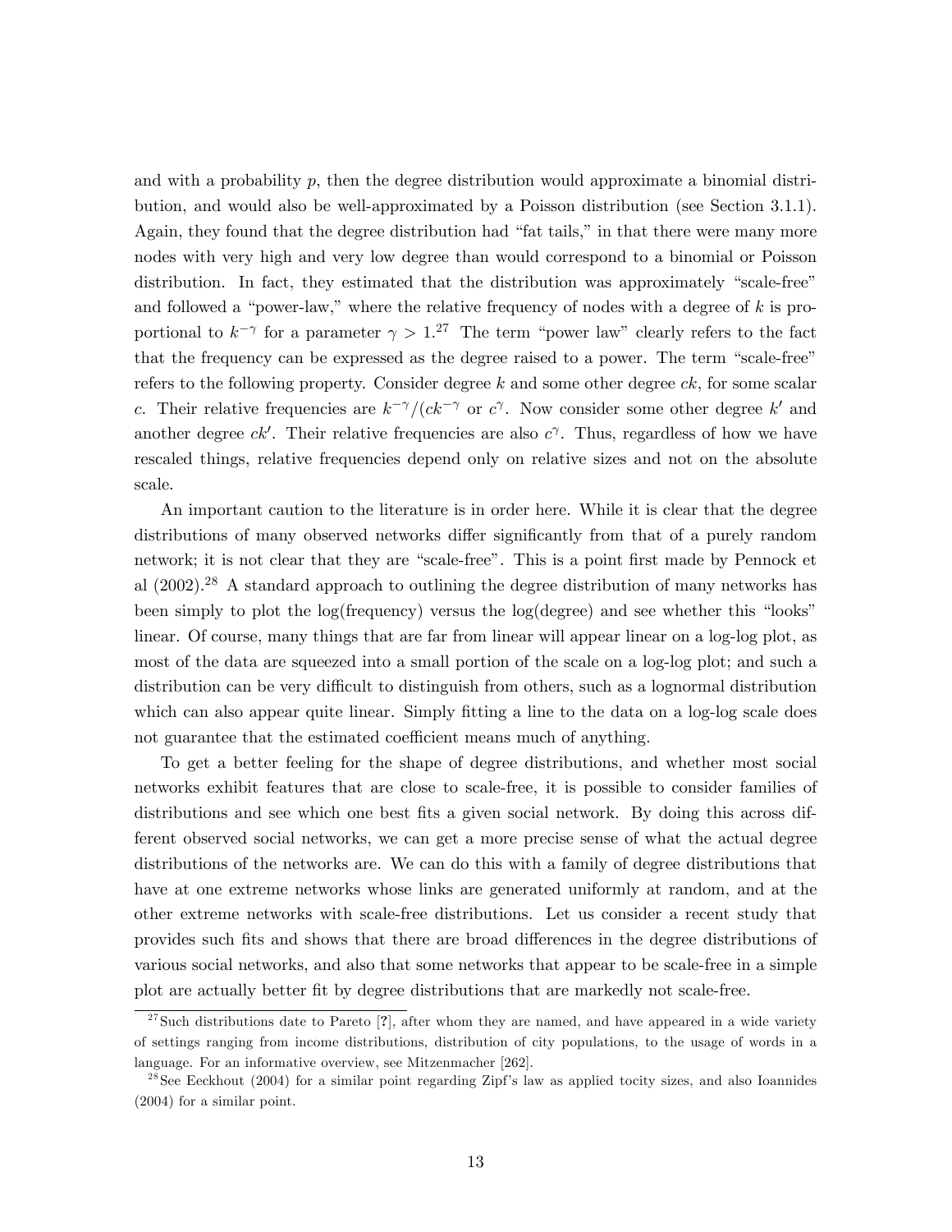and with a probability $p$, then the degree distribution would approximate a binomial distribution, and would also be well-approximated by a Poisson distribution (see Section 3.1.1). Again, they found that the degree distribution had "fat tails," in that there were many more nodes with very high and very low degree than would correspond to a binomial or Poisson distribution. In fact, they estimated that the distribution was approximately "scale-free" and followed a "power-law," where the relative frequency of nodes with a degree of $k$ is proportional to $k^{-\gamma}$ for a parameter $\gamma > 1$.[27] The term "power law" clearly refers to the fact that the frequency can be expressed as the degree raised to a power. The term "scale-free" refers to the following property. Consider degree $k$ and some other degree $ck$, for some scalar $c$. Their relative frequencies are $k^{-\gamma}/(ck^{-\gamma}$ or $c^{\gamma}$. Now consider some other degree $k'$ and another degree $ck'$. Their relative frequencies are also $c^{\gamma}$. Thus, regardless of how we have rescaled things, relative frequencies depend only on relative sizes and not on the absolute scale.

An important caution to the literature is in order here. While it is clear that the degree distributions of many observed networks differ significantly from that of a purely random network; it is not clear that they are "scale-free". This is a point first made by Pennock et al (2002).[28] A standard approach to outlining the degree distribution of many networks has been simply to plot the log(frequency) versus the log(degree) and see whether this "looks" linear. Of course, many things that are far from linear will appear linear on a log-log plot, as most of the data are squeezed into a small portion of the scale on a log-log plot; and such a distribution can be very difficult to distinguish from others, such as a lognormal distribution which can also appear quite linear. Simply fitting a line to the data on a log-log scale does not guarantee that the estimated coefficient means much of anything.

To get a better feeling for the shape of degree distributions, and whether most social networks exhibit features that are close to scale-free, it is possible to consider families of distributions and see which one best fits a given social network. By doing this across different observed social networks, we can get a more precise sense of what the actual degree distributions of the networks are. We can do this with a family of degree distributions that have at one extreme networks whose links are generated uniformly at random, and at the other extreme networks with scale-free distributions. Let us consider a recent study that provides such fits and shows that there are broad differences in the degree distributions of various social networks, and also that some networks that appear to be scale-free in a simple plot are actually better fit by degree distributions that are markedly not scale-free.

---

[27] Such distributions date to Pareto [?], after whom they are named, and have appeared in a wide variety of settings ranging from income distributions, distribution of city populations, to the usage of words in a language. For an informative overview, see Mitzenmacher [262].

[28] See Eeckhout (2004) for a similar point regarding Zipf's law as applied tocity sizes, and also Ioannides (2004) for a similar point.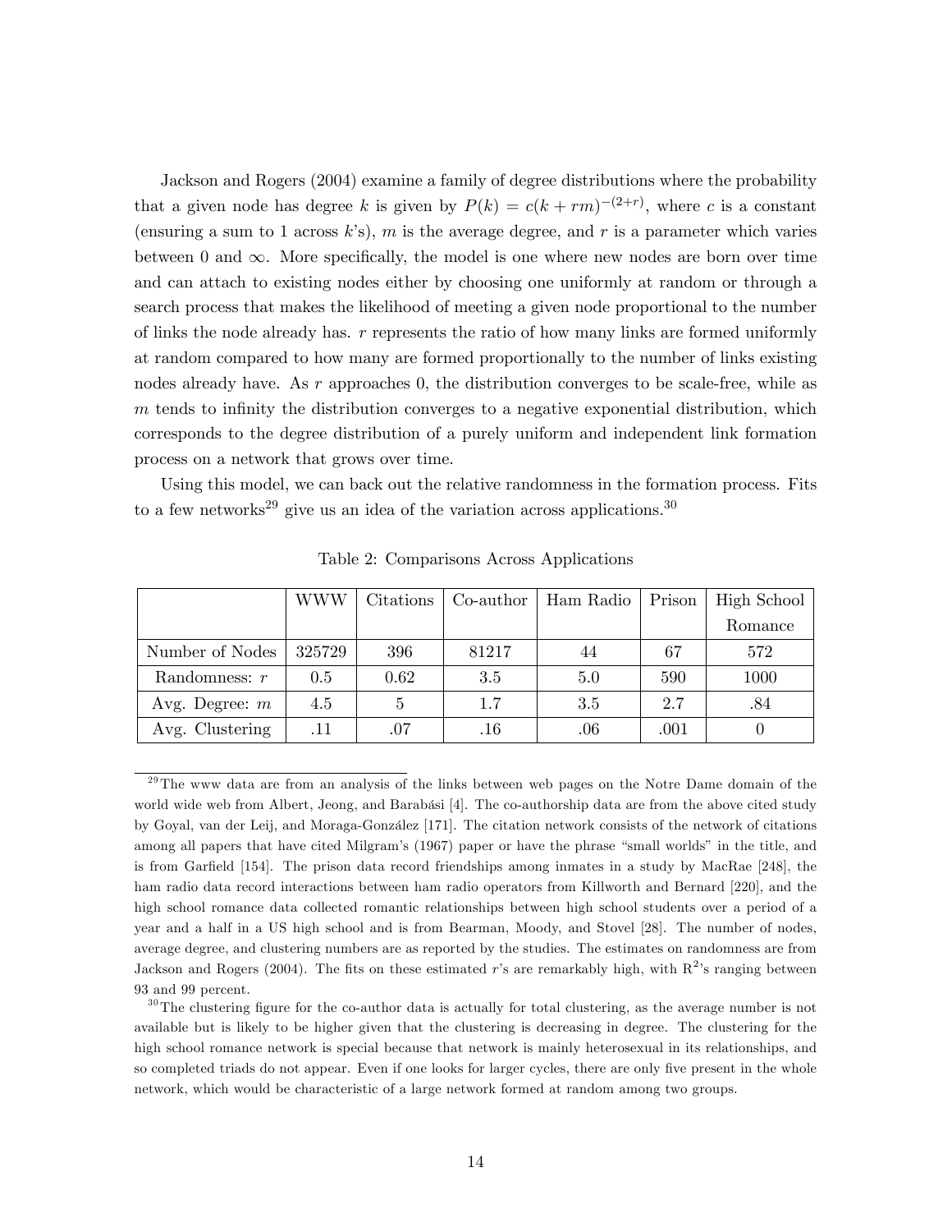Jackson and Rogers (2004) examine a family of degree distributions where the probability that a given node has degree $k$ is given by $P(k) = c(k + rm)^{-(2+r)}$, where $c$ is a constant (ensuring a sum to 1 across $k$'s), $m$ is the average degree, and $r$ is a parameter which varies between 0 and $\infty$. More specifically, the model is one where new nodes are born over time and can attach to existing nodes either by choosing one uniformly at random or through a search process that makes the likelihood of meeting a given node proportional to the number of links the node already has. $r$ represents the ratio of how many links are formed uniformly at random compared to how many are formed proportionally to the number of links existing nodes already have. As $r$ approaches 0, the distribution converges to be scale-free, while as $m$ tends to infinity the distribution converges to a negative exponential distribution, which corresponds to the degree distribution of a purely uniform and independent link formation process on a network that grows over time.

Using this model, we can back out the relative randomness in the formation process. Fits to a few networks[29] give us an idea of the variation across applications.[30]

Table 2: Comparisons Across Applications

| | WWW | Citations | Co-author | Ham Radio | Prison | High School Romance |
|---|---|---|---|---|---|---|
| Number of Nodes | 325729 | 396 | 81217 | 44 | 67 | 572 |
| Randomness: $r$ | 0.5 | 0.62 | 3.5 | 5.0 | 590 | 1000 |
| Avg. Degree: $m$ | 4.5 | 5 | 1.7 | 3.5 | 2.7 | .84 |
| Avg. Clustering | .11 | .07 | .16 | .06 | .001 | 0 |

[29] The www data are from an analysis of the links between web pages on the Notre Dame domain of the world wide web from Albert, Jeong, and Barabási [4]. The co-authorship data are from the above cited study by Goyal, van der Leij, and Moraga-González [171]. The citation network consists of the network of citations among all papers that have cited Milgram's (1967) paper or have the phrase "small worlds" in the title, and is from Garfield [154]. The prison data record friendships among inmates in a study by MacRae [248], the ham radio data record interactions between ham radio operators from Killworth and Bernard [220], and the high school romance data collected romantic relationships between high school students over a period of a year and a half in a US high school and is from Bearman, Moody, and Stovel [28]. The number of nodes, average degree, and clustering numbers are as reported by the studies. The estimates on randomness are from Jackson and Rogers (2004). The fits on these estimated $r$'s are remarkably high, with $R^2$'s ranging between 93 and 99 percent.

[30] The clustering figure for the co-author data is actually for total clustering, as the average number is not available but is likely to be higher given that the clustering is decreasing in degree. The clustering for the high school romance network is special because that network is mainly heterosexual in its relationships, and so completed triads do not appear. Even if one looks for larger cycles, there are only five present in the whole network, which would be characteristic of a large network formed at random among two groups.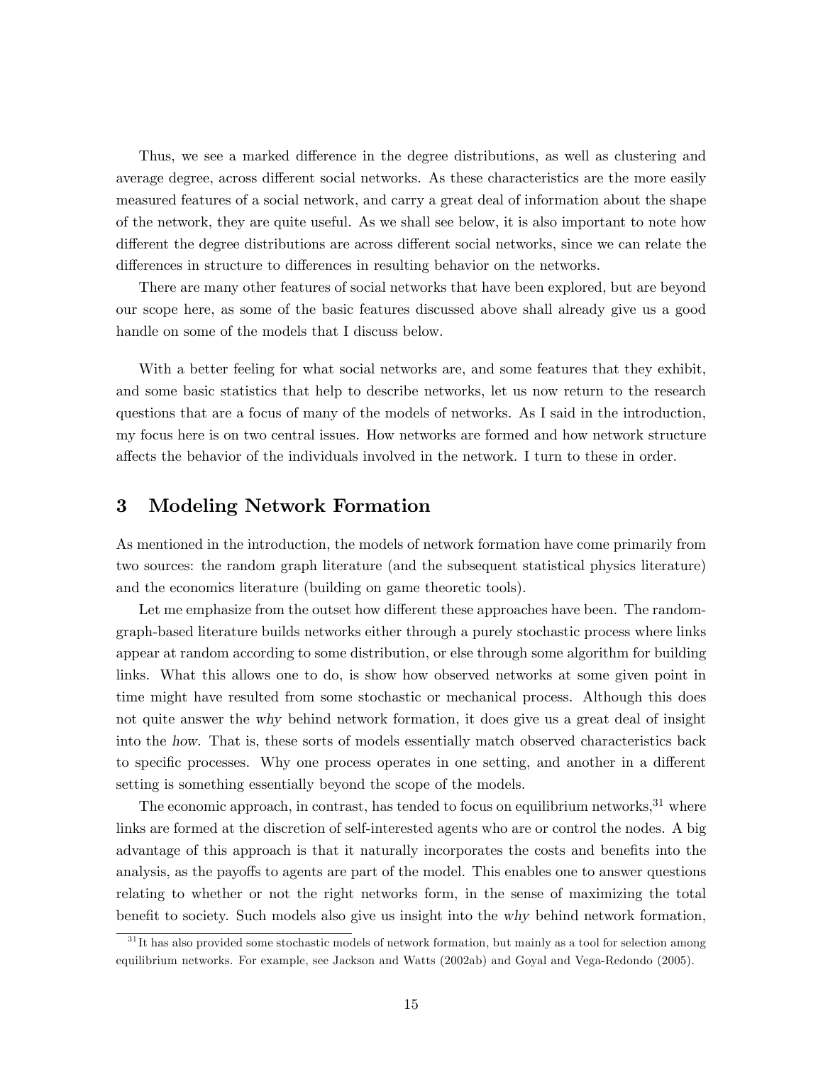Thus, we see a marked difference in the degree distributions, as well as clustering and average degree, across different social networks. As these characteristics are the more easily measured features of a social network, and carry a great deal of information about the shape of the network, they are quite useful. As we shall see below, it is also important to note how different the degree distributions are across different social networks, since we can relate the differences in structure to differences in resulting behavior on the networks.

There are many other features of social networks that have been explored, but are beyond our scope here, as some of the basic features discussed above shall already give us a good handle on some of the models that I discuss below.

With a better feeling for what social networks are, and some features that they exhibit, and some basic statistics that help to describe networks, let us now return to the research questions that are a focus of many of the models of networks. As I said in the introduction, my focus here is on two central issues. How networks are formed and how network structure affects the behavior of the individuals involved in the network. I turn to these in order.

## 3 Modeling Network Formation

As mentioned in the introduction, the models of network formation have come primarily from two sources: the random graph literature (and the subsequent statistical physics literature) and the economics literature (building on game theoretic tools).

Let me emphasize from the outset how different these approaches have been. The random-graph-based literature builds networks either through a purely stochastic process where links appear at random according to some distribution, or else through some algorithm for building links. What this allows one to do, is show how observed networks at some given point in time might have resulted from some stochastic or mechanical process. Although this does not quite answer the *why* behind network formation, it does give us a great deal of insight into the *how*. That is, these sorts of models essentially match observed characteristics back to specific processes. Why one process operates in one setting, and another in a different setting is something essentially beyond the scope of the models.

The economic approach, in contrast, has tended to focus on equilibrium networks,[31] where links are formed at the discretion of self-interested agents who are or control the nodes. A big advantage of this approach is that it naturally incorporates the costs and benefits into the analysis, as the payoffs to agents are part of the model. This enables one to answer questions relating to whether or not the right networks form, in the sense of maximizing the total benefit to society. Such models also give us insight into the *why* behind network formation,

[31] It has also provided some stochastic models of network formation, but mainly as a tool for selection among equilibrium networks. For example, see Jackson and Watts (2002ab) and Goyal and Vega-Redondo (2005).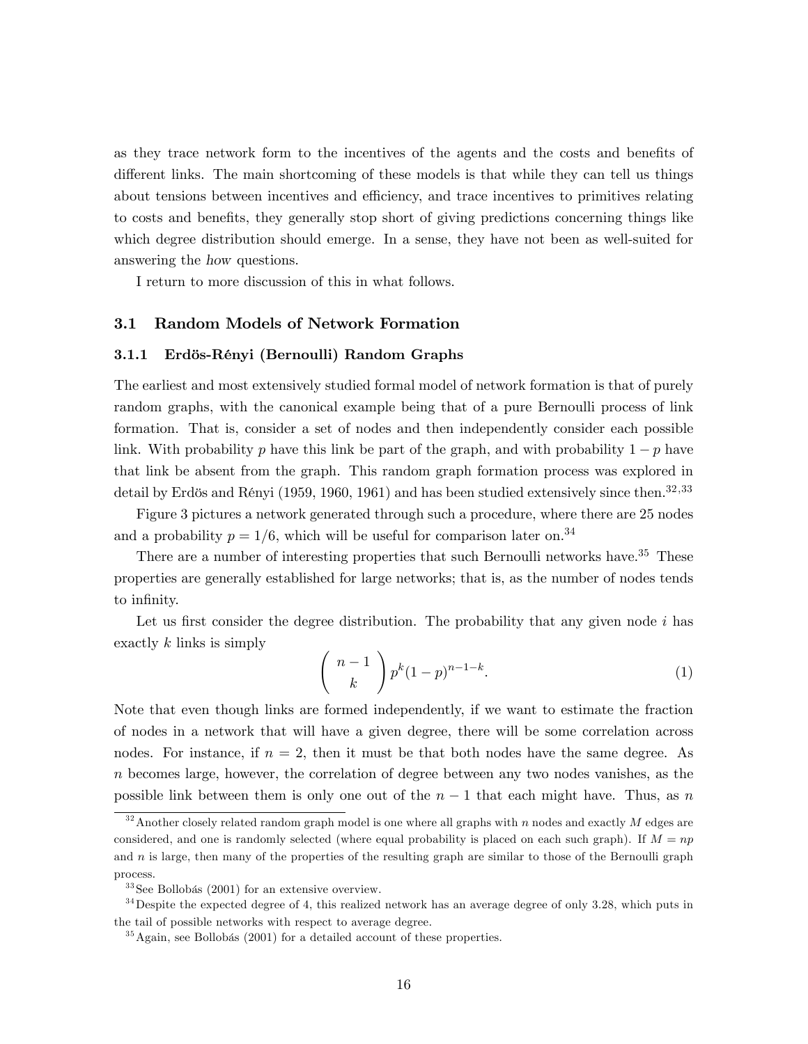as they trace network form to the incentives of the agents and the costs and benefits of different links. The main shortcoming of these models is that while they can tell us things about tensions between incentives and efficiency, and trace incentives to primitives relating to costs and benefits, they generally stop short of giving predictions concerning things like which degree distribution should emerge. In a sense, they have not been as well-suited for answering the *how* questions.

I return to more discussion of this in what follows.

## 3.1 Random Models of Network Formation

### 3.1.1 Erdös-Rényi (Bernoulli) Random Graphs

The earliest and most extensively studied formal model of network formation is that of purely random graphs, with the canonical example being that of a pure Bernoulli process of link formation. That is, consider a set of nodes and then independently consider each possible link. With probability $p$ have this link be part of the graph, and with probability $1-p$ have that link be absent from the graph. This random graph formation process was explored in detail by Erdös and Rényi (1959, 1960, 1961) and has been studied extensively since then.[32,33]

Figure 3 pictures a network generated through such a procedure, where there are 25 nodes and a probability $p = 1/6$, which will be useful for comparison later on.[34]

There are a number of interesting properties that such Bernoulli networks have.[35] These properties are generally established for large networks; that is, as the number of nodes tends to infinity.

Let us first consider the degree distribution. The probability that any given node $i$ has exactly $k$ links is simply

$$\binom{n-1}{k} p^k (1-p)^{n-1-k}. \tag{1}$$

Note that even though links are formed independently, if we want to estimate the fraction of nodes in a network that will have a given degree, there will be some correlation across nodes. For instance, if $n = 2$, then it must be that both nodes have the same degree. As $n$ becomes large, however, the correlation of degree between any two nodes vanishes, as the possible link between them is only one out of the $n-1$ that each might have. Thus, as $n$

[32] Another closely related random graph model is one where all graphs with $n$ nodes and exactly $M$ edges are considered, and one is randomly selected (where equal probability is placed on each such graph). If $M = np$ and $n$ is large, then many of the properties of the resulting graph are similar to those of the Bernoulli graph process.

[33] See Bollobás (2001) for an extensive overview.

[34] Despite the expected degree of 4, this realized network has an average degree of only 3.28, which puts in the tail of possible networks with respect to average degree.

[35] Again, see Bollobás (2001) for a detailed account of these properties.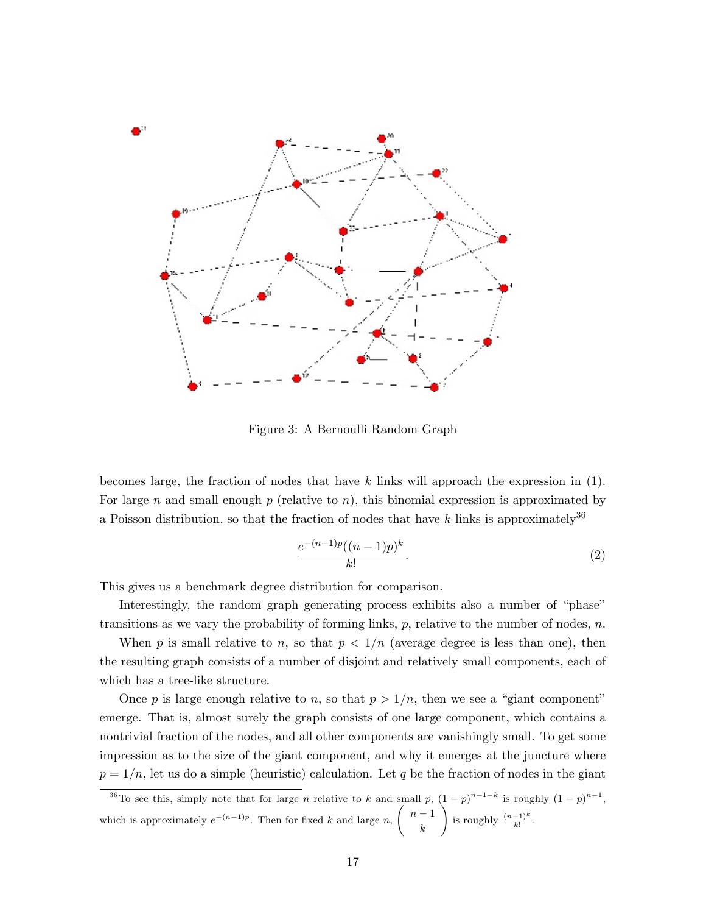Figure 3: A Bernoulli Random Graph

becomes large, the fraction of nodes that have $k$ links will approach the expression in (1). For large $n$ and small enough $p$ (relative to $n$), this binomial expression is approximated by a Poisson distribution, so that the fraction of nodes that have $k$ links is approximately[36]

$$\frac{e^{-(n-1)p}((n-1)p)^k}{k!}. \tag{2}$$

This gives us a benchmark degree distribution for comparison.

Interestingly, the random graph generating process exhibits also a number of "phase" transitions as we vary the probability of forming links, $p$, relative to the number of nodes, $n$.

When $p$ is small relative to $n$, so that $p < 1/n$ (average degree is less than one), then the resulting graph consists of a number of disjoint and relatively small components, each of which has a tree-like structure.

Once $p$ is large enough relative to $n$, so that $p > 1/n$, then we see a "giant component" emerge. That is, almost surely the graph consists of one large component, which contains a nontrivial fraction of the nodes, and all other components are vanishingly small. To get some impression as to the size of the giant component, and why it emerges at the juncture where $p = 1/n$, let us do a simple (heuristic) calculation. Let $q$ be the fraction of nodes in the giant

[36] To see this, simply note that for large $n$ relative to $k$ and small $p$, $(1-p)^{n-1-k}$ is roughly $(1-p)^{n-1}$, which is approximately $e^{-(n-1)p}$. Then for fixed $k$ and large $n$, $\binom{n-1}{k}$ is roughly $\frac{(n-1)^k}{k!}$.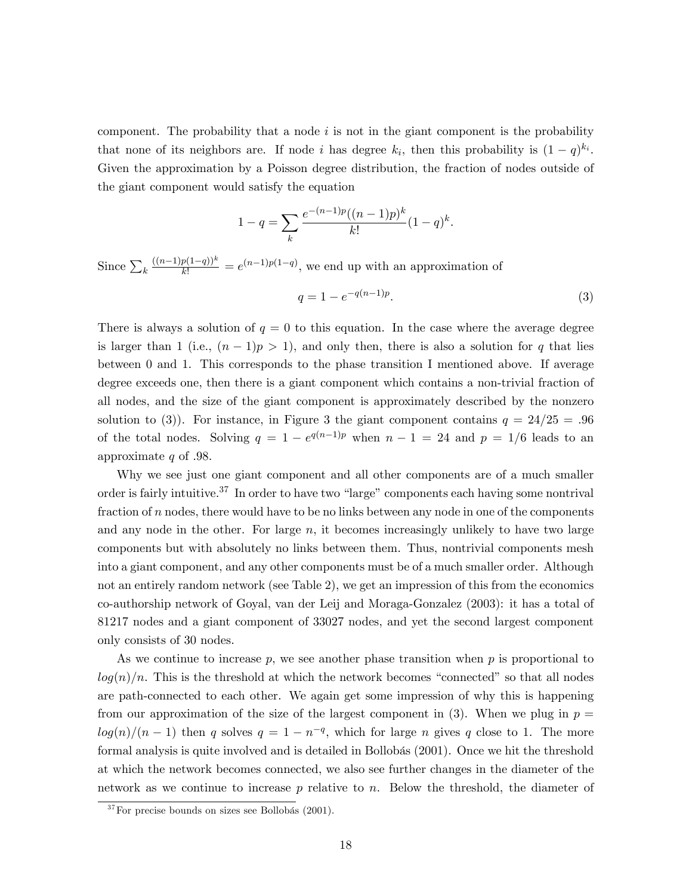component. The probability that a node $i$ is not in the giant component is the probability that none of its neighbors are. If node $i$ has degree $k_i$, then this probability is $(1-q)^{k_i}$. Given the approximation by a Poisson degree distribution, the fraction of nodes outside of the giant component would satisfy the equation

$$1-q = \sum_k \frac{e^{-(n-1)p}((n-1)p)^k}{k!}(1-q)^k.$$

Since $\sum_k \frac{((n-1)p(1-q))^k}{k!} = e^{(n-1)p(1-q)}$, we end up with an approximation of

$$q = 1 - e^{-q(n-1)p}. \tag{3}$$

There is always a solution of $q = 0$ to this equation. In the case where the average degree is larger than 1 (i.e., $(n-1)p > 1$), and only then, there is also a solution for $q$ that lies between 0 and 1. This corresponds to the phase transition I mentioned above. If average degree exceeds one, then there is a giant component which contains a non-trivial fraction of all nodes, and the size of the giant component is approximately described by the nonzero solution to (3)). For instance, in Figure 3 the giant component contains $q = 24/25 = .96$ of the total nodes. Solving $q = 1 - e^{q(n-1)p}$ when $n-1 = 24$ and $p = 1/6$ leads to an approximate $q$ of .98.

Why we see just one giant component and all other components are of a much smaller order is fairly intuitive.[37] In order to have two "large" components each having some nontrival fraction of $n$ nodes, there would have to be no links between any node in one of the components and any node in the other. For large $n$, it becomes increasingly unlikely to have two large components but with absolutely no links between them. Thus, nontrivial components mesh into a giant component, and any other components must be of a much smaller order. Although not an entirely random network (see Table 2), we get an impression of this from the economics co-authorship network of Goyal, van der Leij and Moraga-Gonzalez (2003): it has a total of 81217 nodes and a giant component of 33027 nodes, and yet the second largest component only consists of 30 nodes.

As we continue to increase $p$, we see another phase transition when $p$ is proportional to $log(n)/n$. This is the threshold at which the network becomes "connected" so that all nodes are path-connected to each other. We again get some impression of why this is happening from our approximation of the size of the largest component in (3). When we plug in $p = log(n)/(n-1)$ then $q$ solves $q = 1 - n^{-q}$, which for large $n$ gives $q$ close to 1. The more formal analysis is quite involved and is detailed in Bollobás (2001). Once we hit the threshold at which the network becomes connected, we also see further changes in the diameter of the network as we continue to increase $p$ relative to $n$. Below the threshold, the diameter of

[37] For precise bounds on sizes see Bollobás (2001).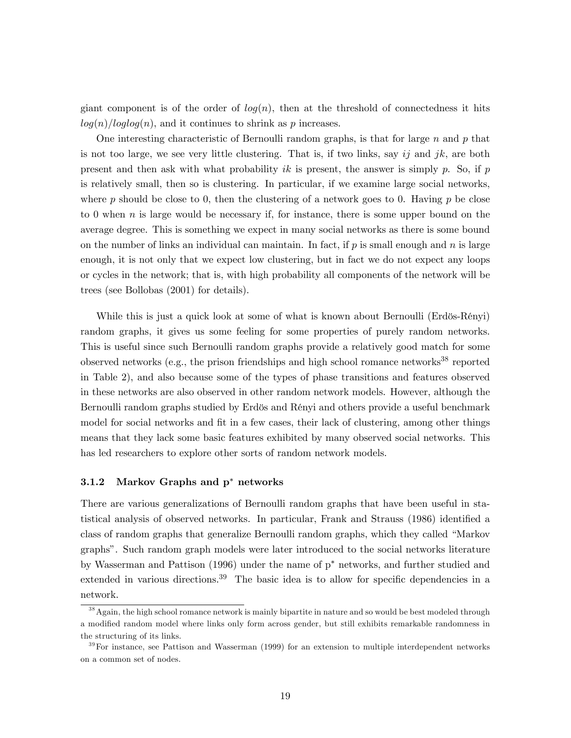giant component is of the order of $log(n)$, then at the threshold of connectedness it hits $log(n)/loglog(n)$, and it continues to shrink as $p$ increases.

One interesting characteristic of Bernoulli random graphs, is that for large $n$ and $p$ that is not too large, we see very little clustering. That is, if two links, say $ij$ and $jk$, are both present and then ask with what probability $ik$ is present, the answer is simply $p$. So, if $p$ is relatively small, then so is clustering. In particular, if we examine large social networks, where $p$ should be close to 0, then the clustering of a network goes to 0. Having $p$ be close to 0 when $n$ is large would be necessary if, for instance, there is some upper bound on the average degree. This is something we expect in many social networks as there is some bound on the number of links an individual can maintain. In fact, if $p$ is small enough and $n$ is large enough, it is not only that we expect low clustering, but in fact we do not expect any loops or cycles in the network; that is, with high probability all components of the network will be trees (see Bollobas (2001) for details).

While this is just a quick look at some of what is known about Bernoulli (Erdös-Rényi) random graphs, it gives us some feeling for some properties of purely random networks. This is useful since such Bernoulli random graphs provide a relatively good match for some observed networks (e.g., the prison friendships and high school romance networks[38] reported in Table 2), and also because some of the types of phase transitions and features observed in these networks are also observed in other random network models. However, although the Bernoulli random graphs studied by Erdös and Rényi and others provide a useful benchmark model for social networks and fit in a few cases, their lack of clustering, among other things means that they lack some basic features exhibited by many observed social networks. This has led researchers to explore other sorts of random network models.

### 3.1.2 Markov Graphs and p* networks

There are various generalizations of Bernoulli random graphs that have been useful in statistical analysis of observed networks. In particular, Frank and Strauss (1986) identified a class of random graphs that generalize Bernoulli random graphs, which they called "Markov graphs". Such random graph models were later introduced to the social networks literature by Wasserman and Pattison (1996) under the name of p* networks, and further studied and extended in various directions.[39] The basic idea is to allow for specific dependencies in a network.

[38] Again, the high school romance network is mainly bipartite in nature and so would be best modeled through a modified random model where links only form across gender, but still exhibits remarkable randomness in the structuring of its links.

[39] For instance, see Pattison and Wasserman (1999) for an extension to multiple interdependent networks on a common set of nodes.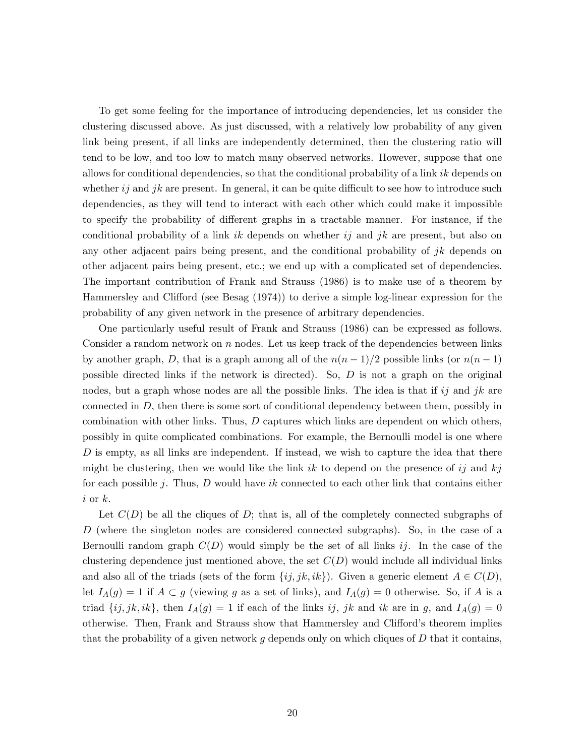To get some feeling for the importance of introducing dependencies, let us consider the clustering discussed above. As just discussed, with a relatively low probability of any given link being present, if all links are independently determined, then the clustering ratio will tend to be low, and too low to match many observed networks. However, suppose that one allows for conditional dependencies, so that the conditional probability of a link $ik$ depends on whether $ij$ and $jk$ are present. In general, it can be quite difficult to see how to introduce such dependencies, as they will tend to interact with each other which could make it impossible to specify the probability of different graphs in a tractable manner. For instance, if the conditional probability of a link $ik$ depends on whether $ij$ and $jk$ are present, but also on any other adjacent pairs being present, and the conditional probability of $jk$ depends on other adjacent pairs being present, etc.; we end up with a complicated set of dependencies. The important contribution of Frank and Strauss (1986) is to make use of a theorem by Hammersley and Clifford (see Besag (1974)) to derive a simple log-linear expression for the probability of any given network in the presence of arbitrary dependencies.

One particularly useful result of Frank and Strauss (1986) can be expressed as follows. Consider a random network on $n$ nodes. Let us keep track of the dependencies between links by another graph, $D$, that is a graph among all of the $n(n-1)/2$ possible links (or $n(n-1)$ possible directed links if the network is directed). So, $D$ is not a graph on the original nodes, but a graph whose nodes are all the possible links. The idea is that if $ij$ and $jk$ are connected in $D$, then there is some sort of conditional dependency between them, possibly in combination with other links. Thus, $D$ captures which links are dependent on which others, possibly in quite complicated combinations. For example, the Bernoulli model is one where $D$ is empty, as all links are independent. If instead, we wish to capture the idea that there might be clustering, then we would like the link $ik$ to depend on the presence of $ij$ and $kj$ for each possible $j$. Thus, $D$ would have $ik$ connected to each other link that contains either $i$ or $k$.

Let $C(D)$ be all the cliques of $D$; that is, all of the completely connected subgraphs of $D$ (where the singleton nodes are considered connected subgraphs). So, in the case of a Bernoulli random graph $C(D)$ would simply be the set of all links $ij$. In the case of the clustering dependence just mentioned above, the set $C(D)$ would include all individual links and also all of the triads (sets of the form $\{ij, jk, ik\}$). Given a generic element $A \in C(D)$, let $I_A(g) = 1$ if $A \subset g$ (viewing $g$ as a set of links), and $I_A(g) = 0$ otherwise. So, if $A$ is a triad $\{ij, jk, ik\}$, then $I_A(g) = 1$ if each of the links $ij$, $jk$ and $ik$ are in $g$, and $I_A(g) = 0$ otherwise. Then, Frank and Strauss show that Hammersley and Clifford's theorem implies that the probability of a given network $g$ depends only on which cliques of $D$ that it contains,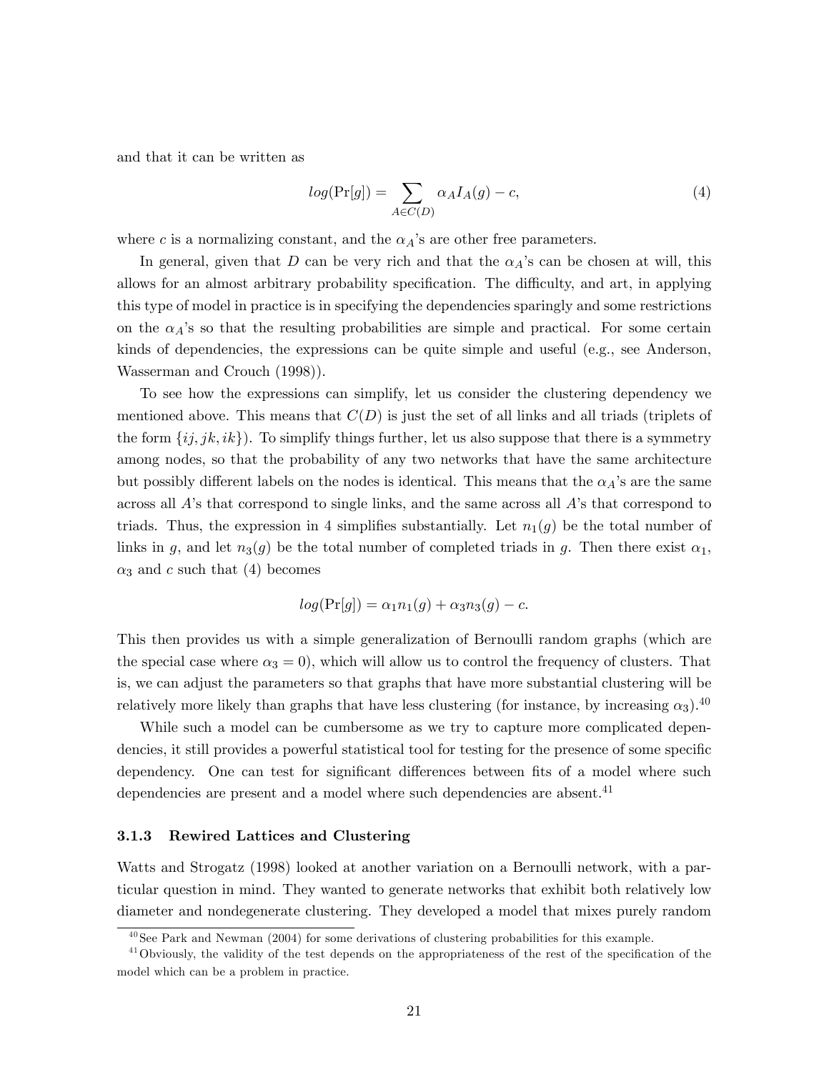and that it can be written as

$$log(\Pr[g]) = \sum_{A \in C(D)} \alpha_A I_A(g) - c, \tag{4}$$

where $c$ is a normalizing constant, and the $\alpha_A$'s are other free parameters.

In general, given that $D$ can be very rich and that the $\alpha_A$'s can be chosen at will, this allows for an almost arbitrary probability specification. The difficulty, and art, in applying this type of model in practice is in specifying the dependencies sparingly and some restrictions on the $\alpha_A$'s so that the resulting probabilities are simple and practical. For some certain kinds of dependencies, the expressions can be quite simple and useful (e.g., see Anderson, Wasserman and Crouch (1998)).

To see how the expressions can simplify, let us consider the clustering dependency we mentioned above. This means that $C(D)$ is just the set of all links and all triads (triplets of the form $\{ij, jk, ik\}$). To simplify things further, let us also suppose that there is a symmetry among nodes, so that the probability of any two networks that have the same architecture but possibly different labels on the nodes is identical. This means that the $\alpha_A$'s are the same across all $A$'s that correspond to single links, and the same across all $A$'s that correspond to triads. Thus, the expression in 4 simplifies substantially. Let $n_1(g)$ be the total number of links in $g$, and let $n_3(g)$ be the total number of completed triads in $g$. Then there exist $\alpha_1$, $\alpha_3$ and $c$ such that (4) becomes

$$log(\Pr[g]) = \alpha_1 n_1(g) + \alpha_3 n_3(g) - c.$$

This then provides us with a simple generalization of Bernoulli random graphs (which are the special case where $\alpha_3 = 0$), which will allow us to control the frequency of clusters. That is, we can adjust the parameters so that graphs that have more substantial clustering will be relatively more likely than graphs that have less clustering (for instance, by increasing $\alpha_3$).[40]

While such a model can be cumbersome as we try to capture more complicated dependencies, it still provides a powerful statistical tool for testing for the presence of some specific dependency. One can test for significant differences between fits of a model where such dependencies are present and a model where such dependencies are absent.[41]

### 3.1.3 Rewired Lattices and Clustering

Watts and Strogatz (1998) looked at another variation on a Bernoulli network, with a particular question in mind. They wanted to generate networks that exhibit both relatively low diameter and nondegenerate clustering. They developed a model that mixes purely random

[40] See Park and Newman (2004) for some derivations of clustering probabilities for this example.

[41] Obviously, the validity of the test depends on the appropriateness of the rest of the specification of the model which can be a problem in practice.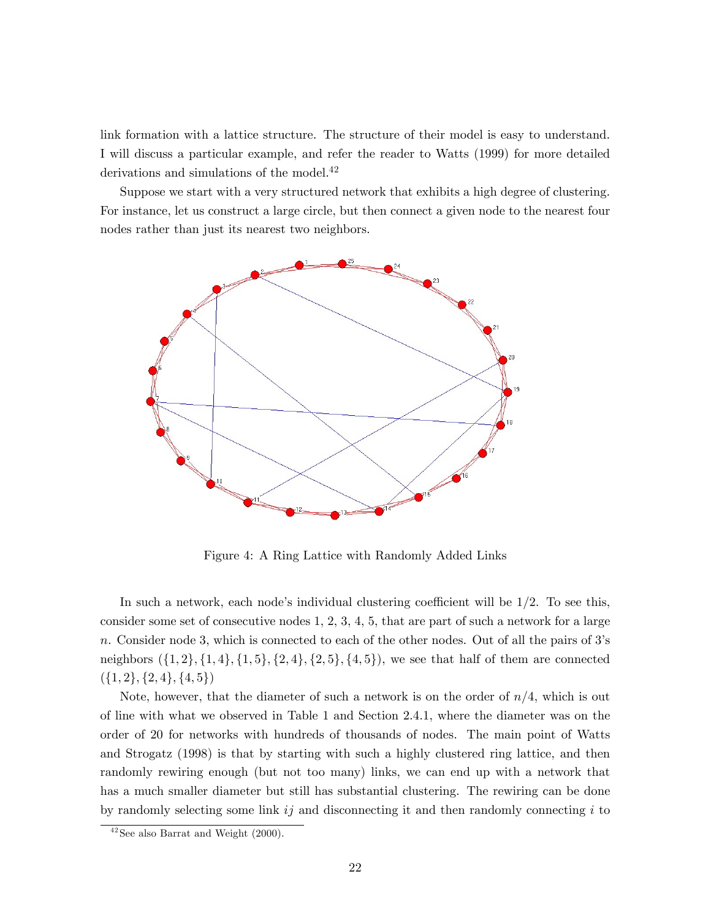link formation with a lattice structure. The structure of their model is easy to understand. I will discuss a particular example, and refer the reader to Watts (1999) for more detailed derivations and simulations of the model.[42]

Suppose we start with a very structured network that exhibits a high degree of clustering. For instance, let us construct a large circle, but then connect a given node to the nearest four nodes rather than just its nearest two neighbors.

Figure 4: A Ring Lattice with Randomly Added Links

In such a network, each node's individual clustering coefficient will be 1/2. To see this, consider some set of consecutive nodes 1, 2, 3, 4, 5, that are part of such a network for a large $n$. Consider node 3, which is connected to each of the other nodes. Out of all the pairs of 3's neighbors ($\{1,2\}, \{1,4\}, \{1,5\}, \{2,4\}, \{2,5\}, \{4,5\}$), we see that half of them are connected ($\{1,2\}, \{2,4\}, \{4,5\}$)

Note, however, that the diameter of such a network is on the order of $n/4$, which is out of line with what we observed in Table 1 and Section 2.4.1, where the diameter was on the order of 20 for networks with hundreds of thousands of nodes. The main point of Watts and Strogatz (1998) is that by starting with such a highly clustered ring lattice, and then randomly rewiring enough (but not too many) links, we can end up with a network that has a much smaller diameter but still has substantial clustering. The rewiring can be done by randomly selecting some link $ij$ and disconnecting it and then randomly connecting $i$ to

[42] See also Barrat and Weight (2000).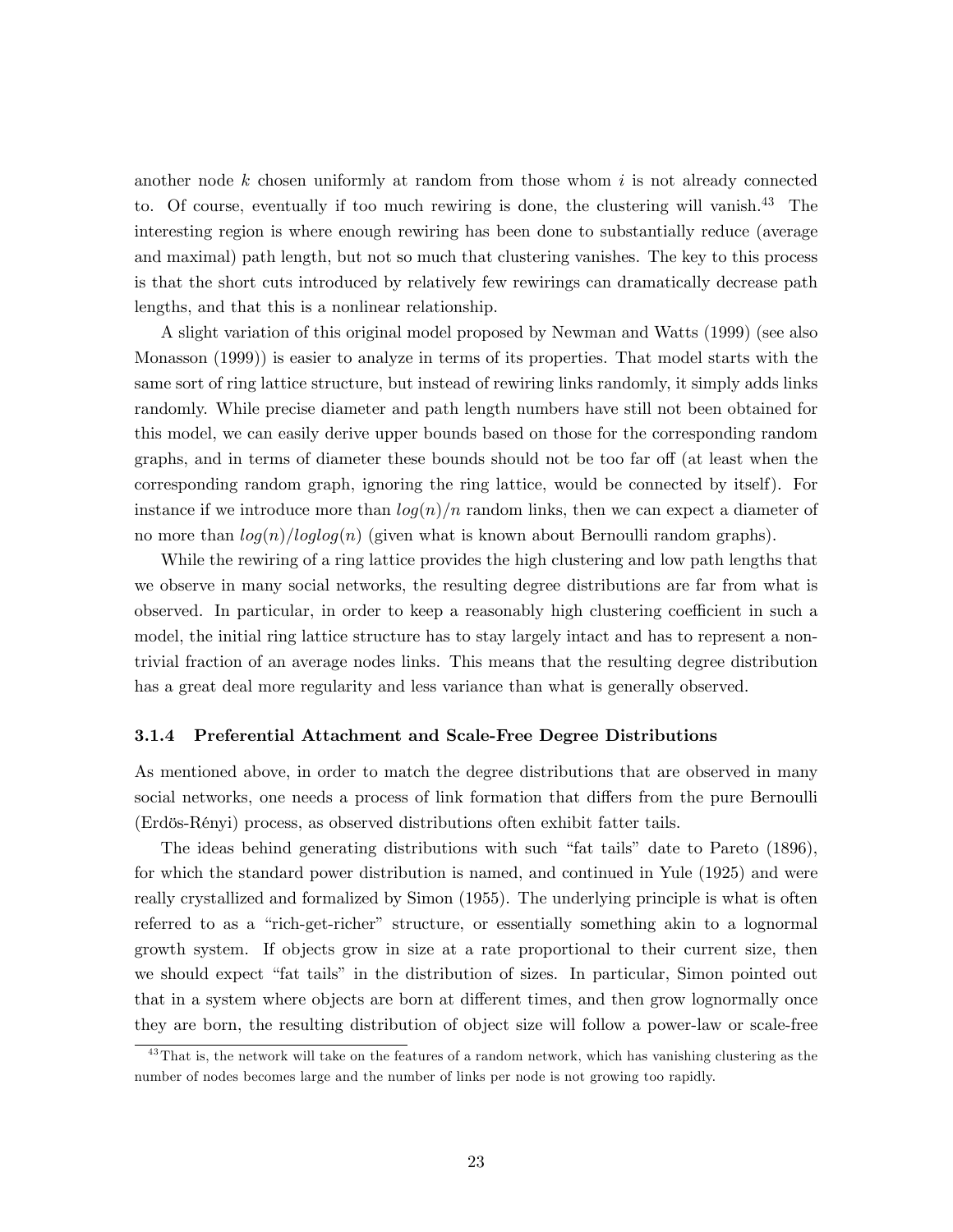another node $k$ chosen uniformly at random from those whom $i$ is not already connected to. Of course, eventually if too much rewiring is done, the clustering will vanish.[43] The interesting region is where enough rewiring has been done to substantially reduce (average and maximal) path length, but not so much that clustering vanishes. The key to this process is that the short cuts introduced by relatively few rewirings can dramatically decrease path lengths, and that this is a nonlinear relationship.

A slight variation of this original model proposed by Newman and Watts (1999) (see also Monasson (1999)) is easier to analyze in terms of its properties. That model starts with the same sort of ring lattice structure, but instead of rewiring links randomly, it simply adds links randomly. While precise diameter and path length numbers have still not been obtained for this model, we can easily derive upper bounds based on those for the corresponding random graphs, and in terms of diameter these bounds should not be too far off (at least when the corresponding random graph, ignoring the ring lattice, would be connected by itself). For instance if we introduce more than $log(n)/n$ random links, then we can expect a diameter of no more than $log(n)/loglog(n)$ (given what is known about Bernoulli random graphs).

While the rewiring of a ring lattice provides the high clustering and low path lengths that we observe in many social networks, the resulting degree distributions are far from what is observed. In particular, in order to keep a reasonably high clustering coefficient in such a model, the initial ring lattice structure has to stay largely intact and has to represent a non-trivial fraction of an average nodes links. This means that the resulting degree distribution has a great deal more regularity and less variance than what is generally observed.

### 3.1.4 Preferential Attachment and Scale-Free Degree Distributions

As mentioned above, in order to match the degree distributions that are observed in many social networks, one needs a process of link formation that differs from the pure Bernoulli (Erdös-Rényi) process, as observed distributions often exhibit fatter tails.

The ideas behind generating distributions with such "fat tails" date to Pareto (1896), for which the standard power distribution is named, and continued in Yule (1925) and were really crystallized and formalized by Simon (1955). The underlying principle is what is often referred to as a "rich-get-richer" structure, or essentially something akin to a lognormal growth system. If objects grow in size at a rate proportional to their current size, then we should expect "fat tails" in the distribution of sizes. In particular, Simon pointed out that in a system where objects are born at different times, and then grow lognormally once they are born, the resulting distribution of object size will follow a power-law or scale-free

[43] That is, the network will take on the features of a random network, which has vanishing clustering as the number of nodes becomes large and the number of links per node is not growing too rapidly.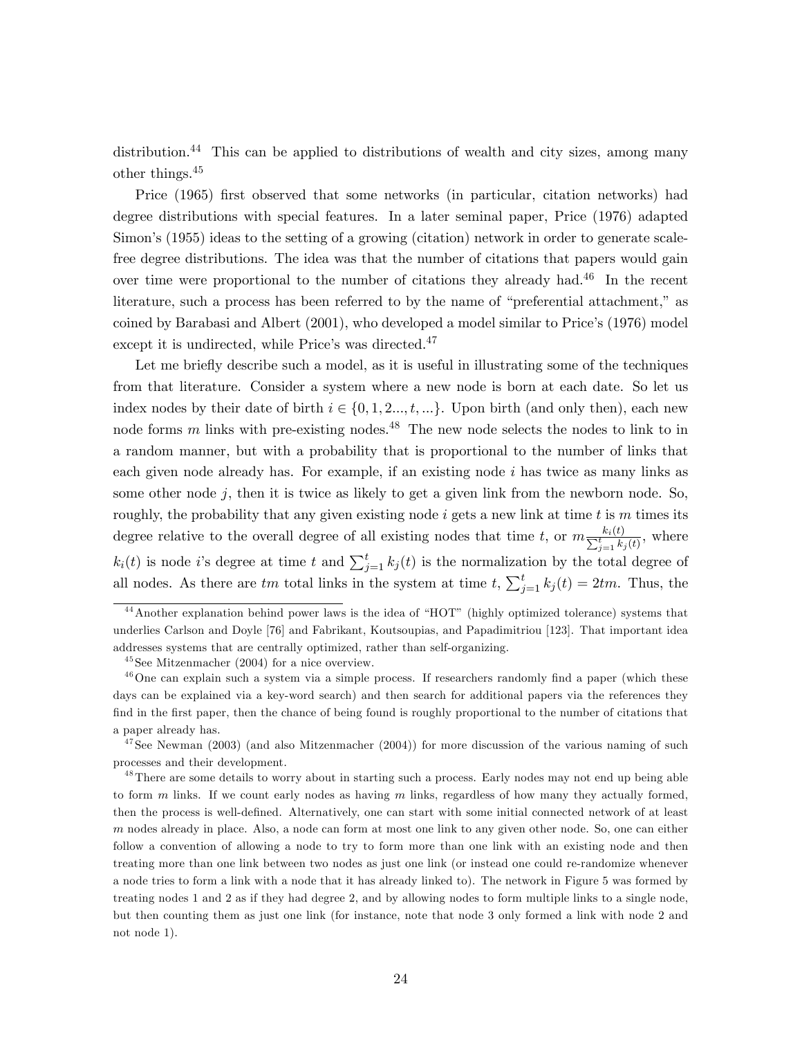distribution.[44] This can be applied to distributions of wealth and city sizes, among many other things.[45]

Price (1965) first observed that some networks (in particular, citation networks) had degree distributions with special features. In a later seminal paper, Price (1976) adapted Simon's (1955) ideas to the setting of a growing (citation) network in order to generate scale-free degree distributions. The idea was that the number of citations that papers would gain over time were proportional to the number of citations they already had.[46] In the recent literature, such a process has been referred to by the name of "preferential attachment," as coined by Barabasi and Albert (2001), who developed a model similar to Price's (1976) model except it is undirected, while Price's was directed.[47]

Let me briefly describe such a model, as it is useful in illustrating some of the techniques from that literature. Consider a system where a new node is born at each date. So let us index nodes by their date of birth $i \in \{0, 1, 2..., t, ...\}$. Upon birth (and only then), each new node forms $m$ links with pre-existing nodes.[48] The new node selects the nodes to link to in a random manner, but with a probability that is proportional to the number of links that each given node already has. For example, if an existing node $i$ has twice as many links as some other node $j$, then it is twice as likely to get a given link from the newborn node. So, roughly, the probability that any given existing node $i$ gets a new link at time $t$ is $m$ times its degree relative to the overall degree of all existing nodes that time $t$, or $m\frac{k_i(t)}{\sum_{j=1}^{t} k_j(t)}$, where $k_i(t)$ is node $i$'s degree at time $t$ and $\sum_{j=1}^{t} k_j(t)$ is the normalization by the total degree of all nodes. As there are $tm$ total links in the system at time $t$, $\sum_{j=1}^{t} k_j(t) = 2tm$. Thus, the

---

[44] Another explanation behind power laws is the idea of "HOT" (highly optimized tolerance) systems that underlies Carlson and Doyle [76] and Fabrikant, Koutsoupias, and Papadimitriou [123]. That important idea addresses systems that are centrally optimized, rather than self-organizing.

[45] See Mitzenmacher (2004) for a nice overview.

[46] One can explain such a system via a simple process. If researchers randomly find a paper (which these days can be explained via a key-word search) and then search for additional papers via the references they find in the first paper, then the chance of being found is roughly proportional to the number of citations that a paper already has.

[47] See Newman (2003) (and also Mitzenmacher (2004)) for more discussion of the various naming of such processes and their development.

[48] There are some details to worry about in starting such a process. Early nodes may not end up being able to form $m$ links. If we count early nodes as having $m$ links, regardless of how many they actually formed, then the process is well-defined. Alternatively, one can start with some initial connected network of at least $m$ nodes already in place. Also, a node can form at most one link to any given other node. So, one can either follow a convention of allowing a node to try to form more than one link with an existing node and then treating more than one link between two nodes as just one link (or instead one could re-randomize whenever a node tries to form a link with a node that it has already linked to). The network in Figure 5 was formed by treating nodes 1 and 2 as if they had degree 2, and by allowing nodes to form multiple links to a single node, but then counting them as just one link (for instance, note that node 3 only formed a link with node 2 and not node 1).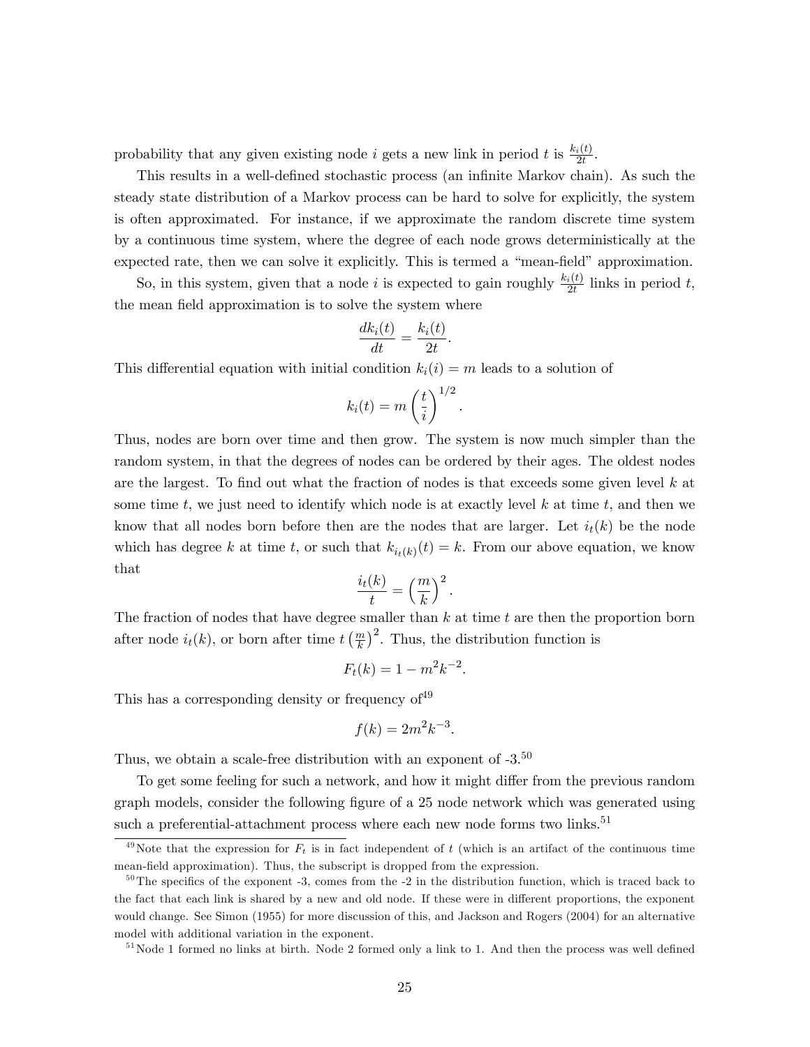probability that any given existing node $i$ gets a new link in period $t$ is $\frac{k_i(t)}{2t}$.

This results in a well-defined stochastic process (an infinite Markov chain). As such the steady state distribution of a Markov process can be hard to solve for explicitly, the system is often approximated. For instance, if we approximate the random discrete time system by a continuous time system, where the degree of each node grows deterministically at the expected rate, then we can solve it explicitly. This is termed a "mean-field" approximation.

So, in this system, given that a node $i$ is expected to gain roughly $\frac{k_i(t)}{2t}$ links in period $t$, the mean field approximation is to solve the system where

$$\frac{dk_i(t)}{dt} = \frac{k_i(t)}{2t}.$$

This differential equation with initial condition $k_i(i) = m$ leads to a solution of

$$k_i(t) = m\left(\frac{t}{i}\right)^{1/2}.$$

Thus, nodes are born over time and then grow. The system is now much simpler than the random system, in that the degrees of nodes can be ordered by their ages. The oldest nodes are the largest. To find out what the fraction of nodes is that exceeds some given level $k$ at some time $t$, we just need to identify which node is at exactly level $k$ at time $t$, and then we know that all nodes born before then are the nodes that are larger. Let $i_t(k)$ be the node which has degree $k$ at time $t$, or such that $k_{i_t(k)}(t) = k$. From our above equation, we know that

$$\frac{i_t(k)}{t} = \left(\frac{m}{k}\right)^2.$$

The fraction of nodes that have degree smaller than $k$ at time $t$ are then the proportion born after node $i_t(k)$, or born after time $t\left(\frac{m}{k}\right)^2$. Thus, the distribution function is

$$F_t(k) = 1 - m^2k^{-2}.$$

This has a corresponding density or frequency of[49]

$$f(k) = 2m^2k^{-3}.$$

Thus, we obtain a scale-free distribution with an exponent of -3.[50]

To get some feeling for such a network, and how it might differ from the previous random graph models, consider the following figure of a 25 node network which was generated using such a preferential-attachment process where each new node forms two links.[51]

---

[49] Note that the expression for $F_t$ is in fact independent of $t$ (which is an artifact of the continuous time mean-field approximation). Thus, the subscript is dropped from the expression.

[50] The specifics of the exponent -3, comes from the -2 in the distribution function, which is traced back to the fact that each link is shared by a new and old node. If these were in different proportions, the exponent would change. See Simon (1955) for more discussion of this, and Jackson and Rogers (2004) for an alternative model with additional variation in the exponent.

[51] Node 1 formed no links at birth. Node 2 formed only a link to 1. And then the process was well defined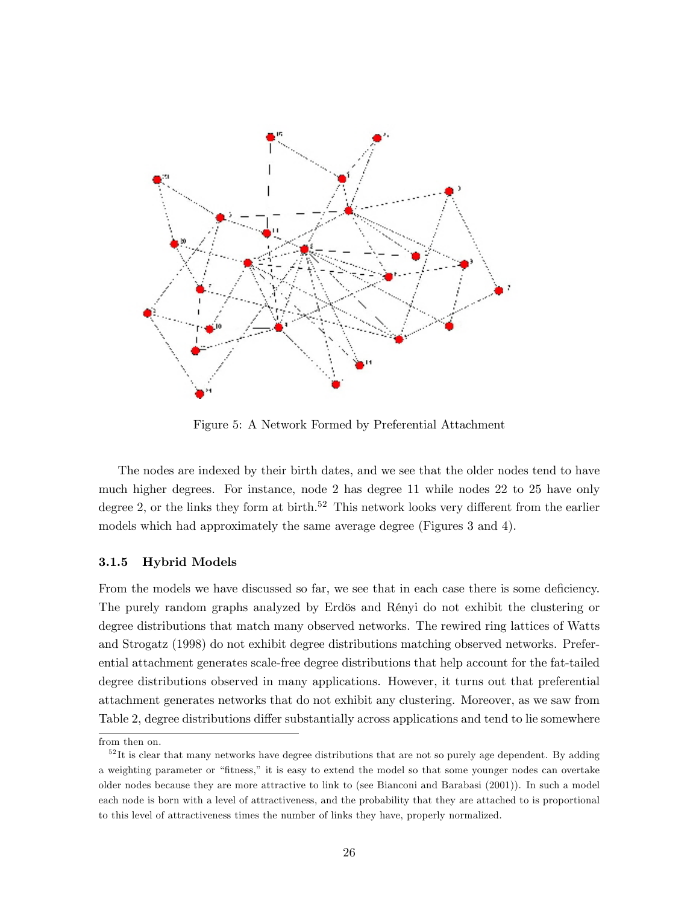Figure 5: A Network Formed by Preferential Attachment

The nodes are indexed by their birth dates, and we see that the older nodes tend to have much higher degrees. For instance, node 2 has degree 11 while nodes 22 to 25 have only degree 2, or the links they form at birth.[52] This network looks very different from the earlier models which had approximately the same average degree (Figures 3 and 4).

### 3.1.5 Hybrid Models

From the models we have discussed so far, we see that in each case there is some deficiency. The purely random graphs analyzed by Erdös and Rényi do not exhibit the clustering or degree distributions that match many observed networks. The rewired ring lattices of Watts and Strogatz (1998) do not exhibit degree distributions matching observed networks. Preferential attachment generates scale-free degree distributions that help account for the fat-tailed degree distributions observed in many applications. However, it turns out that preferential attachment generates networks that do not exhibit any clustering. Moreover, as we saw from Table 2, degree distributions differ substantially across applications and tend to lie somewhere

---

from then on.

[52] It is clear that many networks have degree distributions that are not so purely age dependent. By adding a weighting parameter or "fitness," it is easy to extend the model so that some younger nodes can overtake older nodes because they are more attractive to link to (see Bianconi and Barabasi (2001)). In such a model each node is born with a level of attractiveness, and the probability that they are attached to is proportional to this level of attractiveness times the number of links they have, properly normalized.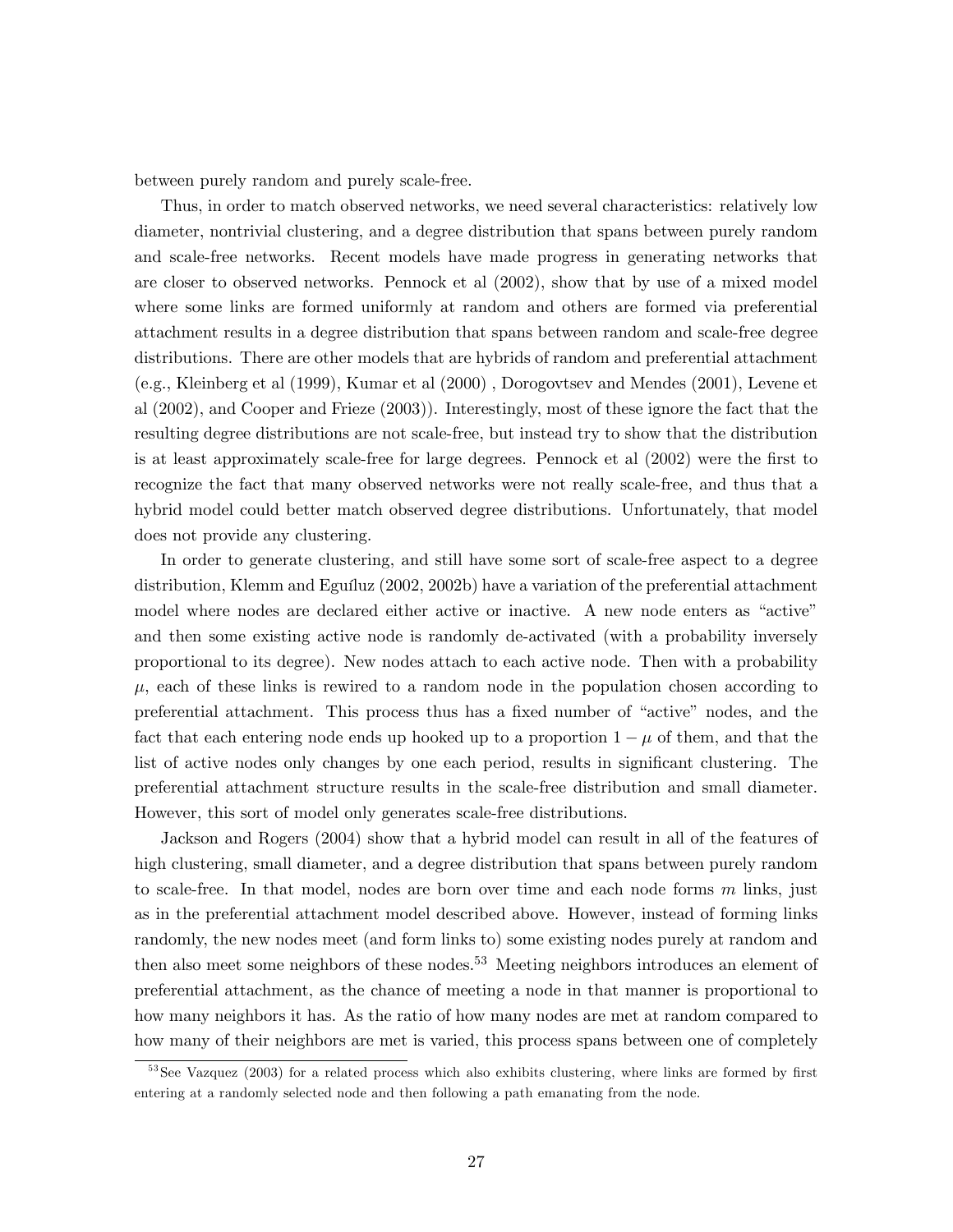between purely random and purely scale-free.

Thus, in order to match observed networks, we need several characteristics: relatively low diameter, nontrivial clustering, and a degree distribution that spans between purely random and scale-free networks. Recent models have made progress in generating networks that are closer to observed networks. Pennock et al (2002), show that by use of a mixed model where some links are formed uniformly at random and others are formed via preferential attachment results in a degree distribution that spans between random and scale-free degree distributions. There are other models that are hybrids of random and preferential attachment (e.g., Kleinberg et al (1999), Kumar et al (2000) , Dorogovtsev and Mendes (2001), Levene et al (2002), and Cooper and Frieze (2003)). Interestingly, most of these ignore the fact that the resulting degree distributions are not scale-free, but instead try to show that the distribution is at least approximately scale-free for large degrees. Pennock et al (2002) were the first to recognize the fact that many observed networks were not really scale-free, and thus that a hybrid model could better match observed degree distributions. Unfortunately, that model does not provide any clustering.

In order to generate clustering, and still have some sort of scale-free aspect to a degree distribution, Klemm and Eguíluz (2002, 2002b) have a variation of the preferential attachment model where nodes are declared either active or inactive. A new node enters as "active" and then some existing active node is randomly de-activated (with a probability inversely proportional to its degree). New nodes attach to each active node. Then with a probability $\mu$, each of these links is rewired to a random node in the population chosen according to preferential attachment. This process thus has a fixed number of "active" nodes, and the fact that each entering node ends up hooked up to a proportion $1 - \mu$ of them, and that the list of active nodes only changes by one each period, results in significant clustering. The preferential attachment structure results in the scale-free distribution and small diameter. However, this sort of model only generates scale-free distributions.

Jackson and Rogers (2004) show that a hybrid model can result in all of the features of high clustering, small diameter, and a degree distribution that spans between purely random to scale-free. In that model, nodes are born over time and each node forms $m$ links, just as in the preferential attachment model described above. However, instead of forming links randomly, the new nodes meet (and form links to) some existing nodes purely at random and then also meet some neighbors of these nodes.[53] Meeting neighbors introduces an element of preferential attachment, as the chance of meeting a node in that manner is proportional to how many neighbors it has. As the ratio of how many nodes are met at random compared to how many of their neighbors are met is varied, this process spans between one of completely

[53] See Vazquez (2003) for a related process which also exhibits clustering, where links are formed by first entering at a randomly selected node and then following a path emanating from the node.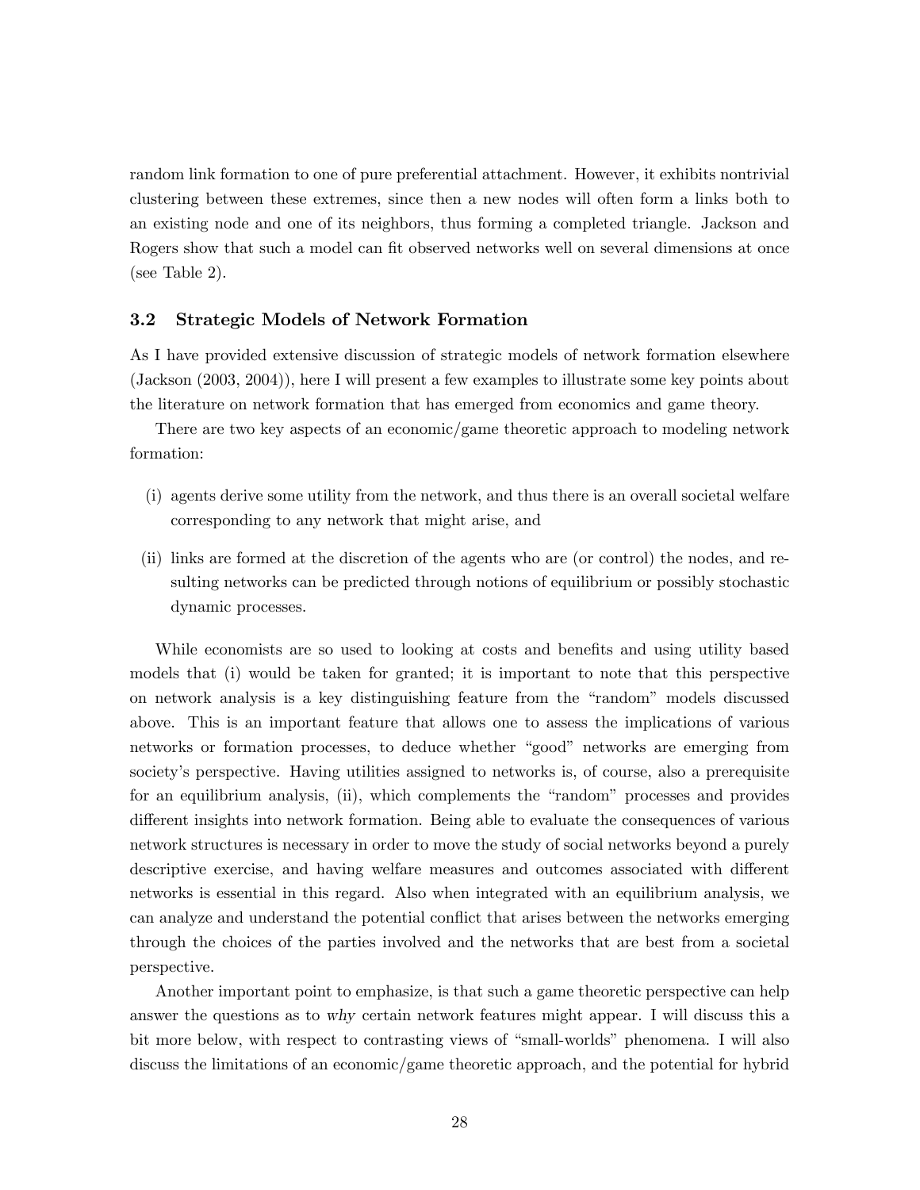random link formation to one of pure preferential attachment. However, it exhibits nontrivial clustering between these extremes, since then a new nodes will often form a links both to an existing node and one of its neighbors, thus forming a completed triangle. Jackson and Rogers show that such a model can fit observed networks well on several dimensions at once (see Table 2).

### 3.2 Strategic Models of Network Formation

As I have provided extensive discussion of strategic models of network formation elsewhere (Jackson (2003, 2004)), here I will present a few examples to illustrate some key points about the literature on network formation that has emerged from economics and game theory.

There are two key aspects of an economic/game theoretic approach to modeling network formation:

(i) agents derive some utility from the network, and thus there is an overall societal welfare corresponding to any network that might arise, and

(ii) links are formed at the discretion of the agents who are (or control) the nodes, and resulting networks can be predicted through notions of equilibrium or possibly stochastic dynamic processes.

While economists are so used to looking at costs and benefits and using utility based models that (i) would be taken for granted; it is important to note that this perspective on network analysis is a key distinguishing feature from the "random" models discussed above. This is an important feature that allows one to assess the implications of various networks or formation processes, to deduce whether "good" networks are emerging from society's perspective. Having utilities assigned to networks is, of course, also a prerequisite for an equilibrium analysis, (ii), which complements the "random" processes and provides different insights into network formation. Being able to evaluate the consequences of various network structures is necessary in order to move the study of social networks beyond a purely descriptive exercise, and having welfare measures and outcomes associated with different networks is essential in this regard. Also when integrated with an equilibrium analysis, we can analyze and understand the potential conflict that arises between the networks emerging through the choices of the parties involved and the networks that are best from a societal perspective.

Another important point to emphasize, is that such a game theoretic perspective can help answer the questions as to *why* certain network features might appear. I will discuss this a bit more below, with respect to contrasting views of "small-worlds" phenomena. I will also discuss the limitations of an economic/game theoretic approach, and the potential for hybrid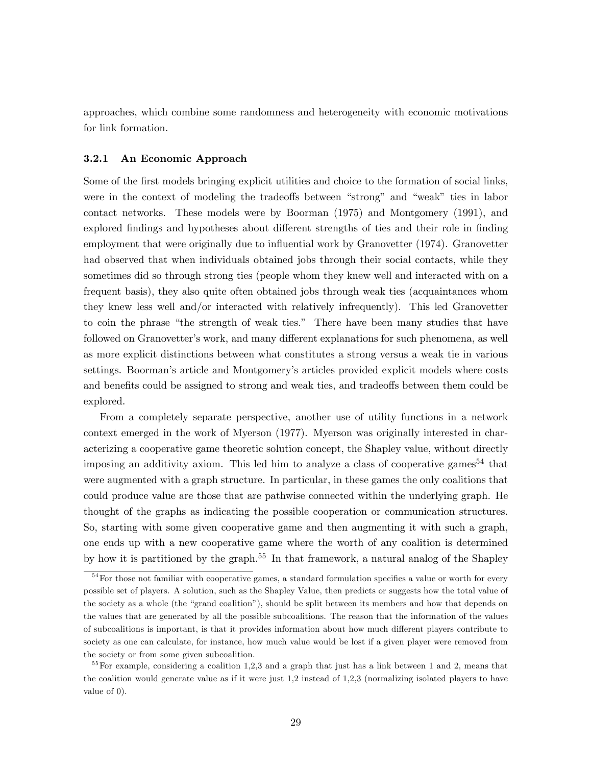approaches, which combine some randomness and heterogeneity with economic motivations for link formation.

### 3.2.1 An Economic Approach

Some of the first models bringing explicit utilities and choice to the formation of social links, were in the context of modeling the tradeoffs between "strong" and "weak" ties in labor contact networks. These models were by Boorman (1975) and Montgomery (1991), and explored findings and hypotheses about different strengths of ties and their role in finding employment that were originally due to influential work by Granovetter (1974). Granovetter had observed that when individuals obtained jobs through their social contacts, while they sometimes did so through strong ties (people whom they knew well and interacted with on a frequent basis), they also quite often obtained jobs through weak ties (acquaintances whom they knew less well and/or interacted with relatively infrequently). This led Granovetter to coin the phrase "the strength of weak ties." There have been many studies that have followed on Granovetter's work, and many different explanations for such phenomena, as well as more explicit distinctions between what constitutes a strong versus a weak tie in various settings. Boorman's article and Montgomery's articles provided explicit models where costs and benefits could be assigned to strong and weak ties, and tradeoffs between them could be explored.

From a completely separate perspective, another use of utility functions in a network context emerged in the work of Myerson (1977). Myerson was originally interested in characterizing a cooperative game theoretic solution concept, the Shapley value, without directly imposing an additivity axiom. This led him to analyze a class of cooperative games[54] that were augmented with a graph structure. In particular, in these games the only coalitions that could produce value are those that are pathwise connected within the underlying graph. He thought of the graphs as indicating the possible cooperation or communication structures. So, starting with some given cooperative game and then augmenting it with such a graph, one ends up with a new cooperative game where the worth of any coalition is determined by how it is partitioned by the graph.[55] In that framework, a natural analog of the Shapley

[54] For those not familiar with cooperative games, a standard formulation specifies a value or worth for every possible set of players. A solution, such as the Shapley Value, then predicts or suggests how the total value of the society as a whole (the "grand coalition"), should be split between its members and how that depends on the values that are generated by all the possible subcoalitions. The reason that the information of the values of subcoalitions is important, is that it provides information about how much different players contribute to society as one can calculate, for instance, how much value would be lost if a given player were removed from the society or from some given subcoalition.

[55] For example, considering a coalition 1,2,3 and a graph that just has a link between 1 and 2, means that the coalition would generate value as if it were just 1,2 instead of 1,2,3 (normalizing isolated players to have value of 0).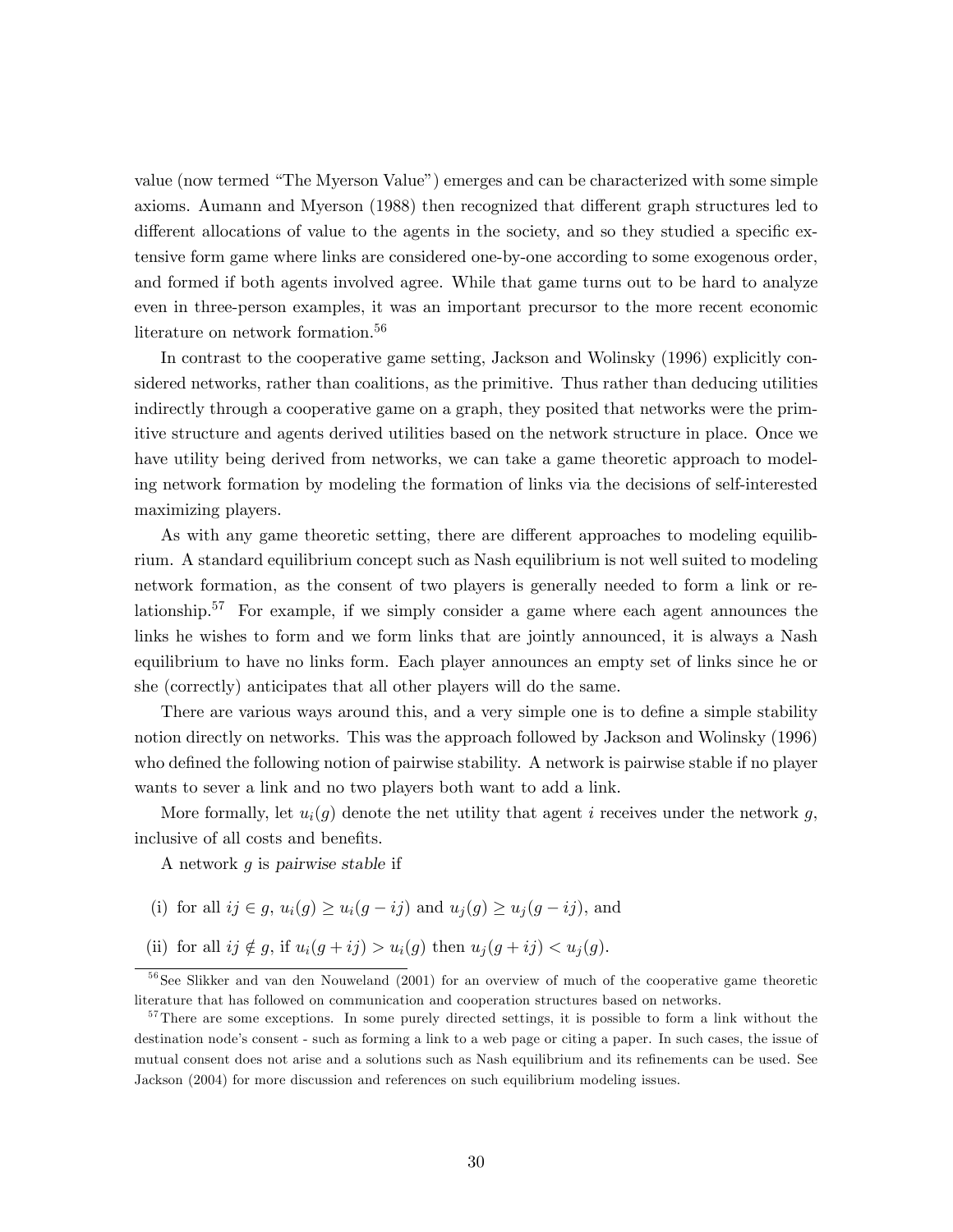value (now termed "The Myerson Value") emerges and can be characterized with some simple axioms. Aumann and Myerson (1988) then recognized that different graph structures led to different allocations of value to the agents in the society, and so they studied a specific extensive form game where links are considered one-by-one according to some exogenous order, and formed if both agents involved agree. While that game turns out to be hard to analyze even in three-person examples, it was an important precursor to the more recent economic literature on network formation.[56]

In contrast to the cooperative game setting, Jackson and Wolinsky (1996) explicitly considered networks, rather than coalitions, as the primitive. Thus rather than deducing utilities indirectly through a cooperative game on a graph, they posited that networks were the primitive structure and agents derived utilities based on the network structure in place. Once we have utility being derived from networks, we can take a game theoretic approach to modeling network formation by modeling the formation of links via the decisions of self-interested maximizing players.

As with any game theoretic setting, there are different approaches to modeling equilibrium. A standard equilibrium concept such as Nash equilibrium is not well suited to modeling network formation, as the consent of two players is generally needed to form a link or relationship.[57] For example, if we simply consider a game where each agent announces the links he wishes to form and we form links that are jointly announced, it is always a Nash equilibrium to have no links form. Each player announces an empty set of links since he or she (correctly) anticipates that all other players will do the same.

There are various ways around this, and a very simple one is to define a simple stability notion directly on networks. This was the approach followed by Jackson and Wolinsky (1996) who defined the following notion of pairwise stability. A network is pairwise stable if no player wants to sever a link and no two players both want to add a link.

More formally, let $u_i(g)$ denote the net utility that agent $i$ receives under the network $g$, inclusive of all costs and benefits.

A network $g$ is *pairwise stable* if

(i) for all $ij \in g$, $u_i(g) \geq u_i(g - ij)$ and $u_j(g) \geq u_j(g - ij)$, and

(ii) for all $ij \notin g$, if $u_i(g + ij) > u_i(g)$ then $u_j(g + ij) < u_j(g)$.

[56] See Slikker and van den Nouweland (2001) for an overview of much of the cooperative game theoretic literature that has followed on communication and cooperation structures based on networks.

[57] There are some exceptions. In some purely directed settings, it is possible to form a link without the destination node's consent - such as forming a link to a web page or citing a paper. In such cases, the issue of mutual consent does not arise and a solutions such as Nash equilibrium and its refinements can be used. See Jackson (2004) for more discussion and references on such equilibrium modeling issues.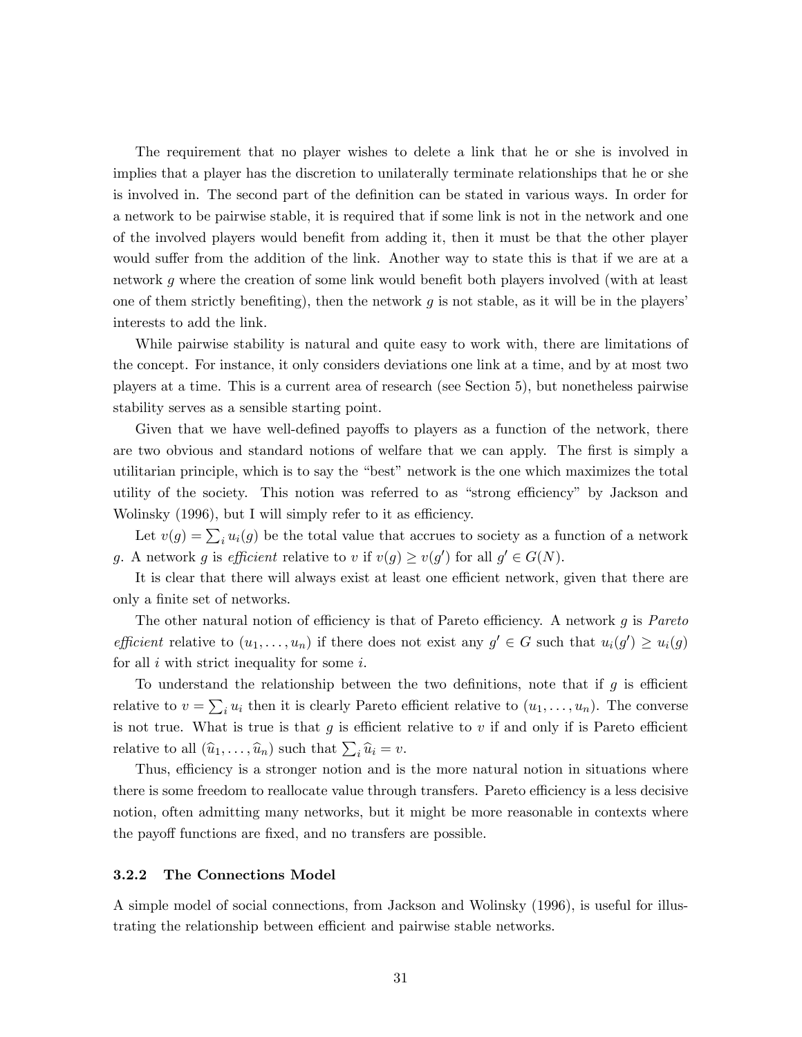The requirement that no player wishes to delete a link that he or she is involved in implies that a player has the discretion to unilaterally terminate relationships that he or she is involved in. The second part of the definition can be stated in various ways. In order for a network to be pairwise stable, it is required that if some link is not in the network and one of the involved players would benefit from adding it, then it must be that the other player would suffer from the addition of the link. Another way to state this is that if we are at a network $g$ where the creation of some link would benefit both players involved (with at least one of them strictly benefiting), then the network $g$ is not stable, as it will be in the players' interests to add the link.

While pairwise stability is natural and quite easy to work with, there are limitations of the concept. For instance, it only considers deviations one link at a time, and by at most two players at a time. This is a current area of research (see Section 5), but nonetheless pairwise stability serves as a sensible starting point.

Given that we have well-defined payoffs to players as a function of the network, there are two obvious and standard notions of welfare that we can apply. The first is simply a utilitarian principle, which is to say the "best" network is the one which maximizes the total utility of the society. This notion was referred to as "strong efficiency" by Jackson and Wolinsky (1996), but I will simply refer to it as efficiency.

Let $v(g) = \sum_i u_i(g)$ be the total value that accrues to society as a function of a network $g$. A network $g$ is *efficient* relative to $v$ if $v(g) \geq v(g')$ for all $g' \in G(N)$.

It is clear that there will always exist at least one efficient network, given that there are only a finite set of networks.

The other natural notion of efficiency is that of Pareto efficiency. A network $g$ is *Pareto efficient* relative to $(u_1, \ldots, u_n)$ if there does not exist any $g' \in G$ such that $u_i(g') \geq u_i(g)$ for all $i$ with strict inequality for some $i$.

To understand the relationship between the two definitions, note that if $g$ is efficient relative to $v = \sum_i u_i$ then it is clearly Pareto efficient relative to $(u_1, \ldots, u_n)$. The converse is not true. What is true is that $g$ is efficient relative to $v$ if and only if is Pareto efficient relative to all $(\widehat{u}_1, \ldots, \widehat{u}_n)$ such that $\sum_i \widehat{u}_i = v$.

Thus, efficiency is a stronger notion and is the more natural notion in situations where there is some freedom to reallocate value through transfers. Pareto efficiency is a less decisive notion, often admitting many networks, but it might be more reasonable in contexts where the payoff functions are fixed, and no transfers are possible.

### 3.2.2 The Connections Model

A simple model of social connections, from Jackson and Wolinsky (1996), is useful for illustrating the relationship between efficient and pairwise stable networks.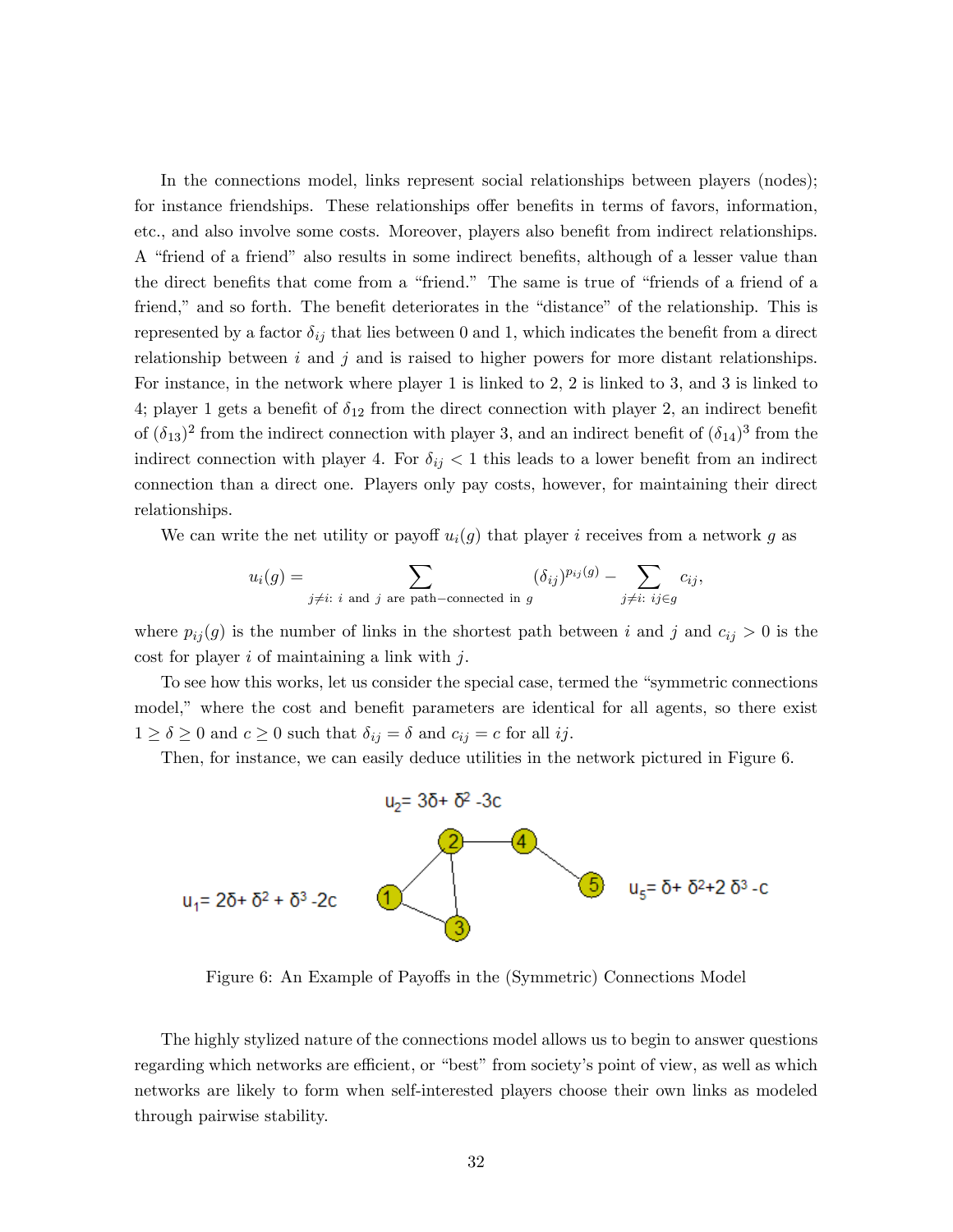In the connections model, links represent social relationships between players (nodes); for instance friendships. These relationships offer benefits in terms of favors, information, etc., and also involve some costs. Moreover, players also benefit from indirect relationships. A "friend of a friend" also results in some indirect benefits, although of a lesser value than the direct benefits that come from a "friend." The same is true of "friends of a friend of a friend," and so forth. The benefit deteriorates in the "distance" of the relationship. This is represented by a factor $\delta_{ij}$ that lies between 0 and 1, which indicates the benefit from a direct relationship between $i$ and $j$ and is raised to higher powers for more distant relationships. For instance, in the network where player 1 is linked to 2, 2 is linked to 3, and 3 is linked to 4; player 1 gets a benefit of $\delta_{12}$ from the direct connection with player 2, an indirect benefit of $(\delta_{13})^2$ from the indirect connection with player 3, and an indirect benefit of $(\delta_{14})^3$ from the indirect connection with player 4. For $\delta_{ij} < 1$ this leads to a lower benefit from an indirect connection than a direct one. Players only pay costs, however, for maintaining their direct relationships.

We can write the net utility or payoff $u_i(g)$ that player $i$ receives from a network $g$ as

$$u_i(g) = \sum_{j \neq i:\ i \text{ and } j \text{ are path-connected in } g} (\delta_{ij})^{p_{ij}(g)} - \sum_{j \neq i:\ ij \in g} c_{ij},$$

where $p_{ij}(g)$ is the number of links in the shortest path between $i$ and $j$ and $c_{ij} > 0$ is the cost for player $i$ of maintaining a link with $j$.

To see how this works, let us consider the special case, termed the "symmetric connections model," where the cost and benefit parameters are identical for all agents, so there exist $1 \geq \delta \geq 0$ and $c \geq 0$ such that $\delta_{ij} = \delta$ and $c_{ij} = c$ for all $ij$.

Then, for instance, we can easily deduce utilities in the network pictured in Figure 6.

$u_2 = 3\delta + \delta^2 - 3c$

$u_1 = 2\delta + \delta^2 + \delta^3 - 2c$

$u_5 = \delta + \delta^2 + 2\delta^3 - c$

Figure 6: An Example of Payoffs in the (Symmetric) Connections Model

The highly stylized nature of the connections model allows us to begin to answer questions regarding which networks are efficient, or "best" from society's point of view, as well as which networks are likely to form when self-interested players choose their own links as modeled through pairwise stability.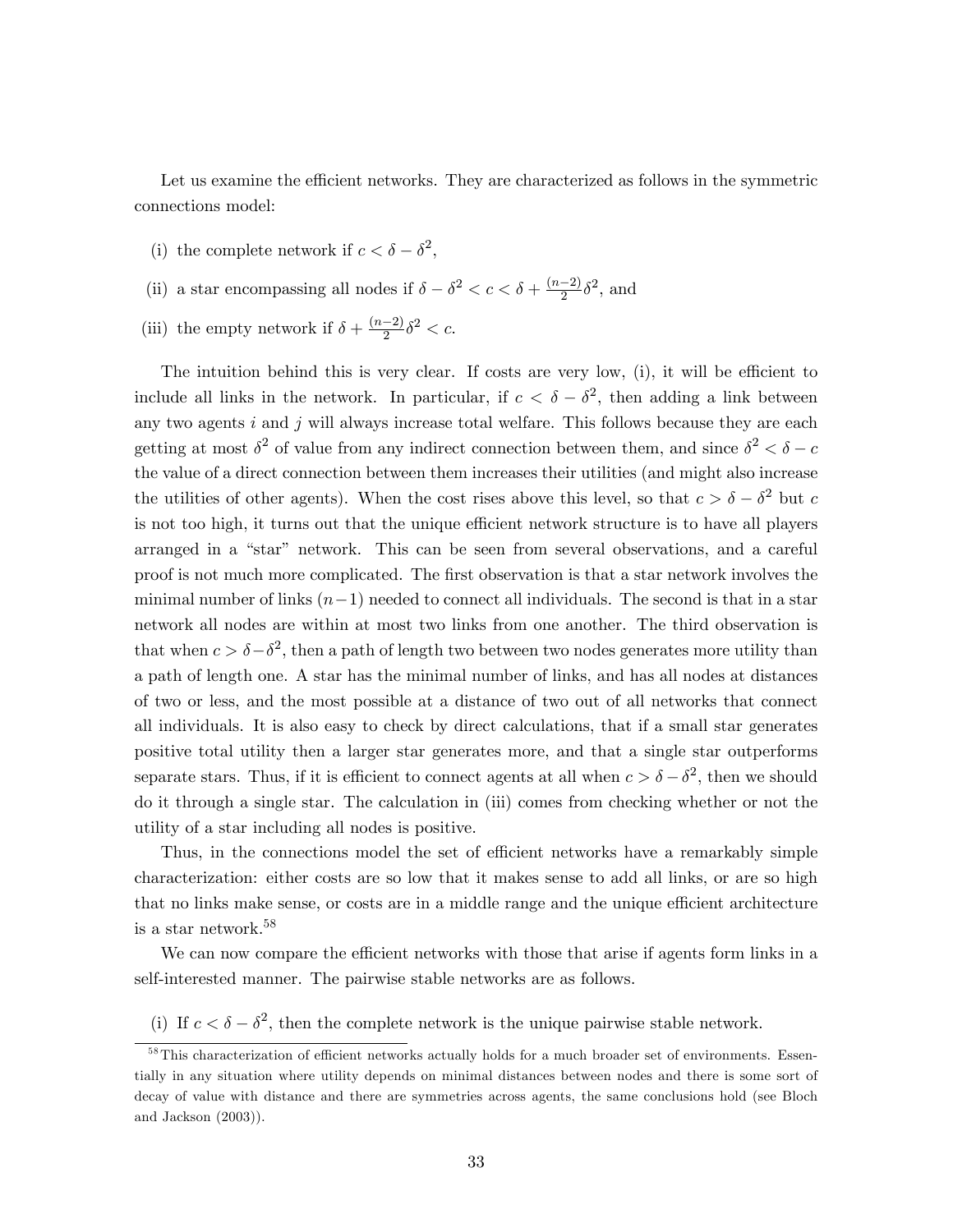Let us examine the efficient networks. They are characterized as follows in the symmetric connections model:

(i) the complete network if $c < \delta - \delta^2$,

(ii) a star encompassing all nodes if $\delta - \delta^2 < c < \delta + \frac{(n-2)}{2}\delta^2$, and

(iii) the empty network if $\delta + \frac{(n-2)}{2}\delta^2 < c$.

The intuition behind this is very clear. If costs are very low, (i), it will be efficient to include all links in the network. In particular, if $c < \delta - \delta^2$, then adding a link between any two agents $i$ and $j$ will always increase total welfare. This follows because they are each getting at most $\delta^2$ of value from any indirect connection between them, and since $\delta^2 < \delta - c$ the value of a direct connection between them increases their utilities (and might also increase the utilities of other agents). When the cost rises above this level, so that $c > \delta - \delta^2$ but $c$ is not too high, it turns out that the unique efficient network structure is to have all players arranged in a "star" network. This can be seen from several observations, and a careful proof is not much more complicated. The first observation is that a star network involves the minimal number of links $(n-1)$ needed to connect all individuals. The second is that in a star network all nodes are within at most two links from one another. The third observation is that when $c > \delta - \delta^2$, then a path of length two between two nodes generates more utility than a path of length one. A star has the minimal number of links, and has all nodes at distances of two or less, and the most possible at a distance of two out of all networks that connect all individuals. It is also easy to check by direct calculations, that if a small star generates positive total utility then a larger star generates more, and that a single star outperforms separate stars. Thus, if it is efficient to connect agents at all when $c > \delta - \delta^2$, then we should do it through a single star. The calculation in (iii) comes from checking whether or not the utility of a star including all nodes is positive.

Thus, in the connections model the set of efficient networks have a remarkably simple characterization: either costs are so low that it makes sense to add all links, or are so high that no links make sense, or costs are in a middle range and the unique efficient architecture is a star network.[58]

We can now compare the efficient networks with those that arise if agents form links in a self-interested manner. The pairwise stable networks are as follows.

(i) If $c < \delta - \delta^2$, then the complete network is the unique pairwise stable network.

[58] This characterization of efficient networks actually holds for a much broader set of environments. Essentially in any situation where utility depends on minimal distances between nodes and there is some sort of decay of value with distance and there are symmetries across agents, the same conclusions hold (see Bloch and Jackson (2003)).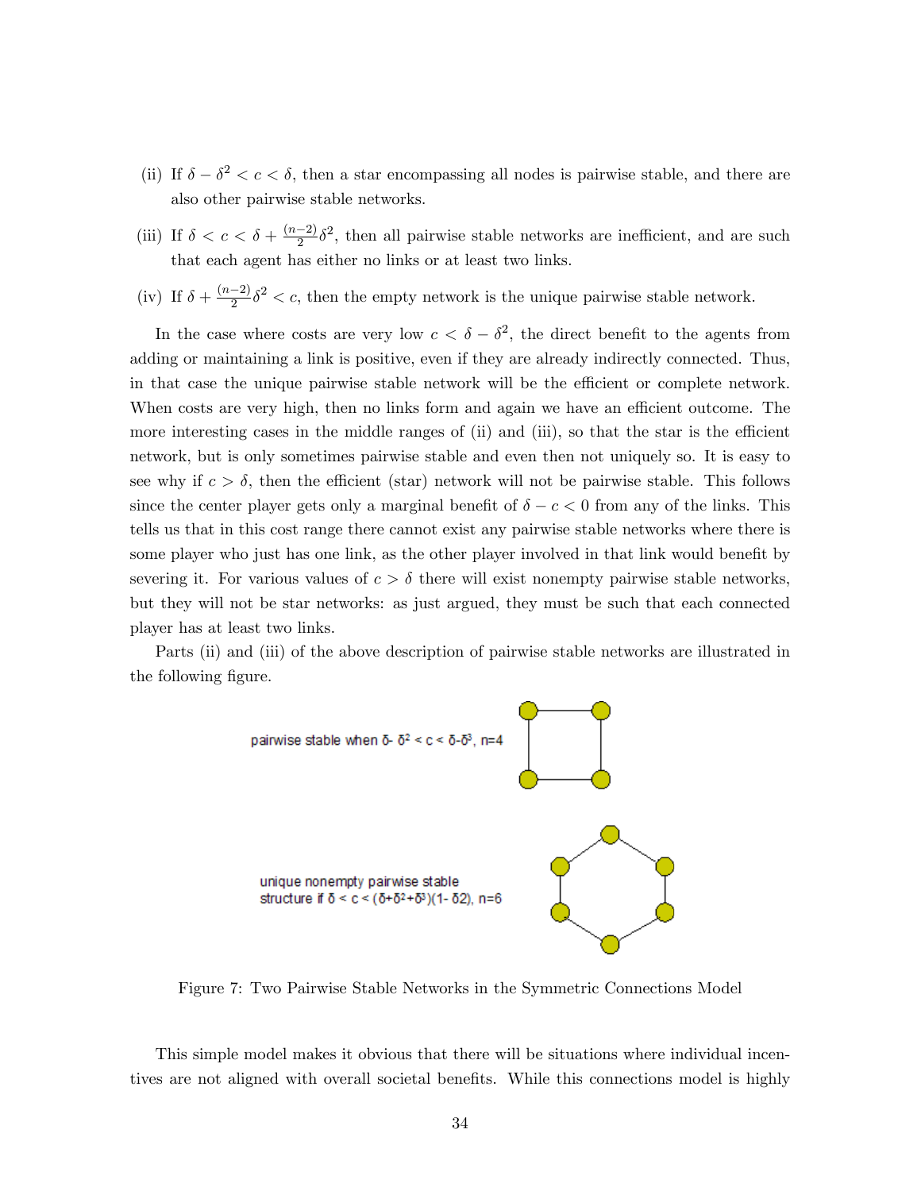(ii) If $\delta - \delta^2 < c < \delta$, then a star encompassing all nodes is pairwise stable, and there are also other pairwise stable networks.

(iii) If $\delta < c < \delta + \frac{(n-2)}{2}\delta^2$, then all pairwise stable networks are inefficient, and are such that each agent has either no links or at least two links.

(iv) If $\delta + \frac{(n-2)}{2}\delta^2 < c$, then the empty network is the unique pairwise stable network.

In the case where costs are very low $c < \delta - \delta^2$, the direct benefit to the agents from adding or maintaining a link is positive, even if they are already indirectly connected. Thus, in that case the unique pairwise stable network will be the efficient or complete network. When costs are very high, then no links form and again we have an efficient outcome. The more interesting cases in the middle ranges of (ii) and (iii), so that the star is the efficient network, but is only sometimes pairwise stable and even then not uniquely so. It is easy to see why if $c > \delta$, then the efficient (star) network will not be pairwise stable. This follows since the center player gets only a marginal benefit of $\delta - c < 0$ from any of the links. This tells us that in this cost range there cannot exist any pairwise stable networks where there is some player who just has one link, as the other player involved in that link would benefit by severing it. For various values of $c > \delta$ there will exist nonempty pairwise stable networks, but they will not be star networks: as just argued, they must be such that each connected player has at least two links.

Parts (ii) and (iii) of the above description of pairwise stable networks are illustrated in the following figure.

pairwise stable when $\delta - \delta^2 < c < \delta - \delta^3$, n=4

unique nonempty pairwise stable structure if $\delta < c < (\delta + \delta^2 + \delta^3)(1 - \delta 2)$, n=6

Figure 7: Two Pairwise Stable Networks in the Symmetric Connections Model

This simple model makes it obvious that there will be situations where individual incentives are not aligned with overall societal benefits. While this connections model is highly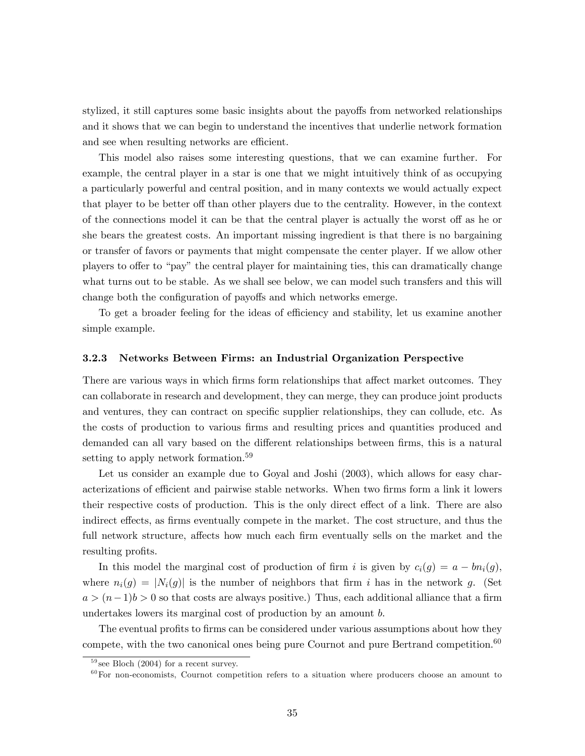stylized, it still captures some basic insights about the payoffs from networked relationships and it shows that we can begin to understand the incentives that underlie network formation and see when resulting networks are efficient.

This model also raises some interesting questions, that we can examine further. For example, the central player in a star is one that we might intuitively think of as occupying a particularly powerful and central position, and in many contexts we would actually expect that player to be better off than other players due to the centrality. However, in the context of the connections model it can be that the central player is actually the worst off as he or she bears the greatest costs. An important missing ingredient is that there is no bargaining or transfer of favors or payments that might compensate the center player. If we allow other players to offer to "pay" the central player for maintaining ties, this can dramatically change what turns out to be stable. As we shall see below, we can model such transfers and this will change both the configuration of payoffs and which networks emerge.

To get a broader feeling for the ideas of efficiency and stability, let us examine another simple example.

### 3.2.3 Networks Between Firms: an Industrial Organization Perspective

There are various ways in which firms form relationships that affect market outcomes. They can collaborate in research and development, they can merge, they can produce joint products and ventures, they can contract on specific supplier relationships, they can collude, etc. As the costs of production to various firms and resulting prices and quantities produced and demanded can all vary based on the different relationships between firms, this is a natural setting to apply network formation.[59]

Let us consider an example due to Goyal and Joshi (2003), which allows for easy characterizations of efficient and pairwise stable networks. When two firms form a link it lowers their respective costs of production. This is the only direct effect of a link. There are also indirect effects, as firms eventually compete in the market. The cost structure, and thus the full network structure, affects how much each firm eventually sells on the market and the resulting profits.

In this model the marginal cost of production of firm $i$ is given by $c_i(g) = a - bn_i(g)$, where $n_i(g) = |N_i(g)|$ is the number of neighbors that firm $i$ has in the network $g$. (Set $a > (n-1)b > 0$ so that costs are always positive.) Thus, each additional alliance that a firm undertakes lowers its marginal cost of production by an amount $b$.

The eventual profits to firms can be considered under various assumptions about how they compete, with the two canonical ones being pure Cournot and pure Bertrand competition.[60]

[59] see Bloch (2004) for a recent survey.

[60] For non-economists, Cournot competition refers to a situation where producers choose an amount to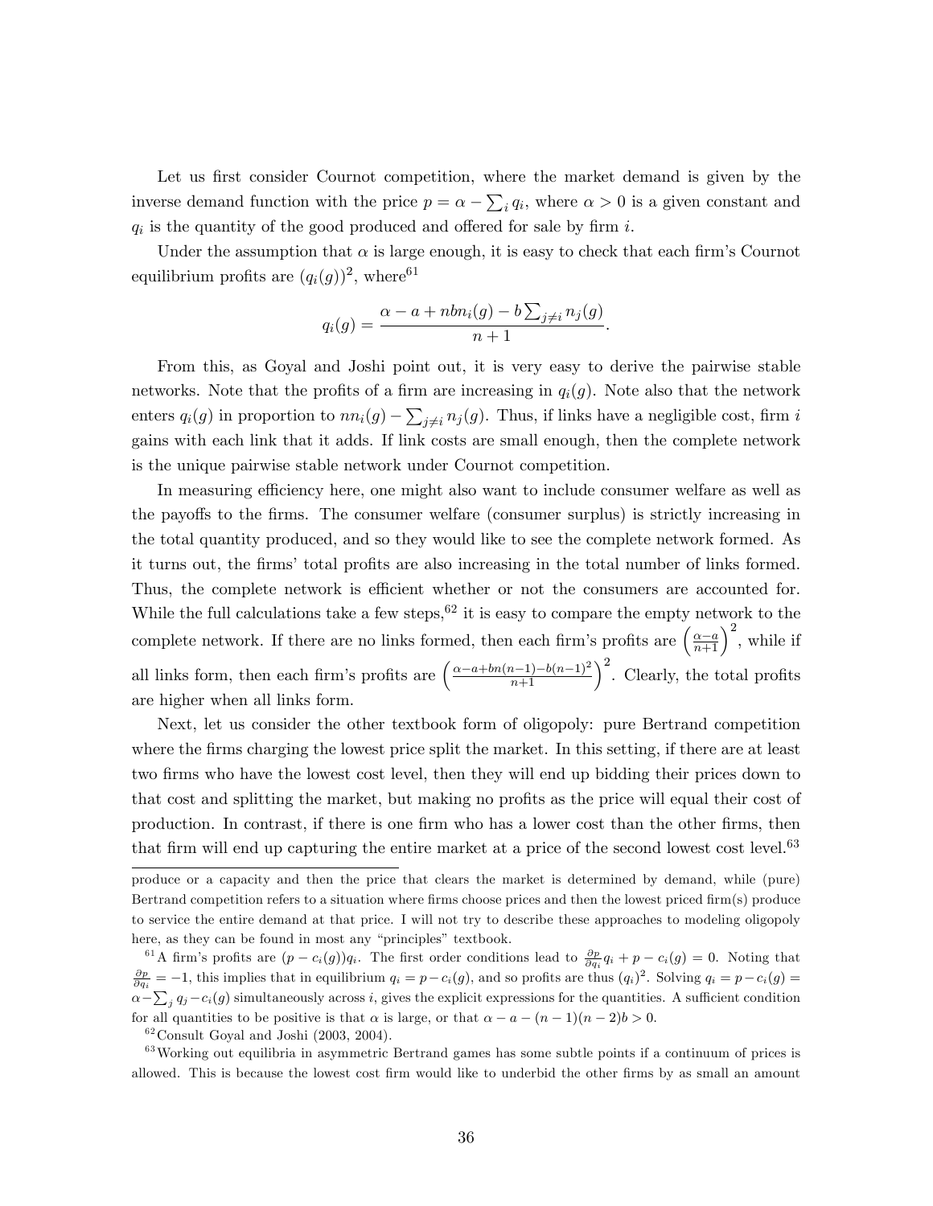Let us first consider Cournot competition, where the market demand is given by the inverse demand function with the price $p = \alpha - \sum_i q_i$, where $\alpha > 0$ is a given constant and $q_i$ is the quantity of the good produced and offered for sale by firm $i$.

Under the assumption that $\alpha$ is large enough, it is easy to check that each firm's Cournot equilibrium profits are $(q_i(g))^2$, where[61]

$$q_i(g) = \frac{\alpha - a + nbn_i(g) - b\sum_{j \neq i} n_j(g)}{n+1}.$$

From this, as Goyal and Joshi point out, it is very easy to derive the pairwise stable networks. Note that the profits of a firm are increasing in $q_i(g)$. Note also that the network enters $q_i(g)$ in proportion to $nn_i(g) - \sum_{j \neq i} n_j(g)$. Thus, if links have a negligible cost, firm $i$ gains with each link that it adds. If link costs are small enough, then the complete network is the unique pairwise stable network under Cournot competition.

In measuring efficiency here, one might also want to include consumer welfare as well as the payoffs to the firms. The consumer welfare (consumer surplus) is strictly increasing in the total quantity produced, and so they would like to see the complete network formed. As it turns out, the firms' total profits are also increasing in the total number of links formed. Thus, the complete network is efficient whether or not the consumers are accounted for. While the full calculations take a few steps,[62] it is easy to compare the empty network to the complete network. If there are no links formed, then each firm's profits are $\left(\frac{\alpha - a}{n+1}\right)^2$, while if all links form, then each firm's profits are $\left(\frac{\alpha - a + bn(n-1) - b(n-1)^2}{n+1}\right)^2$. Clearly, the total profits are higher when all links form.

Next, let us consider the other textbook form of oligopoly: pure Bertrand competition where the firms charging the lowest price split the market. In this setting, if there are at least two firms who have the lowest cost level, then they will end up bidding their prices down to that cost and splitting the market, but making no profits as the price will equal their cost of production. In contrast, if there is one firm who has a lower cost than the other firms, then that firm will end up capturing the entire market at a price of the second lowest cost level.[63]

---

produce or a capacity and then the price that clears the market is determined by demand, while (pure) Bertrand competition refers to a situation where firms choose prices and then the lowest priced firm(s) produce to service the entire demand at that price. I will not try to describe these approaches to modeling oligopoly here, as they can be found in most any "principles" textbook.

[61] A firm's profits are $(p - c_i(g))q_i$. The first order conditions lead to $\frac{\partial p}{\partial q_i} q_i + p - c_i(g) = 0$. Noting that $\frac{\partial p}{\partial q_i} = -1$, this implies that in equilibrium $q_i = p - c_i(g)$, and so profits are thus $(q_i)^2$. Solving $q_i = p - c_i(g) = \alpha - \sum_j q_j - c_i(g)$ simultaneously across $i$, gives the explicit expressions for the quantities. A sufficient condition for all quantities to be positive is that $\alpha$ is large, or that $\alpha - a - (n-1)(n-2)b > 0$.

[62] Consult Goyal and Joshi (2003, 2004).

[63] Working out equilibria in asymmetric Bertrand games has some subtle points if a continuum of prices is allowed. This is because the lowest cost firm would like to underbid the other firms by as small an amount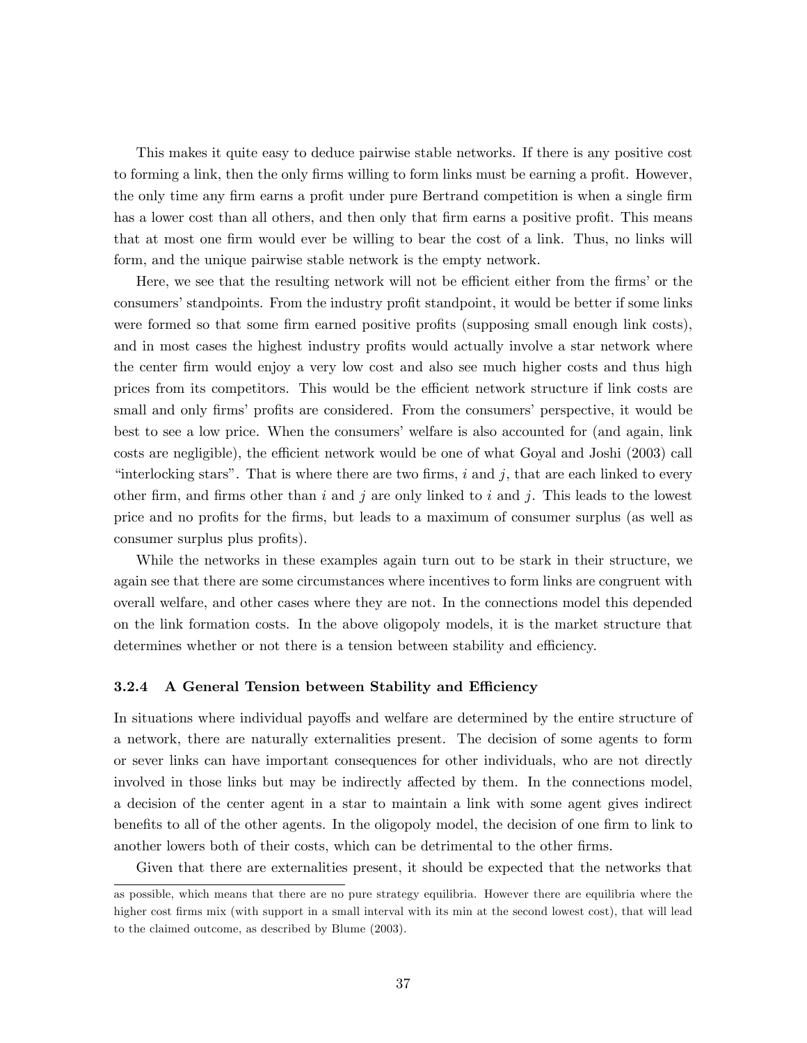This makes it quite easy to deduce pairwise stable networks. If there is any positive cost to forming a link, then the only firms willing to form links must be earning a profit. However, the only time any firm earns a profit under pure Bertrand competition is when a single firm has a lower cost than all others, and then only that firm earns a positive profit. This means that at most one firm would ever be willing to bear the cost of a link. Thus, no links will form, and the unique pairwise stable network is the empty network.

Here, we see that the resulting network will not be efficient either from the firms' or the consumers' standpoints. From the industry profit standpoint, it would be better if some links were formed so that some firm earned positive profits (supposing small enough link costs), and in most cases the highest industry profits would actually involve a star network where the center firm would enjoy a very low cost and also see much higher costs and thus high prices from its competitors. This would be the efficient network structure if link costs are small and only firms' profits are considered. From the consumers' perspective, it would be best to see a low price. When the consumers' welfare is also accounted for (and again, link costs are negligible), the efficient network would be one of what Goyal and Joshi (2003) call "interlocking stars". That is where there are two firms, $i$ and $j$, that are each linked to every other firm, and firms other than $i$ and $j$ are only linked to $i$ and $j$. This leads to the lowest price and no profits for the firms, but leads to a maximum of consumer surplus (as well as consumer surplus plus profits).

While the networks in these examples again turn out to be stark in their structure, we again see that there are some circumstances where incentives to form links are congruent with overall welfare, and other cases where they are not. In the connections model this depended on the link formation costs. In the above oligopoly models, it is the market structure that determines whether or not there is a tension between stability and efficiency.

### 3.2.4 A General Tension between Stability and Efficiency

In situations where individual payoffs and welfare are determined by the entire structure of a network, there are naturally externalities present. The decision of some agents to form or sever links can have important consequences for other individuals, who are not directly involved in those links but may be indirectly affected by them. In the connections model, a decision of the center agent in a star to maintain a link with some agent gives indirect benefits to all of the other agents. In the oligopoly model, the decision of one firm to link to another lowers both of their costs, which can be detrimental to the other firms.

Given that there are externalities present, it should be expected that the networks that

as possible, which means that there are no pure strategy equilibria. However there are equilibria where the higher cost firms mix (with support in a small interval with its min at the second lowest cost), that will lead to the claimed outcome, as described by Blume (2003).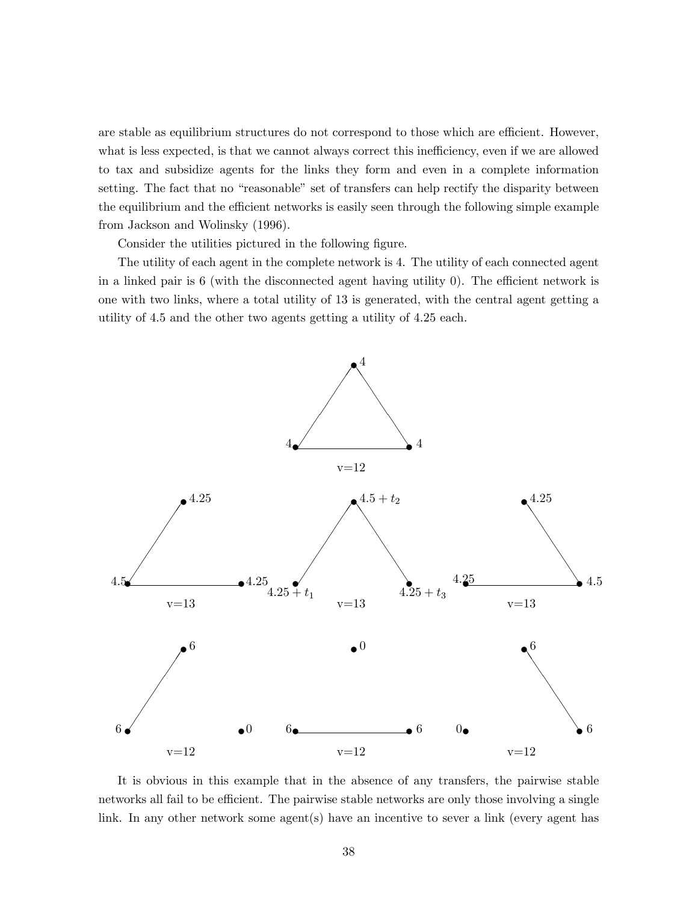are stable as equilibrium structures do not correspond to those which are efficient. However, what is less expected, is that we cannot always correct this inefficiency, even if we are allowed to tax and subsidize agents for the links they form and even in a complete information setting. The fact that no "reasonable" set of transfers can help rectify the disparity between the equilibrium and the efficient networks is easily seen through the following simple example from Jackson and Wolinsky (1996).

Consider the utilities pictured in the following figure.

The utility of each agent in the complete network is 4. The utility of each connected agent in a linked pair is 6 (with the disconnected agent having utility 0). The efficient network is one with two links, where a total utility of 13 is generated, with the central agent getting a utility of 4.5 and the other two agents getting a utility of 4.25 each.

It is obvious in this example that in the absence of any transfers, the pairwise stable networks all fail to be efficient. The pairwise stable networks are only those involving a single link. In any other network some agent(s) have an incentive to sever a link (every agent has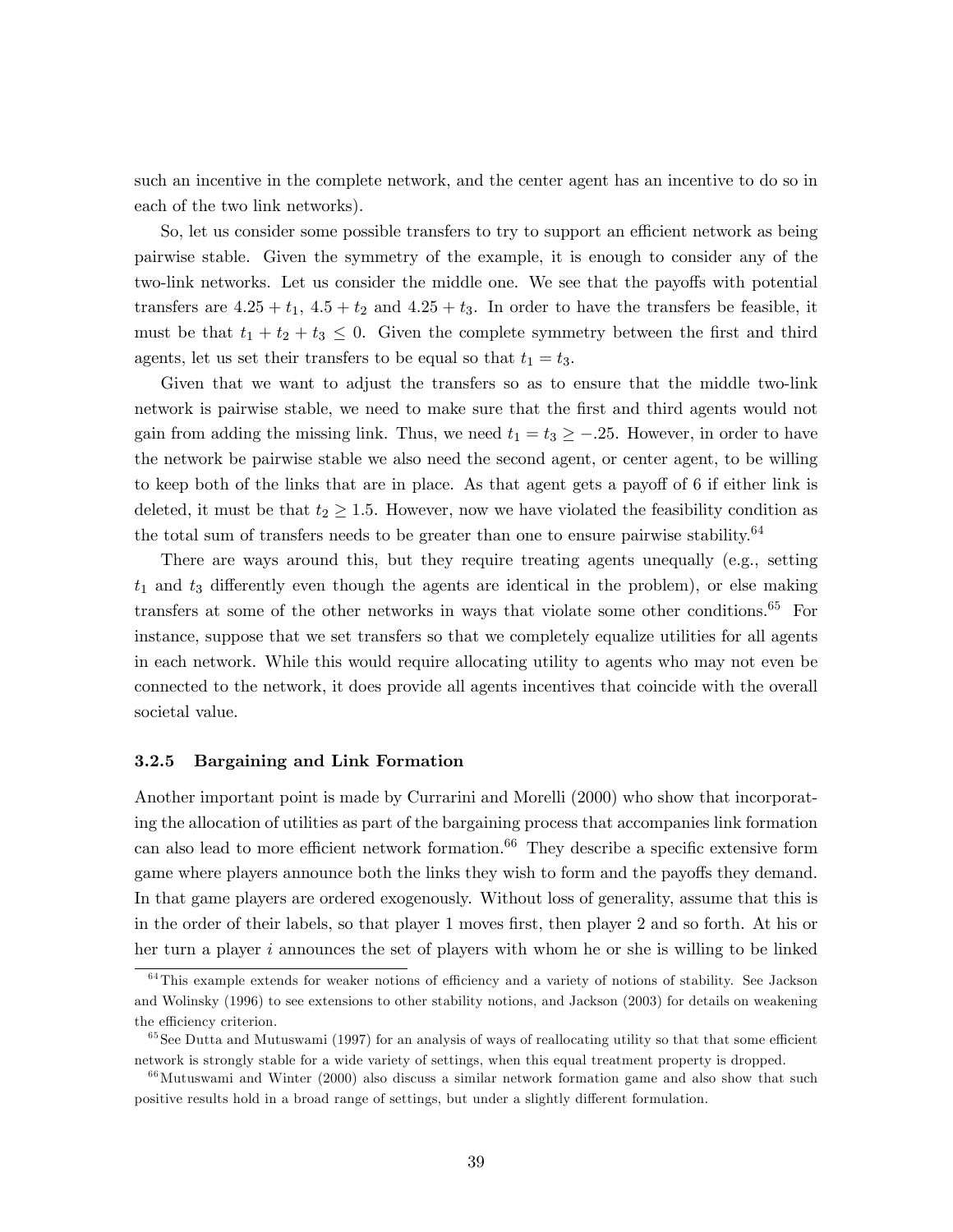such an incentive in the complete network, and the center agent has an incentive to do so in each of the two link networks).

So, let us consider some possible transfers to try to support an efficient network as being pairwise stable. Given the symmetry of the example, it is enough to consider any of the two-link networks. Let us consider the middle one. We see that the payoffs with potential transfers are $4.25 + t_1$, $4.5 + t_2$ and $4.25 + t_3$. In order to have the transfers be feasible, it must be that $t_1 + t_2 + t_3 \leq 0$. Given the complete symmetry between the first and third agents, let us set their transfers to be equal so that $t_1 = t_3$.

Given that we want to adjust the transfers so as to ensure that the middle two-link network is pairwise stable, we need to make sure that the first and third agents would not gain from adding the missing link. Thus, we need $t_1 = t_3 \geq -.25$. However, in order to have the network be pairwise stable we also need the second agent, or center agent, to be willing to keep both of the links that are in place. As that agent gets a payoff of 6 if either link is deleted, it must be that $t_2 \geq 1.5$. However, now we have violated the feasibility condition as the total sum of transfers needs to be greater than one to ensure pairwise stability.[64]

There are ways around this, but they require treating agents unequally (e.g., setting $t_1$ and $t_3$ differently even though the agents are identical in the problem), or else making transfers at some of the other networks in ways that violate some other conditions.[65] For instance, suppose that we set transfers so that we completely equalize utilities for all agents in each network. While this would require allocating utility to agents who may not even be connected to the network, it does provide all agents incentives that coincide with the overall societal value.

### 3.2.5 Bargaining and Link Formation

Another important point is made by Currarini and Morelli (2000) who show that incorporating the allocation of utilities as part of the bargaining process that accompanies link formation can also lead to more efficient network formation.[66] They describe a specific extensive form game where players announce both the links they wish to form and the payoffs they demand. In that game players are ordered exogenously. Without loss of generality, assume that this is in the order of their labels, so that player 1 moves first, then player 2 and so forth. At his or her turn a player $i$ announces the set of players with whom he or she is willing to be linked

---

[64] This example extends for weaker notions of efficiency and a variety of notions of stability. See Jackson and Wolinsky (1996) to see extensions to other stability notions, and Jackson (2003) for details on weakening the efficiency criterion.

[65] See Dutta and Mutuswami (1997) for an analysis of ways of reallocating utility so that that some efficient network is strongly stable for a wide variety of settings, when this equal treatment property is dropped.

[66] Mutuswami and Winter (2000) also discuss a similar network formation game and also show that such positive results hold in a broad range of settings, but under a slightly different formulation.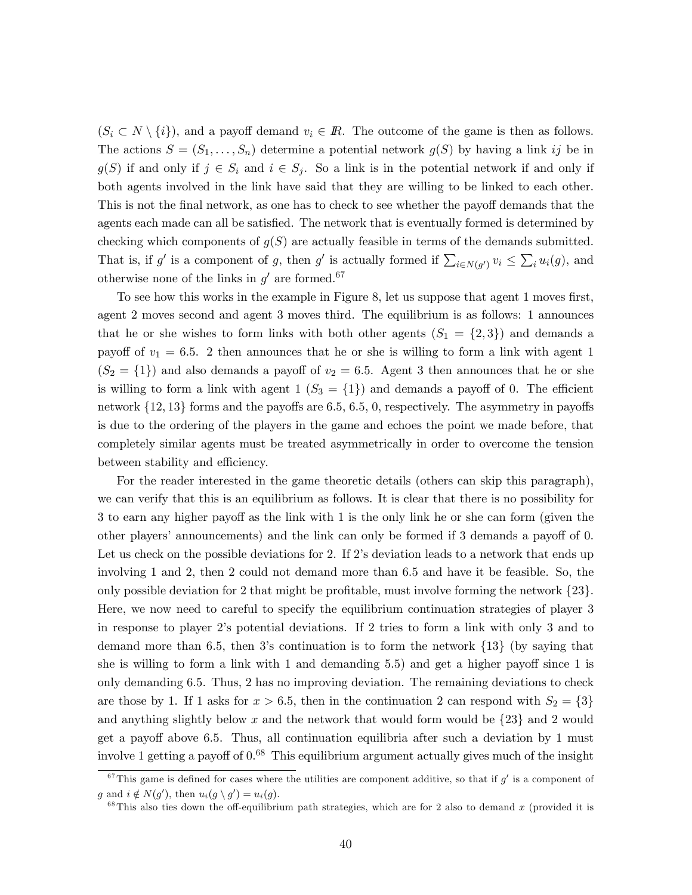($S_i \subset N \setminus \{i\}$), and a payoff demand $v_i \in I\!R$. The outcome of the game is then as follows. The actions $S = (S_1, \ldots, S_n)$ determine a potential network $g(S)$ by having a link $ij$ be in $g(S)$ if and only if $j \in S_i$ and $i \in S_j$. So a link is in the potential network if and only if both agents involved in the link have said that they are willing to be linked to each other. This is not the final network, as one has to check to see whether the payoff demands that the agents each made can all be satisfied. The network that is eventually formed is determined by checking which components of $g(S)$ are actually feasible in terms of the demands submitted. That is, if $g'$ is a component of $g$, then $g'$ is actually formed if $\sum_{i \in N(g')} v_i \leq \sum_i u_i(g)$, and otherwise none of the links in $g'$ are formed.[67]

To see how this works in the example in Figure 8, let us suppose that agent 1 moves first, agent 2 moves second and agent 3 moves third. The equilibrium is as follows: 1 announces that he or she wishes to form links with both other agents ($S_1 = \{2, 3\}$) and demands a payoff of $v_1 = 6.5$. 2 then announces that he or she is willing to form a link with agent 1 ($S_2 = \{1\}$) and also demands a payoff of $v_2 = 6.5$. Agent 3 then announces that he or she is willing to form a link with agent 1 ($S_3 = \{1\}$) and demands a payoff of 0. The efficient network $\{12, 13\}$ forms and the payoffs are 6.5, 6.5, 0, respectively. The asymmetry in payoffs is due to the ordering of the players in the game and echoes the point we made before, that completely similar agents must be treated asymmetrically in order to overcome the tension between stability and efficiency.

For the reader interested in the game theoretic details (others can skip this paragraph), we can verify that this is an equilibrium as follows. It is clear that there is no possibility for 3 to earn any higher payoff as the link with 1 is the only link he or she can form (given the other players' announcements) and the link can only be formed if 3 demands a payoff of 0. Let us check on the possible deviations for 2. If 2's deviation leads to a network that ends up involving 1 and 2, then 2 could not demand more than 6.5 and have it be feasible. So, the only possible deviation for 2 that might be profitable, must involve forming the network $\{23\}$. Here, we now need to careful to specify the equilibrium continuation strategies of player 3 in response to player 2's potential deviations. If 2 tries to form a link with only 3 and to demand more than 6.5, then 3's continuation is to form the network $\{13\}$ (by saying that she is willing to form a link with 1 and demanding 5.5) and get a higher payoff since 1 is only demanding 6.5. Thus, 2 has no improving deviation. The remaining deviations to check are those by 1. If 1 asks for $x > 6.5$, then in the continuation 2 can respond with $S_2 = \{3\}$ and anything slightly below $x$ and the network that would form would be $\{23\}$ and 2 would get a payoff above 6.5. Thus, all continuation equilibria after such a deviation by 1 must involve 1 getting a payoff of 0.[68] This equilibrium argument actually gives much of the insight

[67] This game is defined for cases where the utilities are component additive, so that if $g'$ is a component of $g$ and $i \notin N(g')$, then $u_i(g \setminus g') = u_i(g)$.

[68] This also ties down the off-equilibrium path strategies, which are for 2 also to demand $x$ (provided it is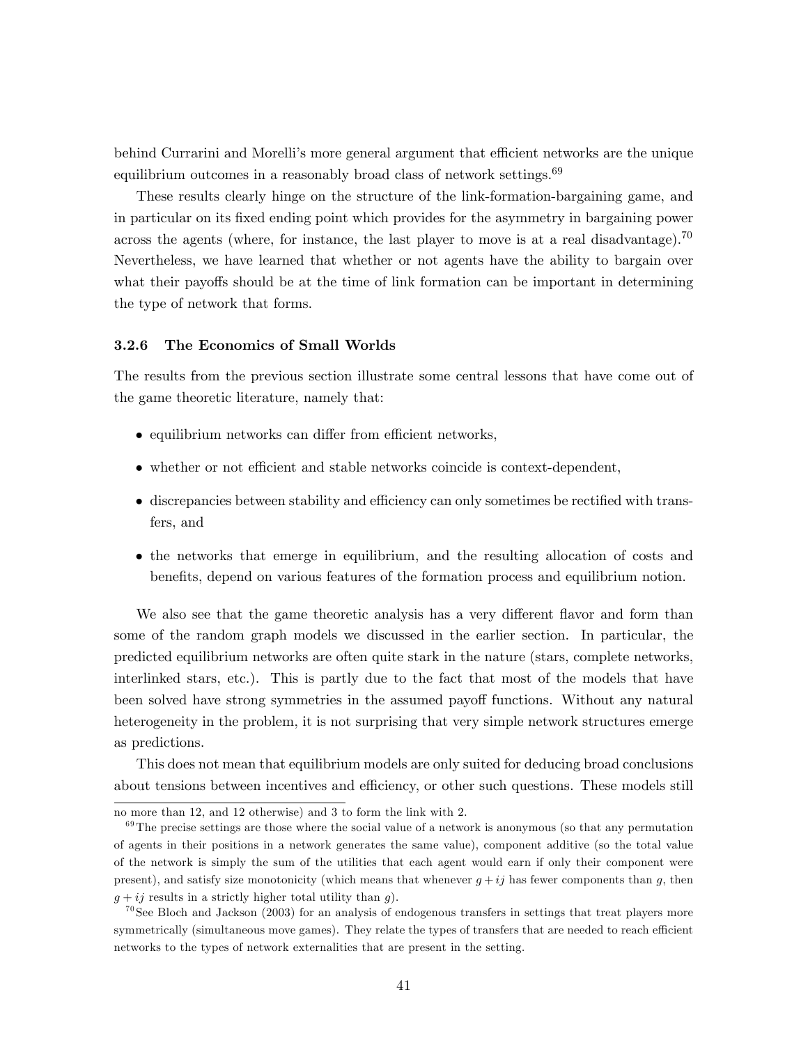behind Currarini and Morelli's more general argument that efficient networks are the unique equilibrium outcomes in a reasonably broad class of network settings.[69]

These results clearly hinge on the structure of the link-formation-bargaining game, and in particular on its fixed ending point which provides for the asymmetry in bargaining power across the agents (where, for instance, the last player to move is at a real disadvantage).[70] Nevertheless, we have learned that whether or not agents have the ability to bargain over what their payoffs should be at the time of link formation can be important in determining the type of network that forms.

### 3.2.6 The Economics of Small Worlds

The results from the previous section illustrate some central lessons that have come out of the game theoretic literature, namely that:

- equilibrium networks can differ from efficient networks,
- whether or not efficient and stable networks coincide is context-dependent,
- discrepancies between stability and efficiency can only sometimes be rectified with transfers, and
- the networks that emerge in equilibrium, and the resulting allocation of costs and benefits, depend on various features of the formation process and equilibrium notion.

We also see that the game theoretic analysis has a very different flavor and form than some of the random graph models we discussed in the earlier section. In particular, the predicted equilibrium networks are often quite stark in the nature (stars, complete networks, interlinked stars, etc.). This is partly due to the fact that most of the models that have been solved have strong symmetries in the assumed payoff functions. Without any natural heterogeneity in the problem, it is not surprising that very simple network structures emerge as predictions.

This does not mean that equilibrium models are only suited for deducing broad conclusions about tensions between incentives and efficiency, or other such questions. These models still

---

no more than 12, and 12 otherwise) and 3 to form the link with 2.

[69] The precise settings are those where the social value of a network is anonymous (so that any permutation of agents in their positions in a network generates the same value), component additive (so the total value of the network is simply the sum of the utilities that each agent would earn if only their component were present), and satisfy size monotonicity (which means that whenever $g + ij$ has fewer components than $g$, then $g + ij$ results in a strictly higher total utility than $g$).

[70] See Bloch and Jackson (2003) for an analysis of endogenous transfers in settings that treat players more symmetrically (simultaneous move games). They relate the types of transfers that are needed to reach efficient networks to the types of network externalities that are present in the setting.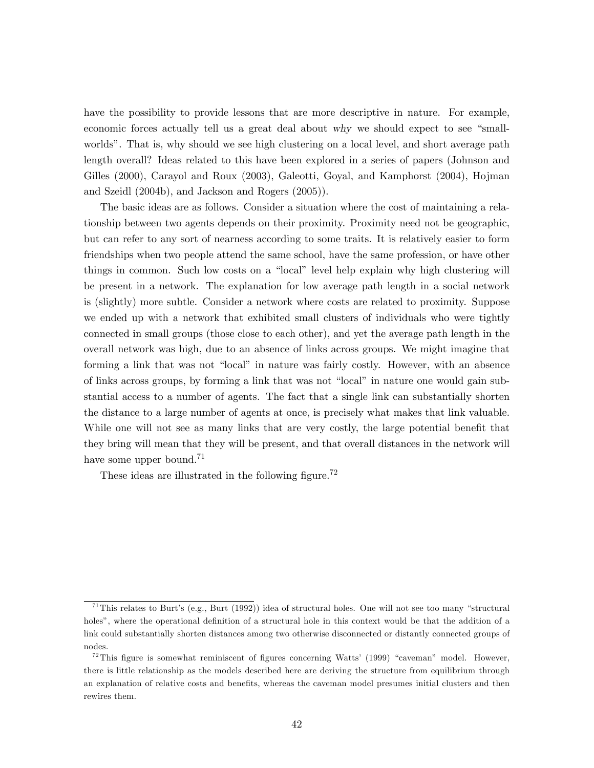have the possibility to provide lessons that are more descriptive in nature. For example, economic forces actually tell us a great deal about *why* we should expect to see "small-worlds". That is, why should we see high clustering on a local level, and short average path length overall? Ideas related to this have been explored in a series of papers (Johnson and Gilles (2000), Carayol and Roux (2003), Galeotti, Goyal, and Kamphorst (2004), Hojman and Szeidl (2004b), and Jackson and Rogers (2005)).

The basic ideas are as follows. Consider a situation where the cost of maintaining a relationship between two agents depends on their proximity. Proximity need not be geographic, but can refer to any sort of nearness according to some traits. It is relatively easier to form friendships when two people attend the same school, have the same profession, or have other things in common. Such low costs on a "local" level help explain why high clustering will be present in a network. The explanation for low average path length in a social network is (slightly) more subtle. Consider a network where costs are related to proximity. Suppose we ended up with a network that exhibited small clusters of individuals who were tightly connected in small groups (those close to each other), and yet the average path length in the overall network was high, due to an absence of links across groups. We might imagine that forming a link that was not "local" in nature was fairly costly. However, with an absence of links across groups, by forming a link that was not "local" in nature one would gain substantial access to a number of agents. The fact that a single link can substantially shorten the distance to a large number of agents at once, is precisely what makes that link valuable. While one will not see as many links that are very costly, the large potential benefit that they bring will mean that they will be present, and that overall distances in the network will have some upper bound.[71]

These ideas are illustrated in the following figure.[72]

[71] This relates to Burt's (e.g., Burt (1992)) idea of structural holes. One will not see too many "structural holes", where the operational definition of a structural hole in this context would be that the addition of a link could substantially shorten distances among two otherwise disconnected or distantly connected groups of nodes.

[72] This figure is somewhat reminiscent of figures concerning Watts' (1999) "caveman" model. However, there is little relationship as the models described here are deriving the structure from equilibrium through an explanation of relative costs and benefits, whereas the caveman model presumes initial clusters and then rewires them.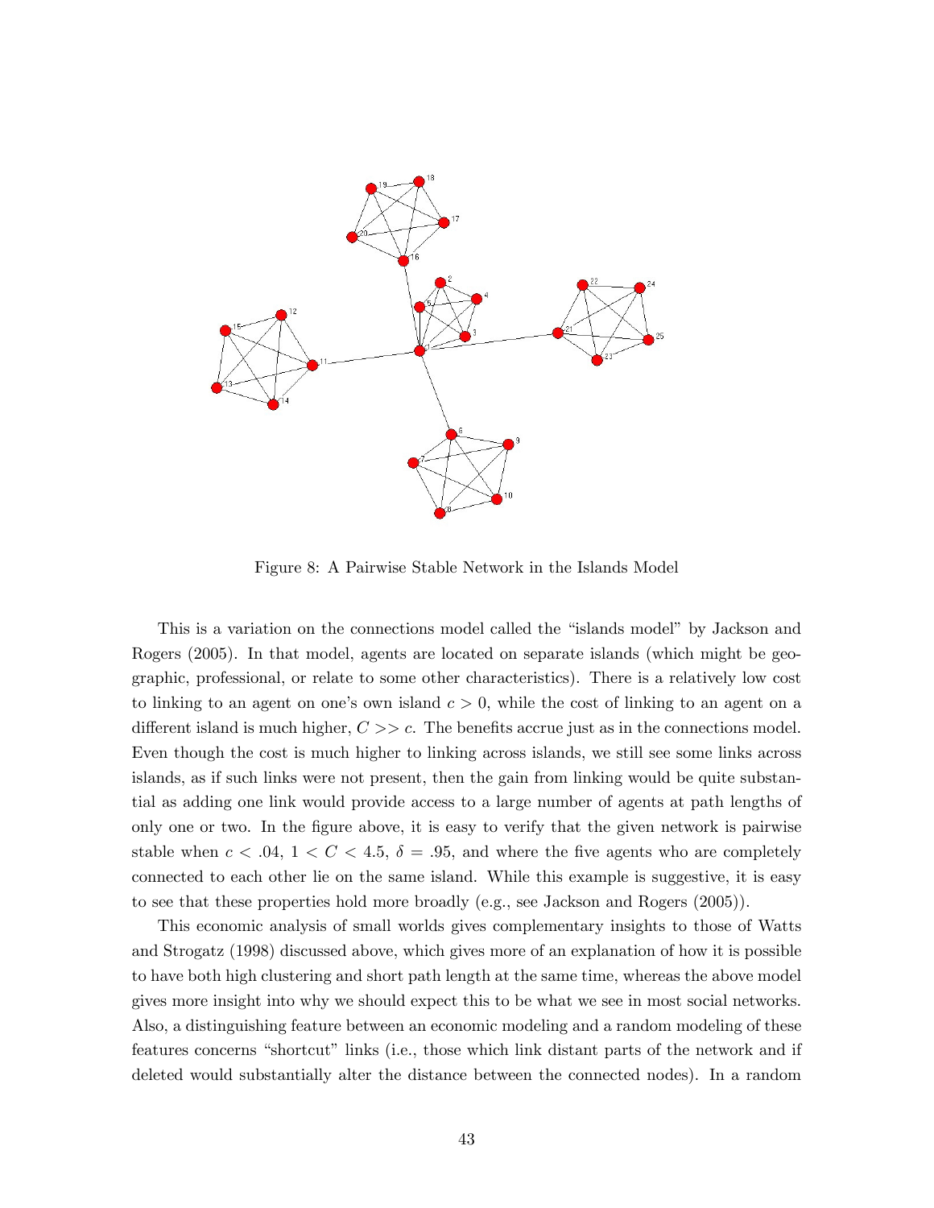Figure 8: A Pairwise Stable Network in the Islands Model

This is a variation on the connections model called the "islands model" by Jackson and Rogers (2005). In that model, agents are located on separate islands (which might be geographic, professional, or relate to some other characteristics). There is a relatively low cost to linking to an agent on one's own island $c > 0$, while the cost of linking to an agent on a different island is much higher, $C >> c$. The benefits accrue just as in the connections model. Even though the cost is much higher to linking across islands, we still see some links across islands, as if such links were not present, then the gain from linking would be quite substantial as adding one link would provide access to a large number of agents at path lengths of only one or two. In the figure above, it is easy to verify that the given network is pairwise stable when $c < .04$, $1 < C < 4.5$, $\delta = .95$, and where the five agents who are completely connected to each other lie on the same island. While this example is suggestive, it is easy to see that these properties hold more broadly (e.g., see Jackson and Rogers (2005)).

This economic analysis of small worlds gives complementary insights to those of Watts and Strogatz (1998) discussed above, which gives more of an explanation of how it is possible to have both high clustering and short path length at the same time, whereas the above model gives more insight into why we should expect this to be what we see in most social networks. Also, a distinguishing feature between an economic modeling and a random modeling of these features concerns "shortcut" links (i.e., those which link distant parts of the network and if deleted would substantially alter the distance between the connected nodes). In a random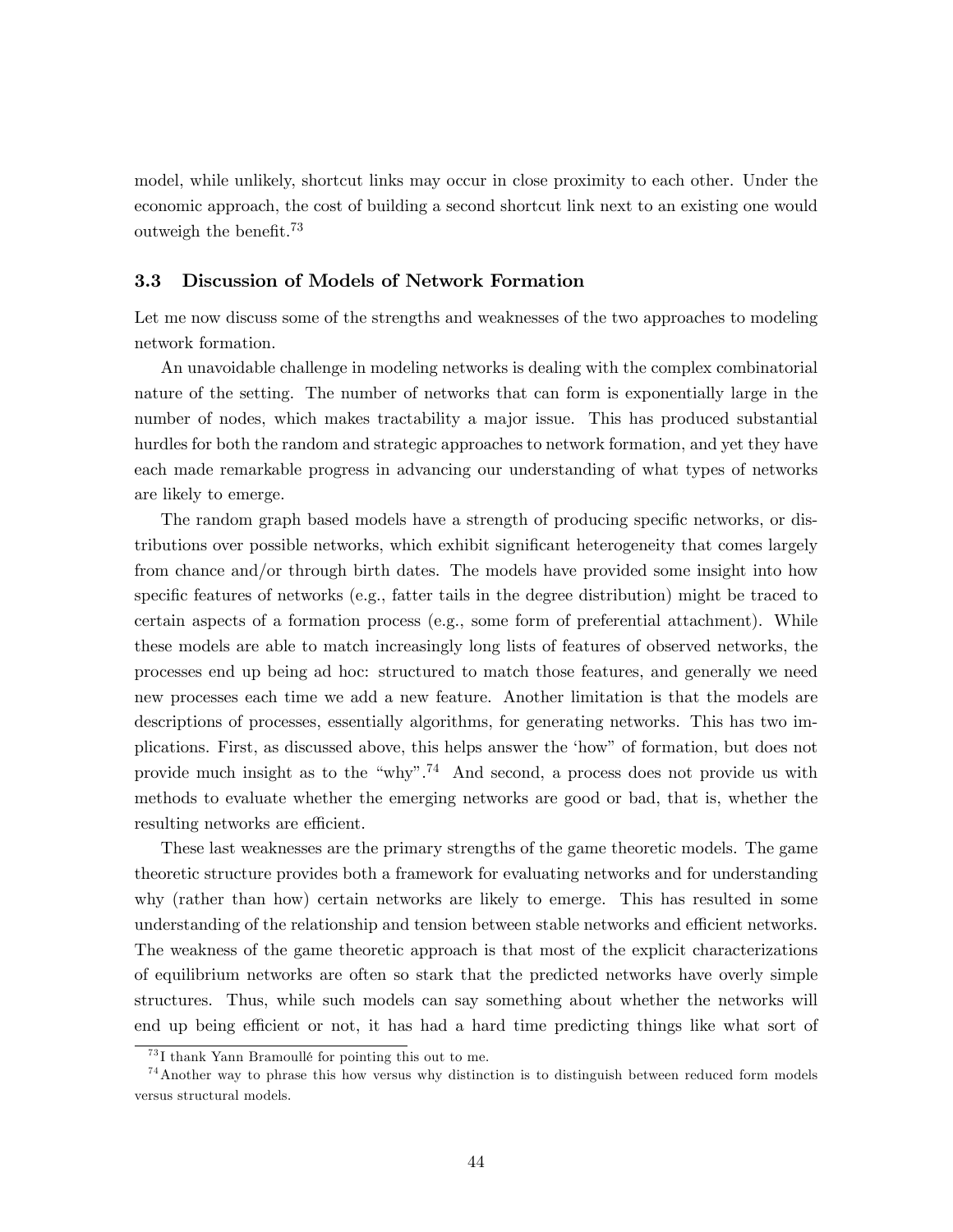model, while unlikely, shortcut links may occur in close proximity to each other. Under the economic approach, the cost of building a second shortcut link next to an existing one would outweigh the benefit.[73]

### 3.3 Discussion of Models of Network Formation

Let me now discuss some of the strengths and weaknesses of the two approaches to modeling network formation.

An unavoidable challenge in modeling networks is dealing with the complex combinatorial nature of the setting. The number of networks that can form is exponentially large in the number of nodes, which makes tractability a major issue. This has produced substantial hurdles for both the random and strategic approaches to network formation, and yet they have each made remarkable progress in advancing our understanding of what types of networks are likely to emerge.

The random graph based models have a strength of producing specific networks, or distributions over possible networks, which exhibit significant heterogeneity that comes largely from chance and/or through birth dates. The models have provided some insight into how specific features of networks (e.g., fatter tails in the degree distribution) might be traced to certain aspects of a formation process (e.g., some form of preferential attachment). While these models are able to match increasingly long lists of features of observed networks, the processes end up being ad hoc: structured to match those features, and generally we need new processes each time we add a new feature. Another limitation is that the models are descriptions of processes, essentially algorithms, for generating networks. This has two implications. First, as discussed above, this helps answer the 'how" of formation, but does not provide much insight as to the "why".[74] And second, a process does not provide us with methods to evaluate whether the emerging networks are good or bad, that is, whether the resulting networks are efficient.

These last weaknesses are the primary strengths of the game theoretic models. The game theoretic structure provides both a framework for evaluating networks and for understanding why (rather than how) certain networks are likely to emerge. This has resulted in some understanding of the relationship and tension between stable networks and efficient networks. The weakness of the game theoretic approach is that most of the explicit characterizations of equilibrium networks are often so stark that the predicted networks have overly simple structures. Thus, while such models can say something about whether the networks will end up being efficient or not, it has had a hard time predicting things like what sort of

[73] I thank Yann Bramoullé for pointing this out to me.

[74] Another way to phrase this how versus why distinction is to distinguish between reduced form models versus structural models.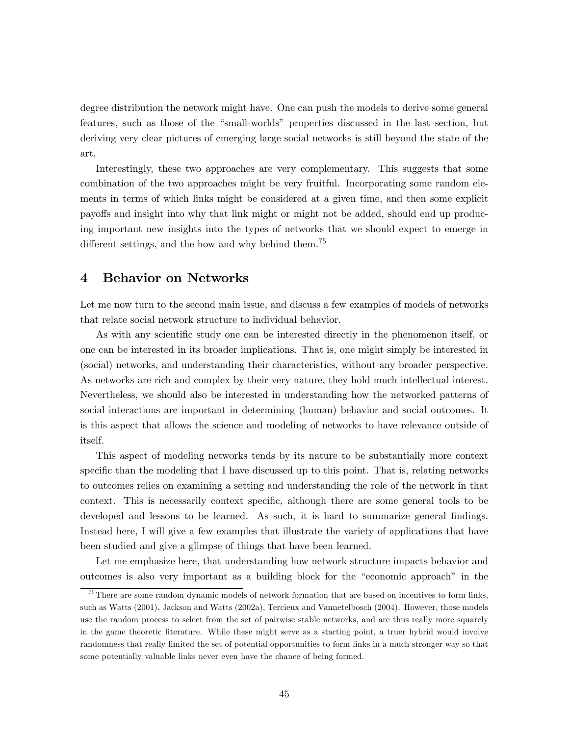degree distribution the network might have. One can push the models to derive some general features, such as those of the "small-worlds" properties discussed in the last section, but deriving very clear pictures of emerging large social networks is still beyond the state of the art.

Interestingly, these two approaches are very complementary. This suggests that some combination of the two approaches might be very fruitful. Incorporating some random elements in terms of which links might be considered at a given time, and then some explicit payoffs and insight into why that link might or might not be added, should end up producing important new insights into the types of networks that we should expect to emerge in different settings, and the how and why behind them.[75]

## 4 Behavior on Networks

Let me now turn to the second main issue, and discuss a few examples of models of networks that relate social network structure to individual behavior.

As with any scientific study one can be interested directly in the phenomenon itself, or one can be interested in its broader implications. That is, one might simply be interested in (social) networks, and understanding their characteristics, without any broader perspective. As networks are rich and complex by their very nature, they hold much intellectual interest. Nevertheless, we should also be interested in understanding how the networked patterns of social interactions are important in determining (human) behavior and social outcomes. It is this aspect that allows the science and modeling of networks to have relevance outside of itself.

This aspect of modeling networks tends by its nature to be substantially more context specific than the modeling that I have discussed up to this point. That is, relating networks to outcomes relies on examining a setting and understanding the role of the network in that context. This is necessarily context specific, although there are some general tools to be developed and lessons to be learned. As such, it is hard to summarize general findings. Instead here, I will give a few examples that illustrate the variety of applications that have been studied and give a glimpse of things that have been learned.

Let me emphasize here, that understanding how network structure impacts behavior and outcomes is also very important as a building block for the "economic approach" in the

[75] There are some random dynamic models of network formation that are based on incentives to form links, such as Watts (2001), Jackson and Watts (2002a), Tercieux and Vannetelbosch (2004). However, those models use the random process to select from the set of pairwise stable networks, and are thus really more squarely in the game theoretic literature. While these might serve as a starting point, a truer hybrid would involve randomness that really limited the set of potential opportunities to form links in a much stronger way so that some potentially valuable links never even have the chance of being formed.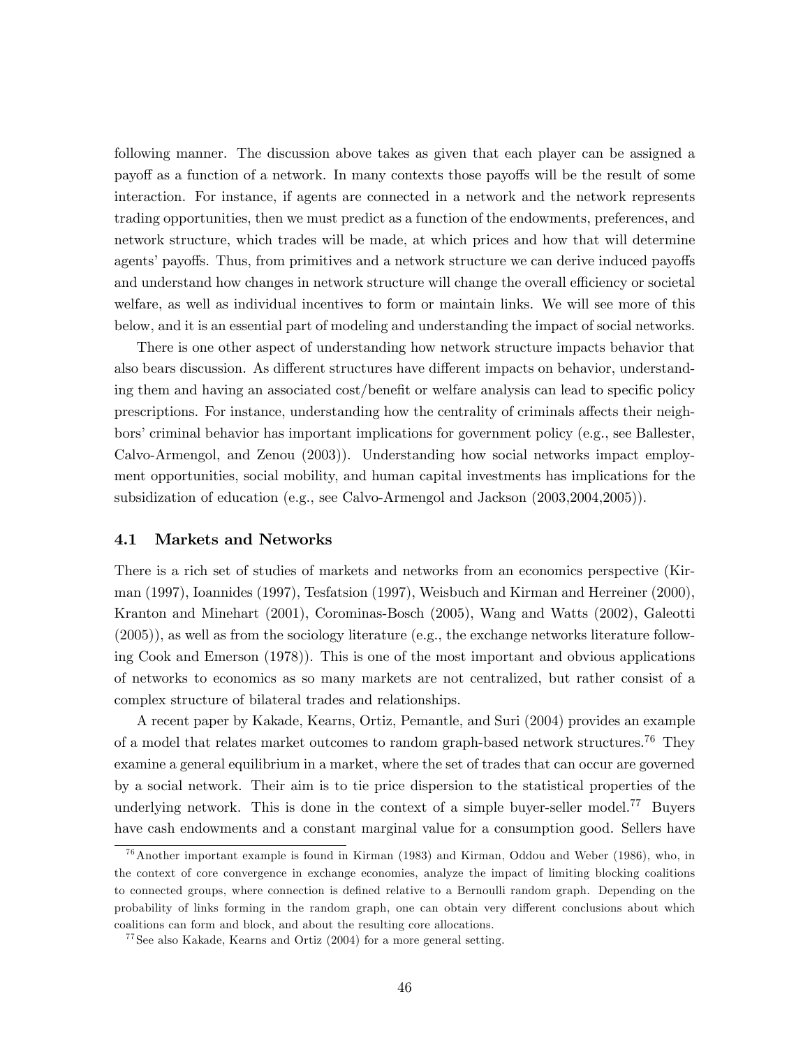following manner. The discussion above takes as given that each player can be assigned a payoff as a function of a network. In many contexts those payoffs will be the result of some interaction. For instance, if agents are connected in a network and the network represents trading opportunities, then we must predict as a function of the endowments, preferences, and network structure, which trades will be made, at which prices and how that will determine agents' payoffs. Thus, from primitives and a network structure we can derive induced payoffs and understand how changes in network structure will change the overall efficiency or societal welfare, as well as individual incentives to form or maintain links. We will see more of this below, and it is an essential part of modeling and understanding the impact of social networks.

There is one other aspect of understanding how network structure impacts behavior that also bears discussion. As different structures have different impacts on behavior, understanding them and having an associated cost/benefit or welfare analysis can lead to specific policy prescriptions. For instance, understanding how the centrality of criminals affects their neighbors' criminal behavior has important implications for government policy (e.g., see Ballester, Calvo-Armengol, and Zenou (2003)). Understanding how social networks impact employment opportunities, social mobility, and human capital investments has implications for the subsidization of education (e.g., see Calvo-Armengol and Jackson (2003,2004,2005)).

### 4.1 Markets and Networks

There is a rich set of studies of markets and networks from an economics perspective (Kirman (1997), Ioannides (1997), Tesfatsion (1997), Weisbuch and Kirman and Herreiner (2000), Kranton and Minehart (2001), Corominas-Bosch (2005), Wang and Watts (2002), Galeotti (2005)), as well as from the sociology literature (e.g., the exchange networks literature following Cook and Emerson (1978)). This is one of the most important and obvious applications of networks to economics as so many markets are not centralized, but rather consist of a complex structure of bilateral trades and relationships.

A recent paper by Kakade, Kearns, Ortiz, Pemantle, and Suri (2004) provides an example of a model that relates market outcomes to random graph-based network structures.[76] They examine a general equilibrium in a market, where the set of trades that can occur are governed by a social network. Their aim is to tie price dispersion to the statistical properties of the underlying network. This is done in the context of a simple buyer-seller model.[77] Buyers have cash endowments and a constant marginal value for a consumption good. Sellers have

[76] Another important example is found in Kirman (1983) and Kirman, Oddou and Weber (1986), who, in the context of core convergence in exchange economies, analyze the impact of limiting blocking coalitions to connected groups, where connection is defined relative to a Bernoulli random graph. Depending on the probability of links forming in the random graph, one can obtain very different conclusions about which coalitions can form and block, and about the resulting core allocations.

[77] See also Kakade, Kearns and Ortiz (2004) for a more general setting.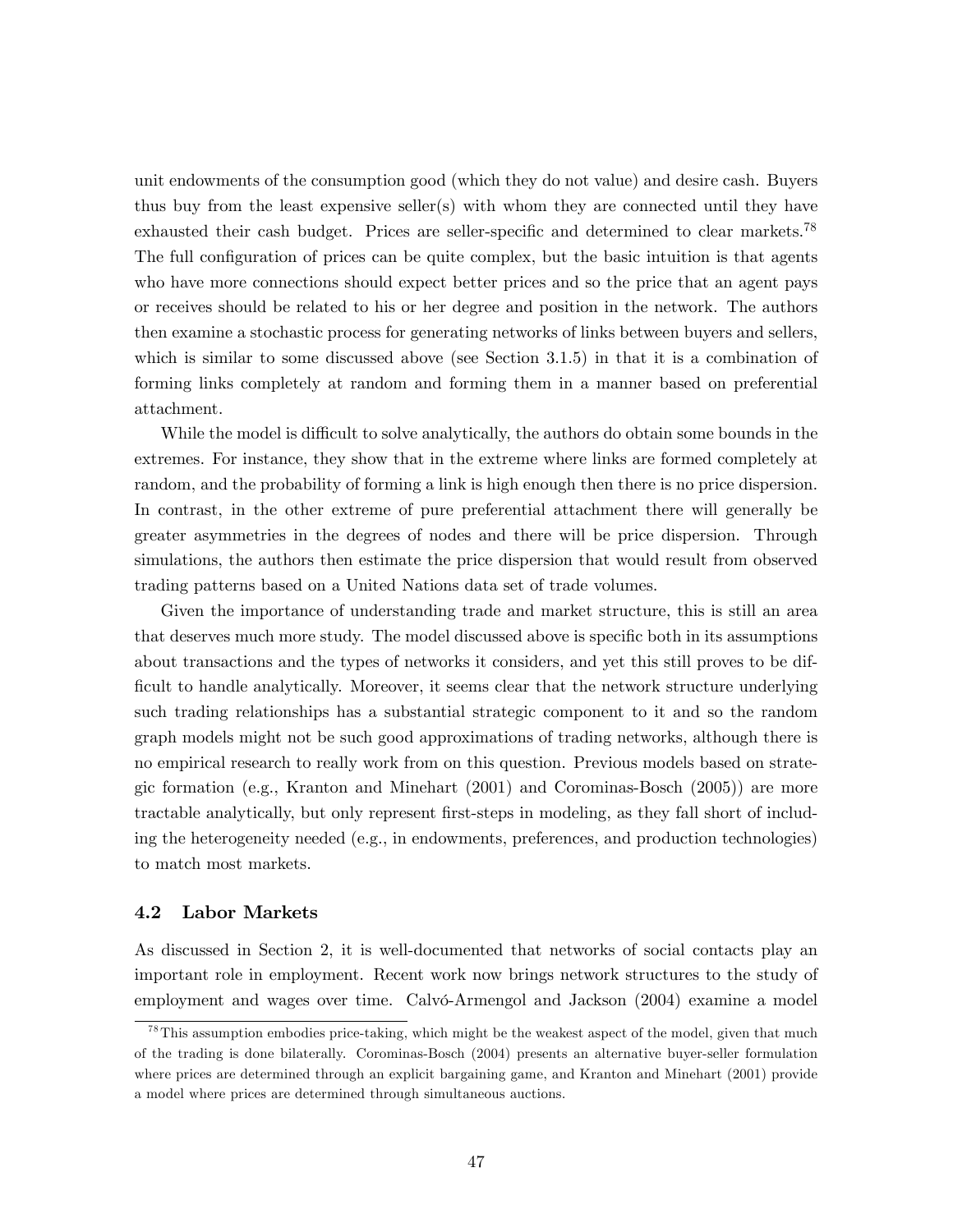unit endowments of the consumption good (which they do not value) and desire cash. Buyers thus buy from the least expensive seller(s) with whom they are connected until they have exhausted their cash budget. Prices are seller-specific and determined to clear markets.[78] The full configuration of prices can be quite complex, but the basic intuition is that agents who have more connections should expect better prices and so the price that an agent pays or receives should be related to his or her degree and position in the network. The authors then examine a stochastic process for generating networks of links between buyers and sellers, which is similar to some discussed above (see Section 3.1.5) in that it is a combination of forming links completely at random and forming them in a manner based on preferential attachment.

While the model is difficult to solve analytically, the authors do obtain some bounds in the extremes. For instance, they show that in the extreme where links are formed completely at random, and the probability of forming a link is high enough then there is no price dispersion. In contrast, in the other extreme of pure preferential attachment there will generally be greater asymmetries in the degrees of nodes and there will be price dispersion. Through simulations, the authors then estimate the price dispersion that would result from observed trading patterns based on a United Nations data set of trade volumes.

Given the importance of understanding trade and market structure, this is still an area that deserves much more study. The model discussed above is specific both in its assumptions about transactions and the types of networks it considers, and yet this still proves to be difficult to handle analytically. Moreover, it seems clear that the network structure underlying such trading relationships has a substantial strategic component to it and so the random graph models might not be such good approximations of trading networks, although there is no empirical research to really work from on this question. Previous models based on strategic formation (e.g., Kranton and Minehart (2001) and Corominas-Bosch (2005)) are more tractable analytically, but only represent first-steps in modeling, as they fall short of including the heterogeneity needed (e.g., in endowments, preferences, and production technologies) to match most markets.

### 4.2 Labor Markets

As discussed in Section 2, it is well-documented that networks of social contacts play an important role in employment. Recent work now brings network structures to the study of employment and wages over time. Calvó-Armengol and Jackson (2004) examine a model

[78] This assumption embodies price-taking, which might be the weakest aspect of the model, given that much of the trading is done bilaterally. Corominas-Bosch (2004) presents an alternative buyer-seller formulation where prices are determined through an explicit bargaining game, and Kranton and Minehart (2001) provide a model where prices are determined through simultaneous auctions.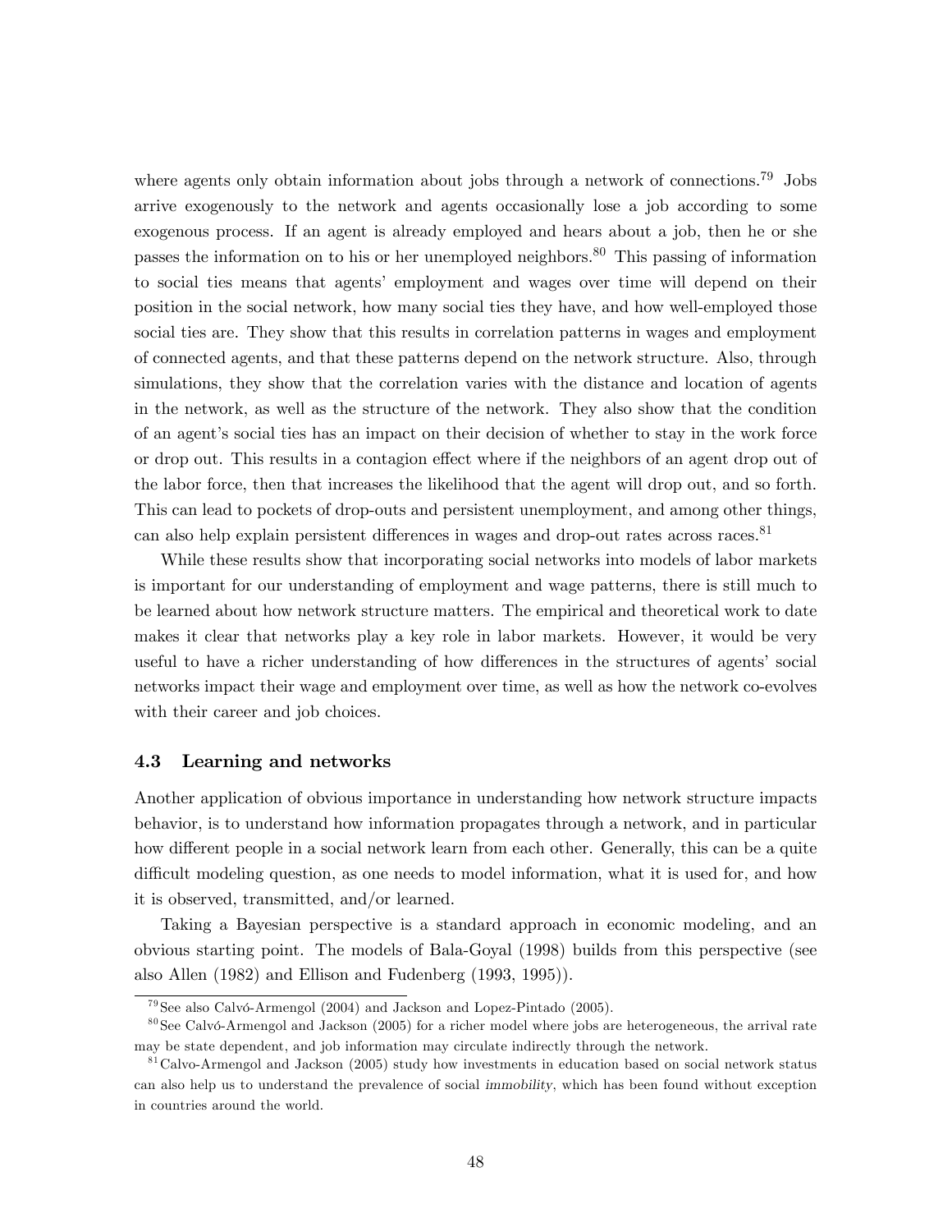where agents only obtain information about jobs through a network of connections.[79] Jobs arrive exogenously to the network and agents occasionally lose a job according to some exogenous process. If an agent is already employed and hears about a job, then he or she passes the information on to his or her unemployed neighbors.[80] This passing of information to social ties means that agents' employment and wages over time will depend on their position in the social network, how many social ties they have, and how well-employed those social ties are. They show that this results in correlation patterns in wages and employment of connected agents, and that these patterns depend on the network structure. Also, through simulations, they show that the correlation varies with the distance and location of agents in the network, as well as the structure of the network. They also show that the condition of an agent's social ties has an impact on their decision of whether to stay in the work force or drop out. This results in a contagion effect where if the neighbors of an agent drop out of the labor force, then that increases the likelihood that the agent will drop out, and so forth. This can lead to pockets of drop-outs and persistent unemployment, and among other things, can also help explain persistent differences in wages and drop-out rates across races.[81]

While these results show that incorporating social networks into models of labor markets is important for our understanding of employment and wage patterns, there is still much to be learned about how network structure matters. The empirical and theoretical work to date makes it clear that networks play a key role in labor markets. However, it would be very useful to have a richer understanding of how differences in the structures of agents' social networks impact their wage and employment over time, as well as how the network co-evolves with their career and job choices.

### 4.3 Learning and networks

Another application of obvious importance in understanding how network structure impacts behavior, is to understand how information propagates through a network, and in particular how different people in a social network learn from each other. Generally, this can be a quite difficult modeling question, as one needs to model information, what it is used for, and how it is observed, transmitted, and/or learned.

Taking a Bayesian perspective is a standard approach in economic modeling, and an obvious starting point. The models of Bala-Goyal (1998) builds from this perspective (see also Allen (1982) and Ellison and Fudenberg (1993, 1995)).

[79] See also Calvó-Armengol (2004) and Jackson and Lopez-Pintado (2005).

[80] See Calvó-Armengol and Jackson (2005) for a richer model where jobs are heterogeneous, the arrival rate may be state dependent, and job information may circulate indirectly through the network.

[81] Calvo-Armengol and Jackson (2005) study how investments in education based on social network status can also help us to understand the prevalence of social *immobility*, which has been found without exception in countries around the world.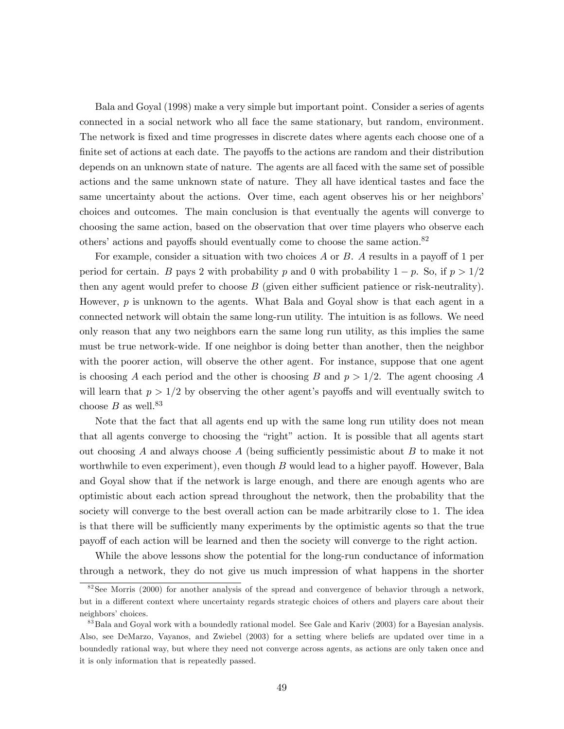Bala and Goyal (1998) make a very simple but important point. Consider a series of agents connected in a social network who all face the same stationary, but random, environment. The network is fixed and time progresses in discrete dates where agents each choose one of a finite set of actions at each date. The payoffs to the actions are random and their distribution depends on an unknown state of nature. The agents are all faced with the same set of possible actions and the same unknown state of nature. They all have identical tastes and face the same uncertainty about the actions. Over time, each agent observes his or her neighbors' choices and outcomes. The main conclusion is that eventually the agents will converge to choosing the same action, based on the observation that over time players who observe each others' actions and payoffs should eventually come to choose the same action.[82]

For example, consider a situation with two choices $A$ or $B$. $A$ results in a payoff of 1 per period for certain. $B$ pays 2 with probability $p$ and 0 with probability $1-p$. So, if $p > 1/2$ then any agent would prefer to choose $B$ (given either sufficient patience or risk-neutrality). However, $p$ is unknown to the agents. What Bala and Goyal show is that each agent in a connected network will obtain the same long-run utility. The intuition is as follows. We need only reason that any two neighbors earn the same long run utility, as this implies the same must be true network-wide. If one neighbor is doing better than another, then the neighbor with the poorer action, will observe the other agent. For instance, suppose that one agent is choosing $A$ each period and the other is choosing $B$ and $p > 1/2$. The agent choosing $A$ will learn that $p > 1/2$ by observing the other agent's payoffs and will eventually switch to choose $B$ as well.[83]

Note that the fact that all agents end up with the same long run utility does not mean that all agents converge to choosing the "right" action. It is possible that all agents start out choosing $A$ and always choose $A$ (being sufficiently pessimistic about $B$ to make it not worthwhile to even experiment), even though $B$ would lead to a higher payoff. However, Bala and Goyal show that if the network is large enough, and there are enough agents who are optimistic about each action spread throughout the network, then the probability that the society will converge to the best overall action can be made arbitrarily close to 1. The idea is that there will be sufficiently many experiments by the optimistic agents so that the true payoff of each action will be learned and then the society will converge to the right action.

While the above lessons show the potential for the long-run conductance of information through a network, they do not give us much impression of what happens in the shorter

[82] See Morris (2000) for another analysis of the spread and convergence of behavior through a network, but in a different context where uncertainty regards strategic choices of others and players care about their neighbors' choices.

[83] Bala and Goyal work with a boundedly rational model. See Gale and Kariv (2003) for a Bayesian analysis. Also, see DeMarzo, Vayanos, and Zwiebel (2003) for a setting where beliefs are updated over time in a boundedly rational way, but where they need not converge across agents, as actions are only taken once and it is only information that is repeatedly passed.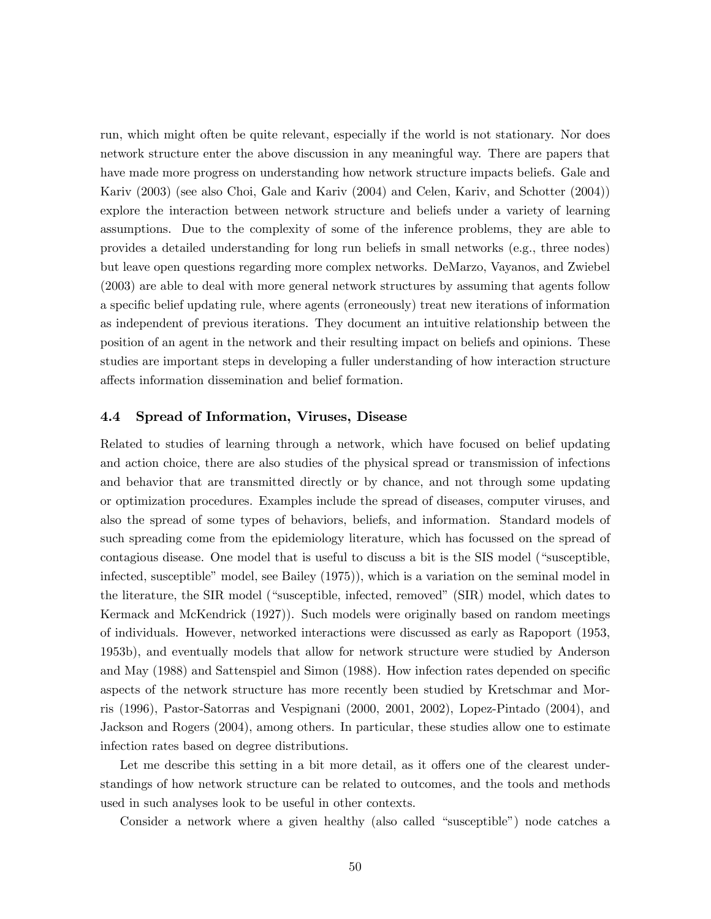run, which might often be quite relevant, especially if the world is not stationary. Nor does network structure enter the above discussion in any meaningful way. There are papers that have made more progress on understanding how network structure impacts beliefs. Gale and Kariv (2003) (see also Choi, Gale and Kariv (2004) and Celen, Kariv, and Schotter (2004)) explore the interaction between network structure and beliefs under a variety of learning assumptions. Due to the complexity of some of the inference problems, they are able to provides a detailed understanding for long run beliefs in small networks (e.g., three nodes) but leave open questions regarding more complex networks. DeMarzo, Vayanos, and Zwiebel (2003) are able to deal with more general network structures by assuming that agents follow a specific belief updating rule, where agents (erroneously) treat new iterations of information as independent of previous iterations. They document an intuitive relationship between the position of an agent in the network and their resulting impact on beliefs and opinions. These studies are important steps in developing a fuller understanding of how interaction structure affects information dissemination and belief formation.

### 4.4 Spread of Information, Viruses, Disease

Related to studies of learning through a network, which have focused on belief updating and action choice, there are also studies of the physical spread or transmission of infections and behavior that are transmitted directly or by chance, and not through some updating or optimization procedures. Examples include the spread of diseases, computer viruses, and also the spread of some types of behaviors, beliefs, and information. Standard models of such spreading come from the epidemiology literature, which has focussed on the spread of contagious disease. One model that is useful to discuss a bit is the SIS model ("susceptible, infected, susceptible" model, see Bailey (1975)), which is a variation on the seminal model in the literature, the SIR model ("susceptible, infected, removed" (SIR) model, which dates to Kermack and McKendrick (1927)). Such models were originally based on random meetings of individuals. However, networked interactions were discussed as early as Rapoport (1953, 1953b), and eventually models that allow for network structure were studied by Anderson and May (1988) and Sattenspiel and Simon (1988). How infection rates depended on specific aspects of the network structure has more recently been studied by Kretschmar and Morris (1996), Pastor-Satorras and Vespignani (2000, 2001, 2002), Lopez-Pintado (2004), and Jackson and Rogers (2004), among others. In particular, these studies allow one to estimate infection rates based on degree distributions.

Let me describe this setting in a bit more detail, as it offers one of the clearest understandings of how network structure can be related to outcomes, and the tools and methods used in such analyses look to be useful in other contexts.

Consider a network where a given healthy (also called "susceptible") node catches a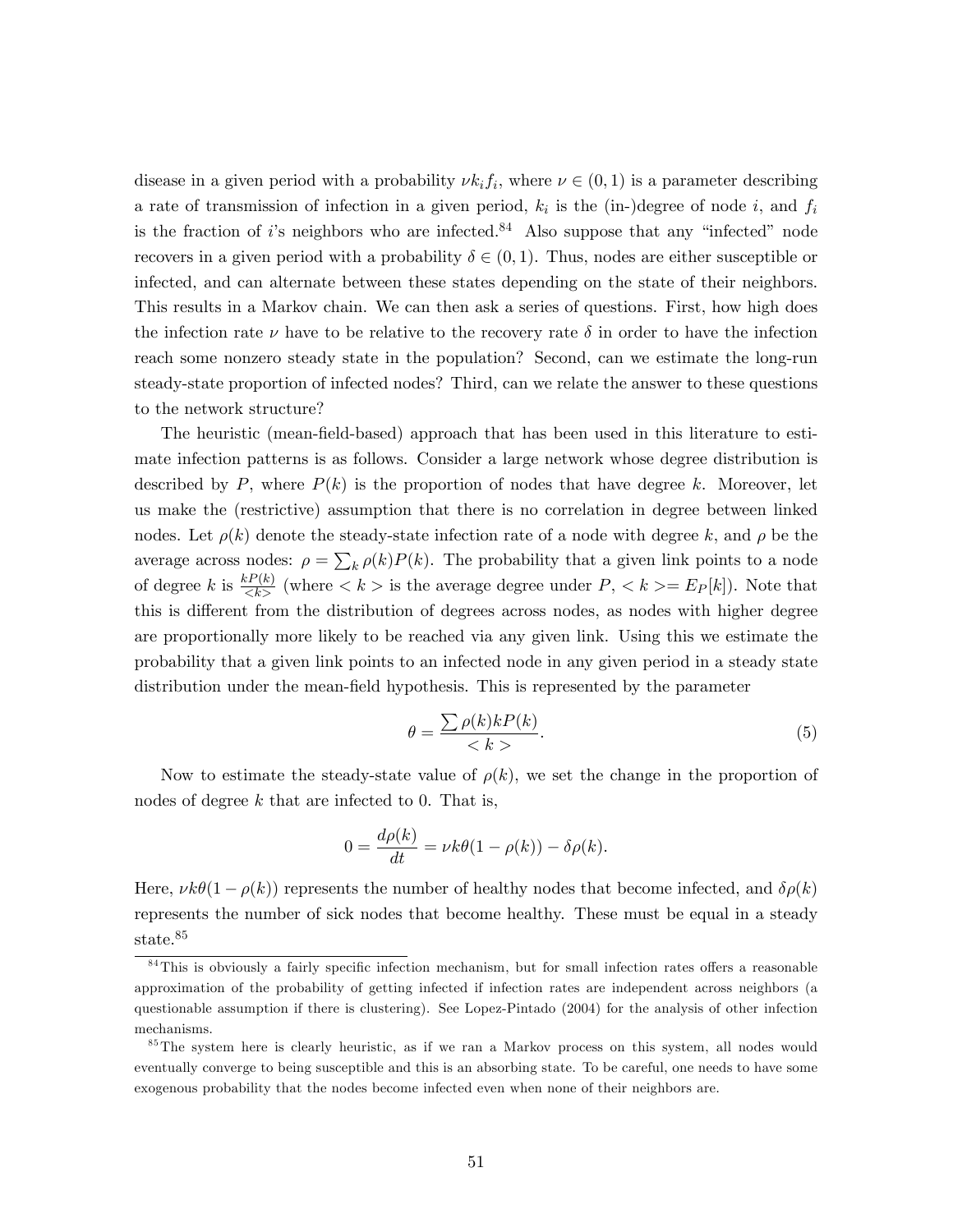disease in a given period with a probability $\nu k_i f_i$, where $\nu \in (0,1)$ is a parameter describing a rate of transmission of infection in a given period, $k_i$ is the (in-)degree of node $i$, and $f_i$ is the fraction of $i$'s neighbors who are infected.[84] Also suppose that any "infected" node recovers in a given period with a probability $\delta \in (0,1)$. Thus, nodes are either susceptible or infected, and can alternate between these states depending on the state of their neighbors. This results in a Markov chain. We can then ask a series of questions. First, how high does the infection rate $\nu$ have to be relative to the recovery rate $\delta$ in order to have the infection reach some nonzero steady state in the population? Second, can we estimate the long-run steady-state proportion of infected nodes? Third, can we relate the answer to these questions to the network structure?

The heuristic (mean-field-based) approach that has been used in this literature to estimate infection patterns is as follows. Consider a large network whose degree distribution is described by $P$, where $P(k)$ is the proportion of nodes that have degree $k$. Moreover, let us make the (restrictive) assumption that there is no correlation in degree between linked nodes. Let $\rho(k)$ denote the steady-state infection rate of a node with degree $k$, and $\rho$ be the average across nodes: $\rho = \sum_k \rho(k)P(k)$. The probability that a given link points to a node of degree $k$ is $\frac{kP(k)}{<k>}$ (where $<k>$ is the average degree under $P$, $<k>= E_P[k]$). Note that this is different from the distribution of degrees across nodes, as nodes with higher degree are proportionally more likely to be reached via any given link. Using this we estimate the probability that a given link points to an infected node in any given period in a steady state distribution under the mean-field hypothesis. This is represented by the parameter

$$\theta = \frac{\sum \rho(k)kP(k)}{<k>}. \tag{5}$$

Now to estimate the steady-state value of $\rho(k)$, we set the change in the proportion of nodes of degree $k$ that are infected to 0. That is,

$$0 = \frac{d\rho(k)}{dt} = \nu k\theta(1-\rho(k)) - \delta\rho(k).$$

Here, $\nu k\theta(1-\rho(k))$ represents the number of healthy nodes that become infected, and $\delta\rho(k)$ represents the number of sick nodes that become healthy. These must be equal in a steady state.[85]

[84] This is obviously a fairly specific infection mechanism, but for small infection rates offers a reasonable approximation of the probability of getting infected if infection rates are independent across neighbors (a questionable assumption if there is clustering). See Lopez-Pintado (2004) for the analysis of other infection mechanisms.

[85] The system here is clearly heuristic, as if we ran a Markov process on this system, all nodes would eventually converge to being susceptible and this is an absorbing state. To be careful, one needs to have some exogenous probability that the nodes become infected even when none of their neighbors are.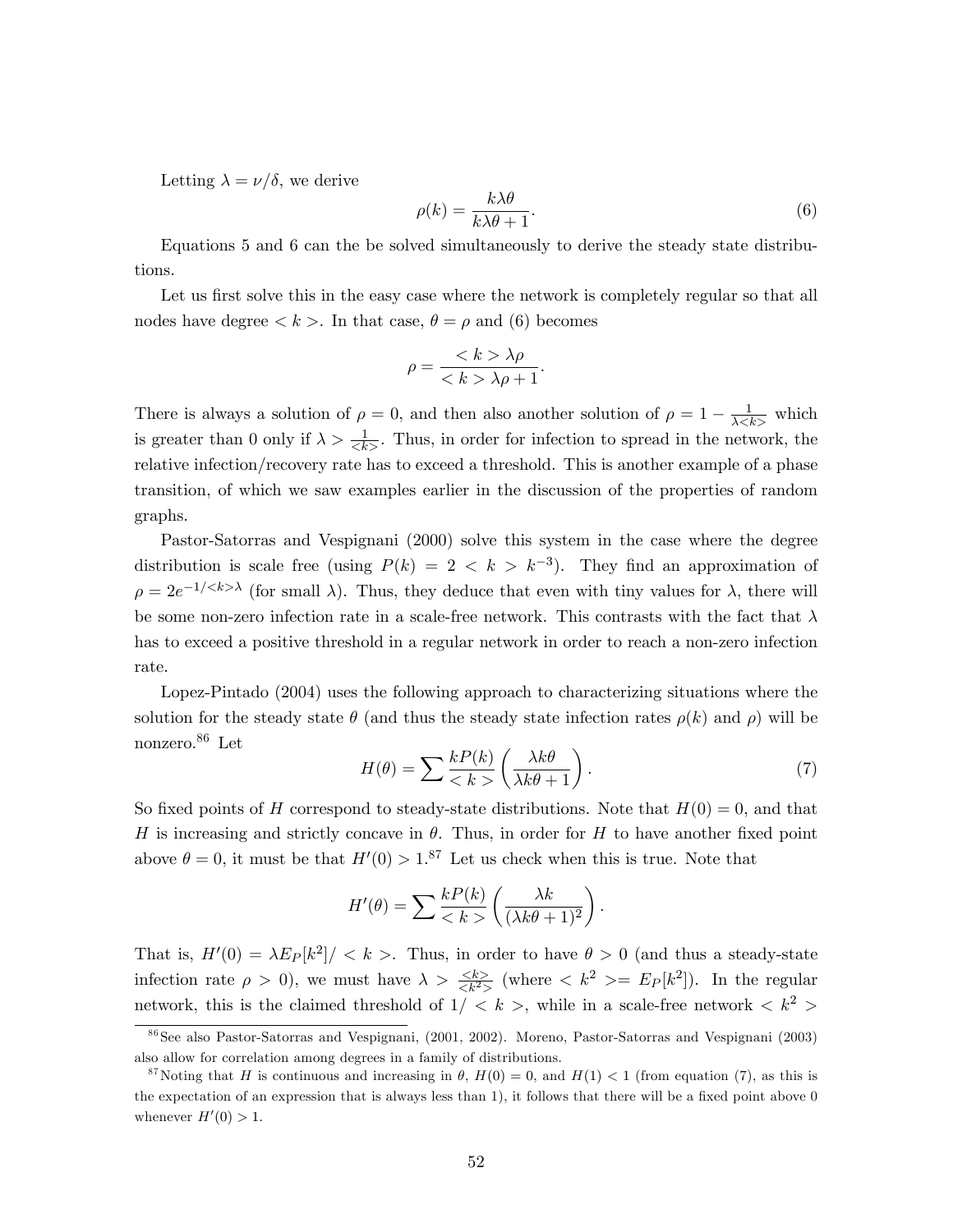Letting $\lambda = \nu/\delta$, we derive

$$\rho(k) = \frac{k\lambda\theta}{k\lambda\theta + 1}. \tag{6}$$

Equations 5 and 6 can the be solved simultaneously to derive the steady state distributions.

Let us first solve this in the easy case where the network is completely regular so that all nodes have degree $< k >$. In that case, $\theta = \rho$ and (6) becomes

$$\rho = \frac{< k > \lambda\rho}{< k > \lambda\rho + 1}.$$

There is always a solution of $\rho = 0$, and then also another solution of $\rho = 1 - \frac{1}{\lambda < k >}$ which is greater than 0 only if $\lambda > \frac{1}{< k >}$. Thus, in order for infection to spread in the network, the relative infection/recovery rate has to exceed a threshold. This is another example of a phase transition, of which we saw examples earlier in the discussion of the properties of random graphs.

Pastor-Satorras and Vespignani (2000) solve this system in the case where the degree distribution is scale free (using $P(k) = 2 < k > k^{-3}$). They find an approximation of $\rho = 2e^{-1/< k >\lambda}$ (for small $\lambda$). Thus, they deduce that even with tiny values for $\lambda$, there will be some non-zero infection rate in a scale-free network. This contrasts with the fact that $\lambda$ has to exceed a positive threshold in a regular network in order to reach a non-zero infection rate.

Lopez-Pintado (2004) uses the following approach to characterizing situations where the solution for the steady state $\theta$ (and thus the steady state infection rates $\rho(k)$ and $\rho$) will be nonzero.[86] Let

$$H(\theta) = \sum \frac{kP(k)}{< k >}\left(\frac{\lambda k\theta}{\lambda k\theta + 1}\right). \tag{7}$$

So fixed points of $H$ correspond to steady-state distributions. Note that $H(0) = 0$, and that $H$ is increasing and strictly concave in $\theta$. Thus, in order for $H$ to have another fixed point above $\theta = 0$, it must be that $H'(0) > 1$.[87] Let us check when this is true. Note that

$$H'(\theta) = \sum \frac{kP(k)}{< k >}\left(\frac{\lambda k}{(\lambda k\theta + 1)^2}\right).$$

That is, $H'(0) = \lambda E_P[k^2]/ < k >$. Thus, in order to have $\theta > 0$ (and thus a steady-state infection rate $\rho > 0$), we must have $\lambda > \frac{< k >}{< k^2 >}$ (where $< k^2 >= E_P[k^2]$). In the regular network, this is the claimed threshold of $1/ < k >$, while in a scale-free network $< k^2 >$

[86] See also Pastor-Satorras and Vespignani, (2001, 2002). Moreno, Pastor-Satorras and Vespignani (2003) also allow for correlation among degrees in a family of distributions.

[87] Noting that $H$ is continuous and increasing in $\theta$, $H(0) = 0$, and $H(1) < 1$ (from equation (7), as this is the expectation of an expression that is always less than 1), it follows that there will be a fixed point above 0 whenever $H'(0) > 1$.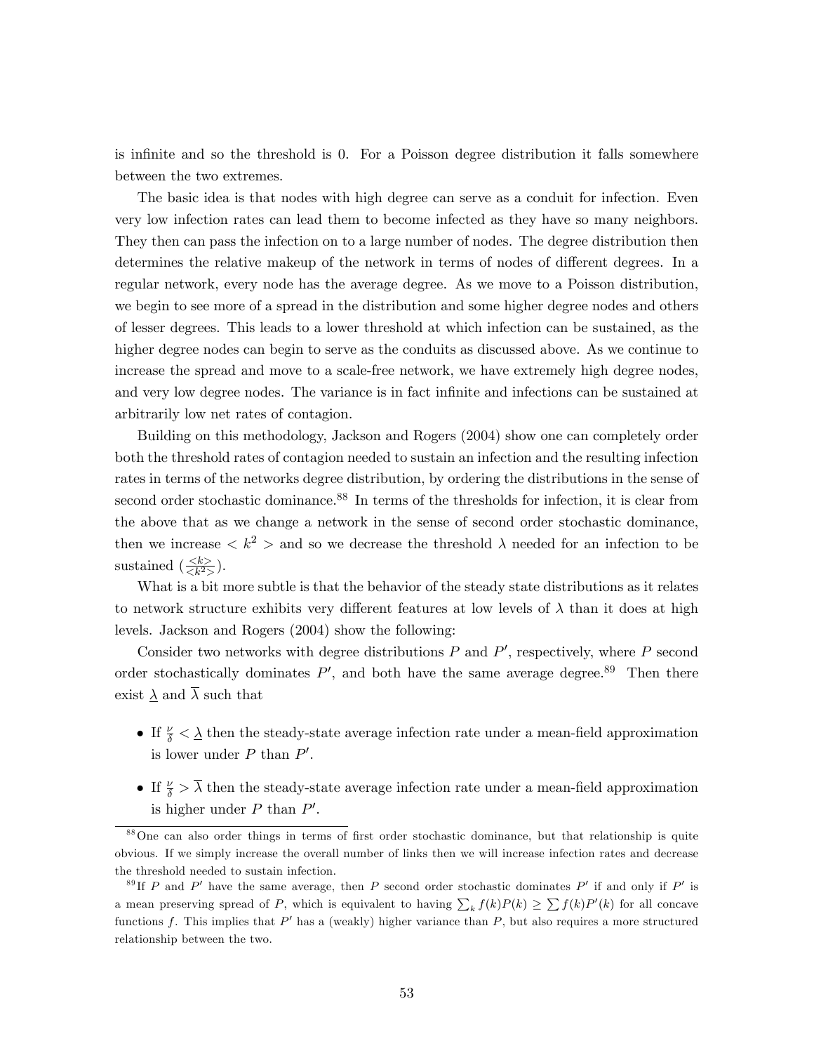is infinite and so the threshold is 0. For a Poisson degree distribution it falls somewhere between the two extremes.

The basic idea is that nodes with high degree can serve as a conduit for infection. Even very low infection rates can lead them to become infected as they have so many neighbors. They then can pass the infection on to a large number of nodes. The degree distribution then determines the relative makeup of the network in terms of nodes of different degrees. In a regular network, every node has the average degree. As we move to a Poisson distribution, we begin to see more of a spread in the distribution and some higher degree nodes and others of lesser degrees. This leads to a lower threshold at which infection can be sustained, as the higher degree nodes can begin to serve as the conduits as discussed above. As we continue to increase the spread and move to a scale-free network, we have extremely high degree nodes, and very low degree nodes. The variance is in fact infinite and infections can be sustained at arbitrarily low net rates of contagion.

Building on this methodology, Jackson and Rogers (2004) show one can completely order both the threshold rates of contagion needed to sustain an infection and the resulting infection rates in terms of the networks degree distribution, by ordering the distributions in the sense of second order stochastic dominance.[88] In terms of the thresholds for infection, it is clear from the above that as we change a network in the sense of second order stochastic dominance, then we increase $< k^2 >$ and so we decrease the threshold $\lambda$ needed for an infection to be sustained ($\frac{<k>}{<k^2>}$).

What is a bit more subtle is that the behavior of the steady state distributions as it relates to network structure exhibits very different features at low levels of $\lambda$ than it does at high levels. Jackson and Rogers (2004) show the following:

Consider two networks with degree distributions $P$ and $P'$, respectively, where $P$ second order stochastically dominates $P'$, and both have the same average degree.[89] Then there exist $\underline{\lambda}$ and $\overline{\lambda}$ such that

- If $\frac{\nu}{\delta} < \underline{\lambda}$ then the steady-state average infection rate under a mean-field approximation is lower under $P$ than $P'$.
- If $\frac{\nu}{\delta} > \overline{\lambda}$ then the steady-state average infection rate under a mean-field approximation is higher under $P$ than $P'$.

[88] One can also order things in terms of first order stochastic dominance, but that relationship is quite obvious. If we simply increase the overall number of links then we will increase infection rates and decrease the threshold needed to sustain infection.

[89] If $P$ and $P'$ have the same average, then $P$ second order stochastic dominates $P'$ if and only if $P'$ is a mean preserving spread of $P$, which is equivalent to having $\sum_k f(k)P(k) \geq \sum f(k)P'(k)$ for all concave functions $f$. This implies that $P'$ has a (weakly) higher variance than $P$, but also requires a more structured relationship between the two.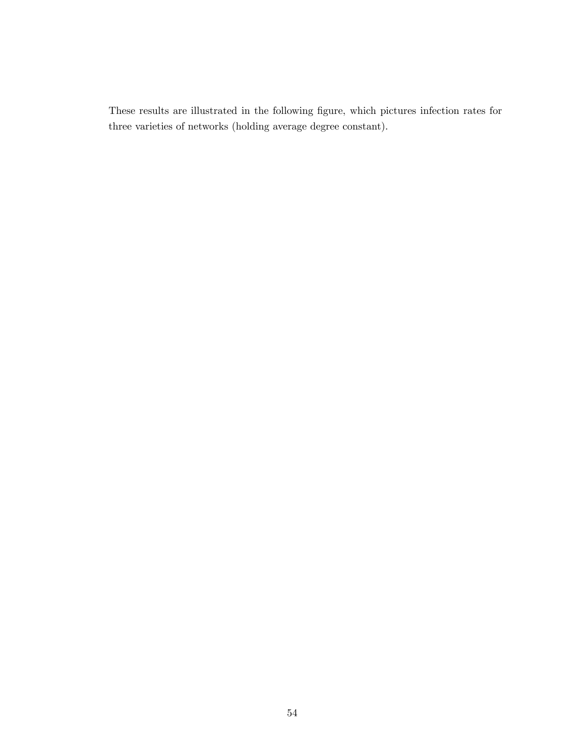These results are illustrated in the following figure, which pictures infection rates for three varieties of networks (holding average degree constant).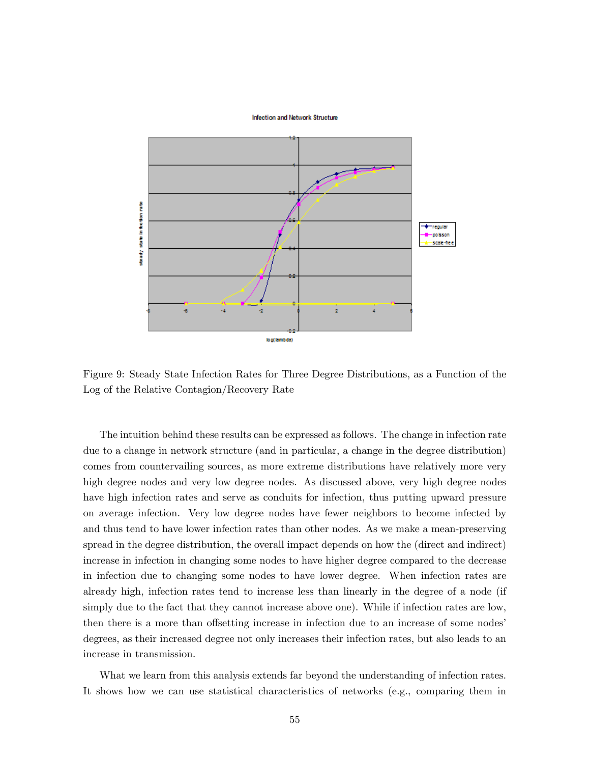Figure 9: Steady State Infection Rates for Three Degree Distributions, as a Function of the Log of the Relative Contagion/Recovery Rate

The intuition behind these results can be expressed as follows. The change in infection rate due to a change in network structure (and in particular, a change in the degree distribution) comes from countervailing sources, as more extreme distributions have relatively more very high degree nodes and very low degree nodes. As discussed above, very high degree nodes have high infection rates and serve as conduits for infection, thus putting upward pressure on average infection. Very low degree nodes have fewer neighbors to become infected by and thus tend to have lower infection rates than other nodes. As we make a mean-preserving spread in the degree distribution, the overall impact depends on how the (direct and indirect) increase in infection in changing some nodes to have higher degree compared to the decrease in infection due to changing some nodes to have lower degree. When infection rates are already high, infection rates tend to increase less than linearly in the degree of a node (if simply due to the fact that they cannot increase above one). While if infection rates are low, then there is a more than offsetting increase in infection due to an increase of some nodes' degrees, as their increased degree not only increases their infection rates, but also leads to an increase in transmission.

What we learn from this analysis extends far beyond the understanding of infection rates. It shows how we can use statistical characteristics of networks (e.g., comparing them in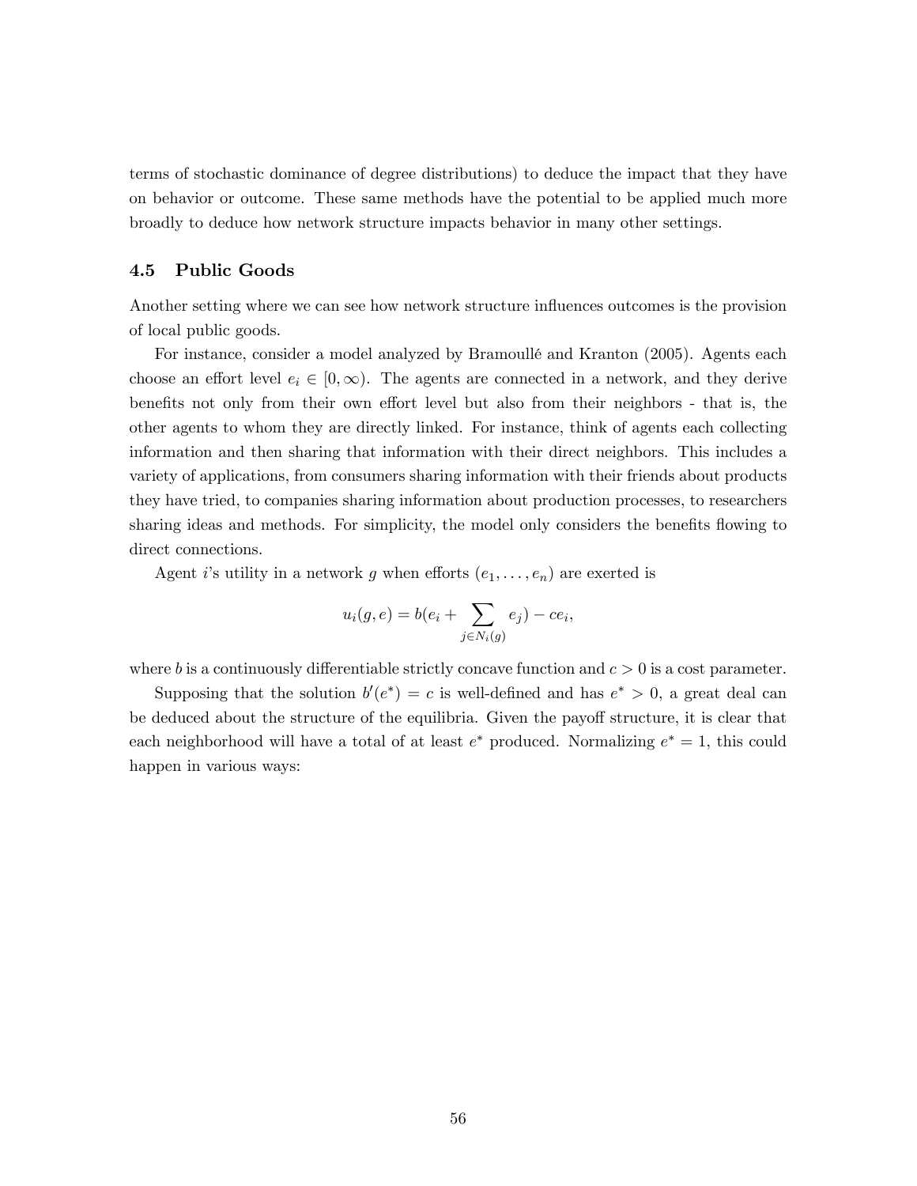terms of stochastic dominance of degree distributions) to deduce the impact that they have on behavior or outcome. These same methods have the potential to be applied much more broadly to deduce how network structure impacts behavior in many other settings.

### 4.5 Public Goods

Another setting where we can see how network structure influences outcomes is the provision of local public goods.

For instance, consider a model analyzed by Bramoullé and Kranton (2005). Agents each choose an effort level $e_i \in [0, \infty)$. The agents are connected in a network, and they derive benefits not only from their own effort level but also from their neighbors - that is, the other agents to whom they are directly linked. For instance, think of agents each collecting information and then sharing that information with their direct neighbors. This includes a variety of applications, from consumers sharing information with their friends about products they have tried, to companies sharing information about production processes, to researchers sharing ideas and methods. For simplicity, the model only considers the benefits flowing to direct connections.

Agent $i$'s utility in a network $g$ when efforts $(e_1, \ldots, e_n)$ are exerted is

$$u_i(g, e) = b(e_i + \sum_{j \in N_i(g)} e_j) - ce_i,$$

where $b$ is a continuously differentiable strictly concave function and $c > 0$ is a cost parameter.

Supposing that the solution $b'(e^*) = c$ is well-defined and has $e^* > 0$, a great deal can be deduced about the structure of the equilibria. Given the payoff structure, it is clear that each neighborhood will have a total of at least $e^*$ produced. Normalizing $e^* = 1$, this could happen in various ways: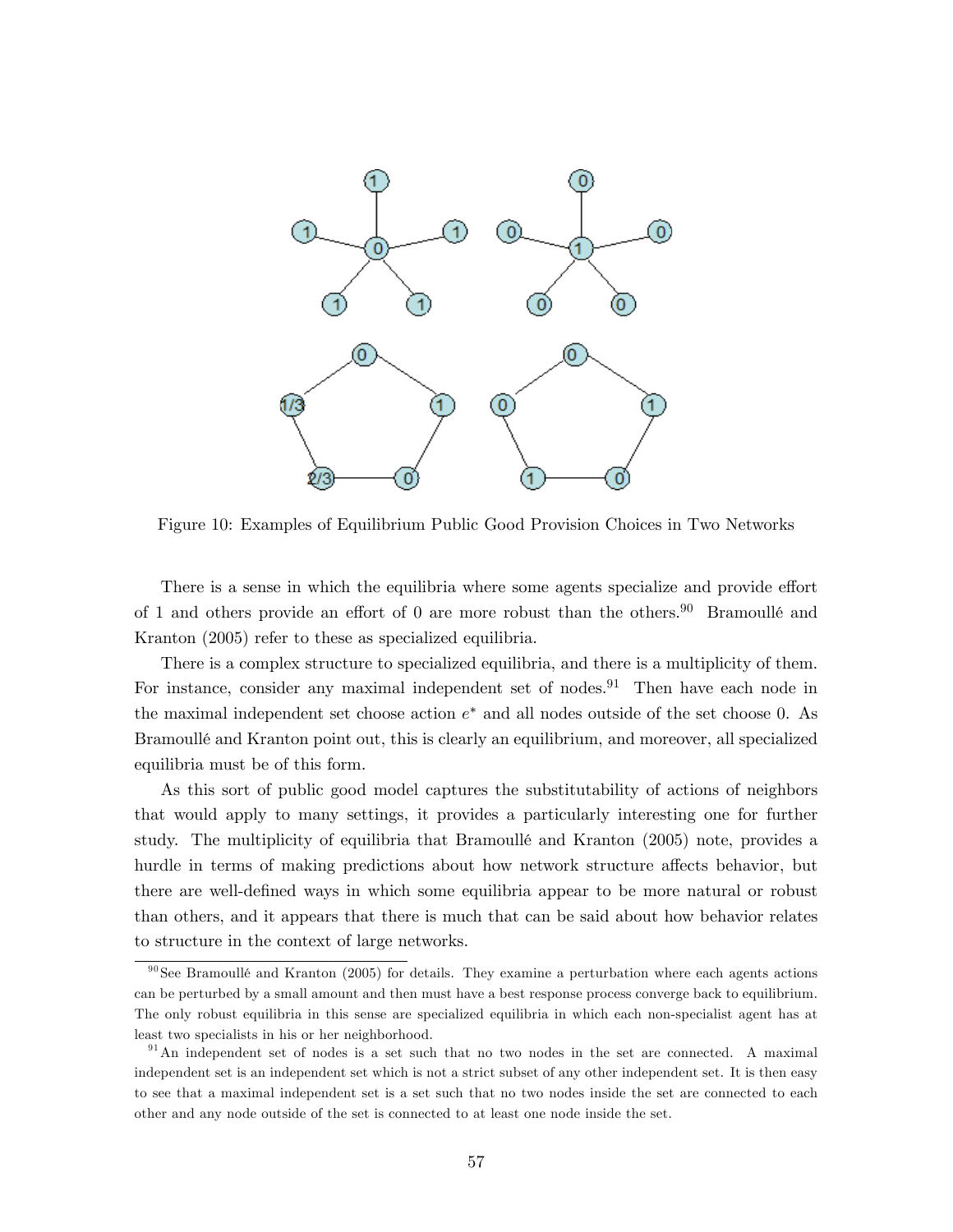Figure 10: Examples of Equilibrium Public Good Provision Choices in Two Networks

There is a sense in which the equilibria where some agents specialize and provide effort of 1 and others provide an effort of 0 are more robust than the others.[90] Bramoullé and Kranton (2005) refer to these as specialized equilibria.

There is a complex structure to specialized equilibria, and there is a multiplicity of them. For instance, consider any maximal independent set of nodes.[91] Then have each node in the maximal independent set choose action $e^*$ and all nodes outside of the set choose 0. As Bramoullé and Kranton point out, this is clearly an equilibrium, and moreover, all specialized equilibria must be of this form.

As this sort of public good model captures the substitutability of actions of neighbors that would apply to many settings, it provides a particularly interesting one for further study. The multiplicity of equilibria that Bramoullé and Kranton (2005) note, provides a hurdle in terms of making predictions about how network structure affects behavior, but there are well-defined ways in which some equilibria appear to be more natural or robust than others, and it appears that there is much that can be said about how behavior relates to structure in the context of large networks.

[90] See Bramoullé and Kranton (2005) for details. They examine a perturbation where each agents actions can be perturbed by a small amount and then must have a best response process converge back to equilibrium. The only robust equilibria in this sense are specialized equilibria in which each non-specialist agent has at least two specialists in his or her neighborhood.

[91] An independent set of nodes is a set such that no two nodes in the set are connected. A maximal independent set is an independent set which is not a strict subset of any other independent set. It is then easy to see that a maximal independent set is a set such that no two nodes inside the set are connected to each other and any node outside of the set is connected to at least one node inside the set.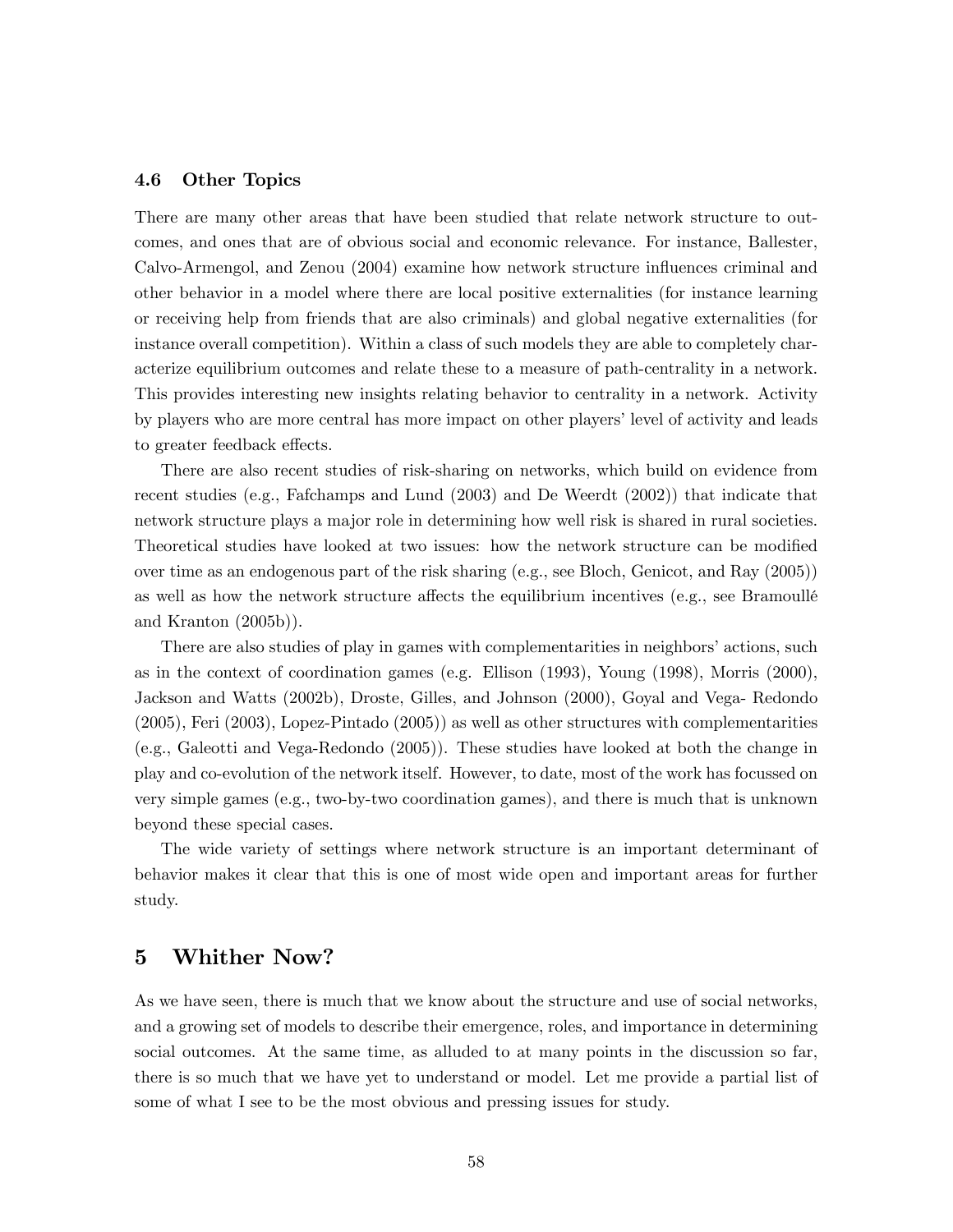### 4.6 Other Topics

There are many other areas that have been studied that relate network structure to outcomes, and ones that are of obvious social and economic relevance. For instance, Ballester, Calvo-Armengol, and Zenou (2004) examine how network structure influences criminal and other behavior in a model where there are local positive externalities (for instance learning or receiving help from friends that are also criminals) and global negative externalities (for instance overall competition). Within a class of such models they are able to completely characterize equilibrium outcomes and relate these to a measure of path-centrality in a network. This provides interesting new insights relating behavior to centrality in a network. Activity by players who are more central has more impact on other players' level of activity and leads to greater feedback effects.

There are also recent studies of risk-sharing on networks, which build on evidence from recent studies (e.g., Fafchamps and Lund (2003) and De Weerdt (2002)) that indicate that network structure plays a major role in determining how well risk is shared in rural societies. Theoretical studies have looked at two issues: how the network structure can be modified over time as an endogenous part of the risk sharing (e.g., see Bloch, Genicot, and Ray (2005)) as well as how the network structure affects the equilibrium incentives (e.g., see Bramoullé and Kranton (2005b)).

There are also studies of play in games with complementarities in neighbors' actions, such as in the context of coordination games (e.g. Ellison (1993), Young (1998), Morris (2000), Jackson and Watts (2002b), Droste, Gilles, and Johnson (2000), Goyal and Vega- Redondo (2005), Feri (2003), Lopez-Pintado (2005)) as well as other structures with complementarities (e.g., Galeotti and Vega-Redondo (2005)). These studies have looked at both the change in play and co-evolution of the network itself. However, to date, most of the work has focussed on very simple games (e.g., two-by-two coordination games), and there is much that is unknown beyond these special cases.

The wide variety of settings where network structure is an important determinant of behavior makes it clear that this is one of most wide open and important areas for further study.

## 5 Whither Now?

As we have seen, there is much that we know about the structure and use of social networks, and a growing set of models to describe their emergence, roles, and importance in determining social outcomes. At the same time, as alluded to at many points in the discussion so far, there is so much that we have yet to understand or model. Let me provide a partial list of some of what I see to be the most obvious and pressing issues for study.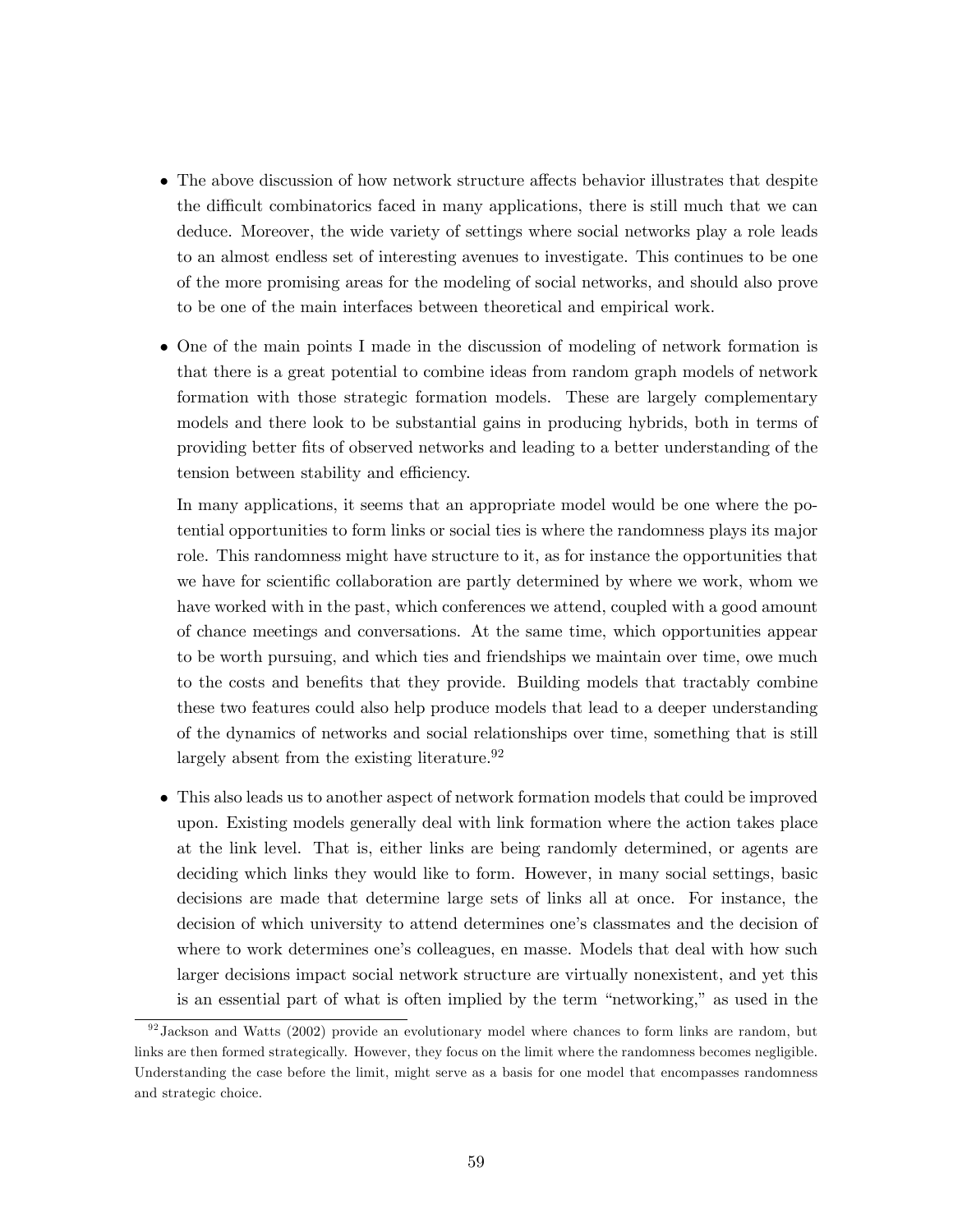- The above discussion of how network structure affects behavior illustrates that despite the difficult combinatorics faced in many applications, there is still much that we can deduce. Moreover, the wide variety of settings where social networks play a role leads to an almost endless set of interesting avenues to investigate. This continues to be one of the more promising areas for the modeling of social networks, and should also prove to be one of the main interfaces between theoretical and empirical work.

- One of the main points I made in the discussion of modeling of network formation is that there is a great potential to combine ideas from random graph models of network formation with those strategic formation models. These are largely complementary models and there look to be substantial gains in producing hybrids, both in terms of providing better fits of observed networks and leading to a better understanding of the tension between stability and efficiency.

  In many applications, it seems that an appropriate model would be one where the potential opportunities to form links or social ties is where the randomness plays its major role. This randomness might have structure to it, as for instance the opportunities that we have for scientific collaboration are partly determined by where we work, whom we have worked with in the past, which conferences we attend, coupled with a good amount of chance meetings and conversations. At the same time, which opportunities appear to be worth pursuing, and which ties and friendships we maintain over time, owe much to the costs and benefits that they provide. Building models that tractably combine these two features could also help produce models that lead to a deeper understanding of the dynamics of networks and social relationships over time, something that is still largely absent from the existing literature.[92]

- This also leads us to another aspect of network formation models that could be improved upon. Existing models generally deal with link formation where the action takes place at the link level. That is, either links are being randomly determined, or agents are deciding which links they would like to form. However, in many social settings, basic decisions are made that determine large sets of links all at once. For instance, the decision of which university to attend determines one's classmates and the decision of where to work determines one's colleagues, en masse. Models that deal with how such larger decisions impact social network structure are virtually nonexistent, and yet this is an essential part of what is often implied by the term "networking," as used in the

[92] Jackson and Watts (2002) provide an evolutionary model where chances to form links are random, but links are then formed strategically. However, they focus on the limit where the randomness becomes negligible. Understanding the case before the limit, might serve as a basis for one model that encompasses randomness and strategic choice.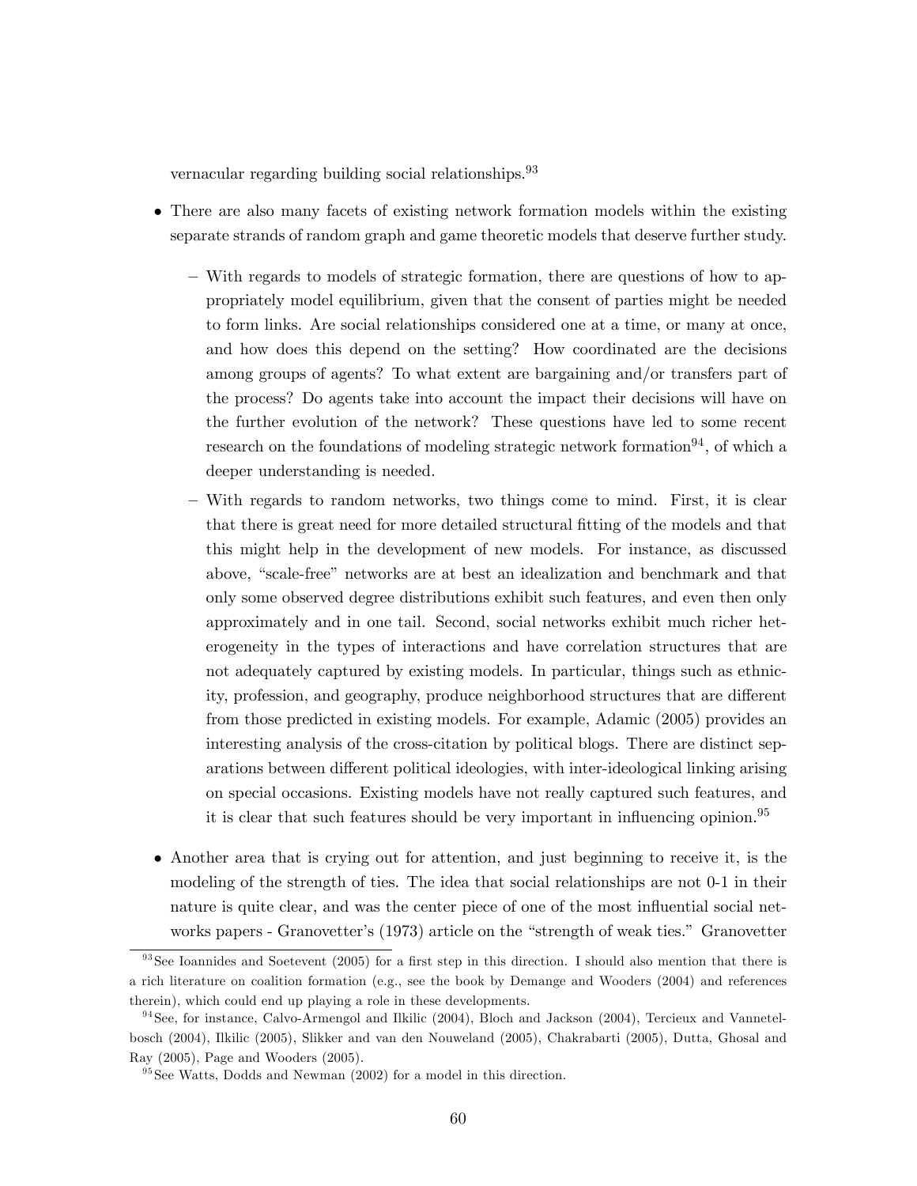vernacular regarding building social relationships.[93]

- There are also many facets of existing network formation models within the existing separate strands of random graph and game theoretic models that deserve further study.
  - With regards to models of strategic formation, there are questions of how to appropriately model equilibrium, given that the consent of parties might be needed to form links. Are social relationships considered one at a time, or many at once, and how does this depend on the setting? How coordinated are the decisions among groups of agents? To what extent are bargaining and/or transfers part of the process? Do agents take into account the impact their decisions will have on the further evolution of the network? These questions have led to some recent research on the foundations of modeling strategic network formation[94], of which a deeper understanding is needed.
  - With regards to random networks, two things come to mind. First, it is clear that there is great need for more detailed structural fitting of the models and that this might help in the development of new models. For instance, as discussed above, "scale-free" networks are at best an idealization and benchmark and that only some observed degree distributions exhibit such features, and even then only approximately and in one tail. Second, social networks exhibit much richer heterogeneity in the types of interactions and have correlation structures that are not adequately captured by existing models. In particular, things such as ethnicity, profession, and geography, produce neighborhood structures that are different from those predicted in existing models. For example, Adamic (2005) provides an interesting analysis of the cross-citation by political blogs. There are distinct separations between different political ideologies, with inter-ideological linking arising on special occasions. Existing models have not really captured such features, and it is clear that such features should be very important in influencing opinion.[95]
- Another area that is crying out for attention, and just beginning to receive it, is the modeling of the strength of ties. The idea that social relationships are not 0-1 in their nature is quite clear, and was the center piece of one of the most influential social networks papers - Granovetter's (1973) article on the "strength of weak ties." Granovetter

---

[93] See Ioannides and Soetevent (2005) for a first step in this direction. I should also mention that there is a rich literature on coalition formation (e.g., see the book by Demange and Wooders (2004) and references therein), which could end up playing a role in these developments.

[94] See, for instance, Calvo-Armengol and Ilkilic (2004), Bloch and Jackson (2004), Tercieux and Vannetelbosch (2004), Ilkilic (2005), Slikker and van den Nouweland (2005), Chakrabarti (2005), Dutta, Ghosal and Ray (2005), Page and Wooders (2005).

[95] See Watts, Dodds and Newman (2002) for a model in this direction.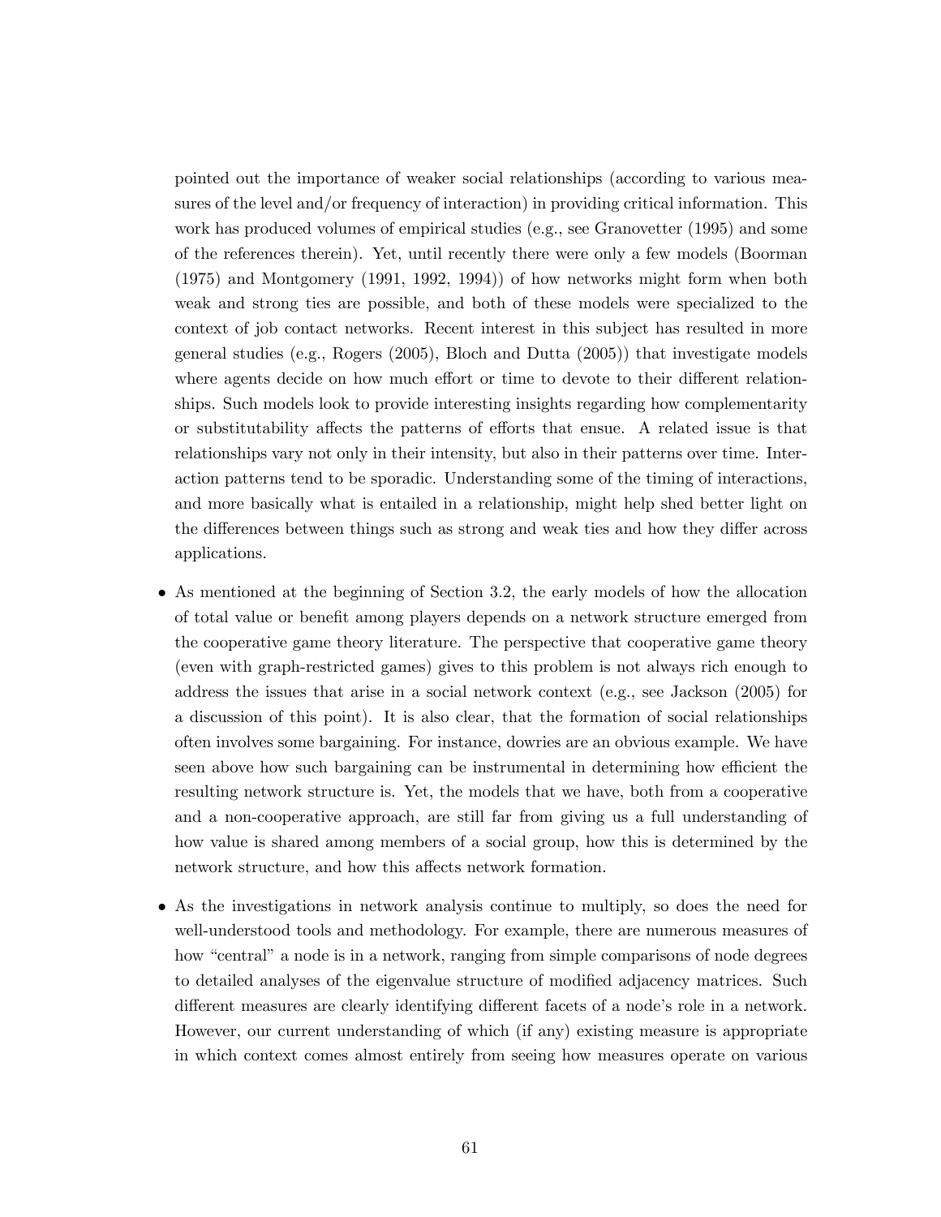pointed out the importance of weaker social relationships (according to various measures of the level and/or frequency of interaction) in providing critical information. This work has produced volumes of empirical studies (e.g., see Granovetter (1995) and some of the references therein). Yet, until recently there were only a few models (Boorman (1975) and Montgomery (1991, 1992, 1994)) of how networks might form when both weak and strong ties are possible, and both of these models were specialized to the context of job contact networks. Recent interest in this subject has resulted in more general studies (e.g., Rogers (2005), Bloch and Dutta (2005)) that investigate models where agents decide on how much effort or time to devote to their different relationships. Such models look to provide interesting insights regarding how complementarity or substitutability affects the patterns of efforts that ensue. A related issue is that relationships vary not only in their intensity, but also in their patterns over time. Interaction patterns tend to be sporadic. Understanding some of the timing of interactions, and more basically what is entailed in a relationship, might help shed better light on the differences between things such as strong and weak ties and how they differ across applications.

- As mentioned at the beginning of Section 3.2, the early models of how the allocation of total value or benefit among players depends on a network structure emerged from the cooperative game theory literature. The perspective that cooperative game theory (even with graph-restricted games) gives to this problem is not always rich enough to address the issues that arise in a social network context (e.g., see Jackson (2005) for a discussion of this point). It is also clear, that the formation of social relationships often involves some bargaining. For instance, dowries are an obvious example. We have seen above how such bargaining can be instrumental in determining how efficient the resulting network structure is. Yet, the models that we have, both from a cooperative and a non-cooperative approach, are still far from giving us a full understanding of how value is shared among members of a social group, how this is determined by the network structure, and how this affects network formation.

- As the investigations in network analysis continue to multiply, so does the need for well-understood tools and methodology. For example, there are numerous measures of how "central" a node is in a network, ranging from simple comparisons of node degrees to detailed analyses of the eigenvalue structure of modified adjacency matrices. Such different measures are clearly identifying different facets of a node's role in a network. However, our current understanding of which (if any) existing measure is appropriate in which context comes almost entirely from seeing how measures operate on various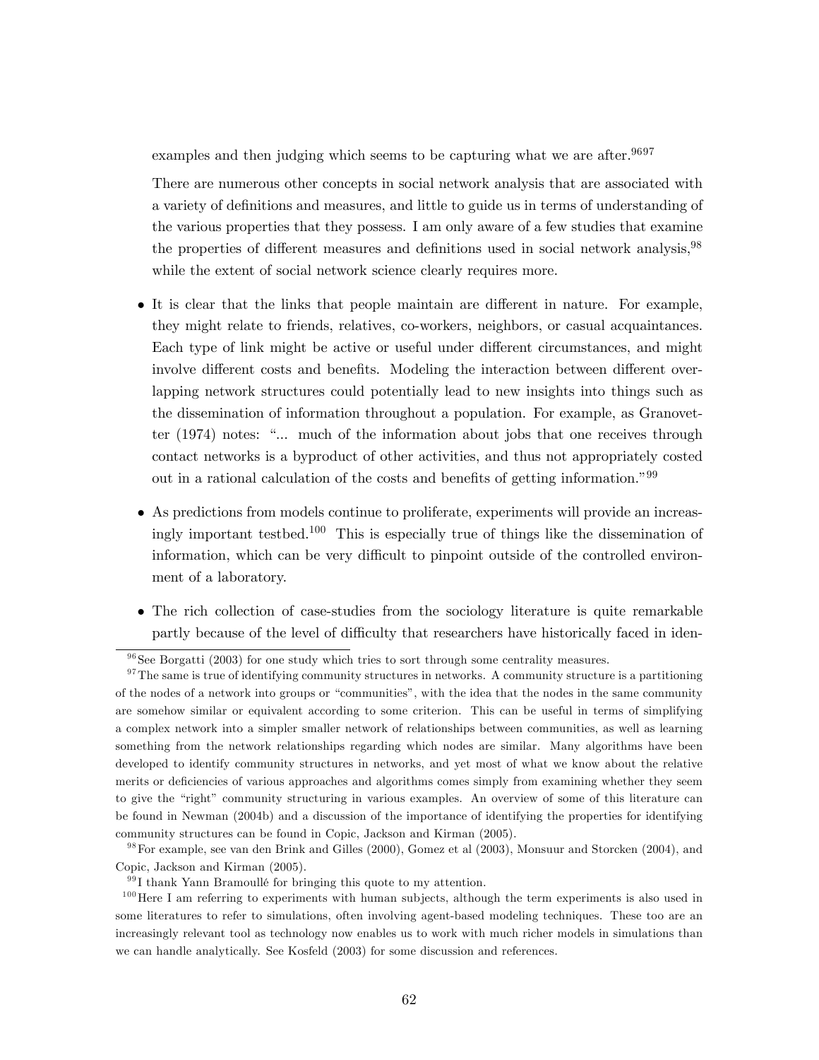examples and then judging which seems to be capturing what we are after.[96][97]

There are numerous other concepts in social network analysis that are associated with a variety of definitions and measures, and little to guide us in terms of understanding of the various properties that they possess. I am only aware of a few studies that examine the properties of different measures and definitions used in social network analysis,[98] while the extent of social network science clearly requires more.

- It is clear that the links that people maintain are different in nature. For example, they might relate to friends, relatives, co-workers, neighbors, or casual acquaintances. Each type of link might be active or useful under different circumstances, and might involve different costs and benefits. Modeling the interaction between different overlapping network structures could potentially lead to new insights into things such as the dissemination of information throughout a population. For example, as Granovetter (1974) notes: "... much of the information about jobs that one receives through contact networks is a byproduct of other activities, and thus not appropriately costed out in a rational calculation of the costs and benefits of getting information."[99]

- As predictions from models continue to proliferate, experiments will provide an increasingly important testbed.[100] This is especially true of things like the dissemination of information, which can be very difficult to pinpoint outside of the controlled environment of a laboratory.

- The rich collection of case-studies from the sociology literature is quite remarkable partly because of the level of difficulty that researchers have historically faced in iden-

---

[96] See Borgatti (2003) for one study which tries to sort through some centrality measures.

[97] The same is true of identifying community structures in networks. A community structure is a partitioning of the nodes of a network into groups or "communities", with the idea that the nodes in the same community are somehow similar or equivalent according to some criterion. This can be useful in terms of simplifying a complex network into a simpler smaller network of relationships between communities, as well as learning something from the network relationships regarding which nodes are similar. Many algorithms have been developed to identify community structures in networks, and yet most of what we know about the relative merits or deficiencies of various approaches and algorithms comes simply from examining whether they seem to give the "right" community structuring in various examples. An overview of some of this literature can be found in Newman (2004b) and a discussion of the importance of identifying the properties for identifying community structures can be found in Copic, Jackson and Kirman (2005).

[98] For example, see van den Brink and Gilles (2000), Gomez et al (2003), Monsuur and Storcken (2004), and Copic, Jackson and Kirman (2005).

[99] I thank Yann Bramoullé for bringing this quote to my attention.

[100] Here I am referring to experiments with human subjects, although the term experiments is also used in some literatures to refer to simulations, often involving agent-based modeling techniques. These too are an increasingly relevant tool as technology now enables us to work with much richer models in simulations than we can handle analytically. See Kosfeld (2003) for some discussion and references.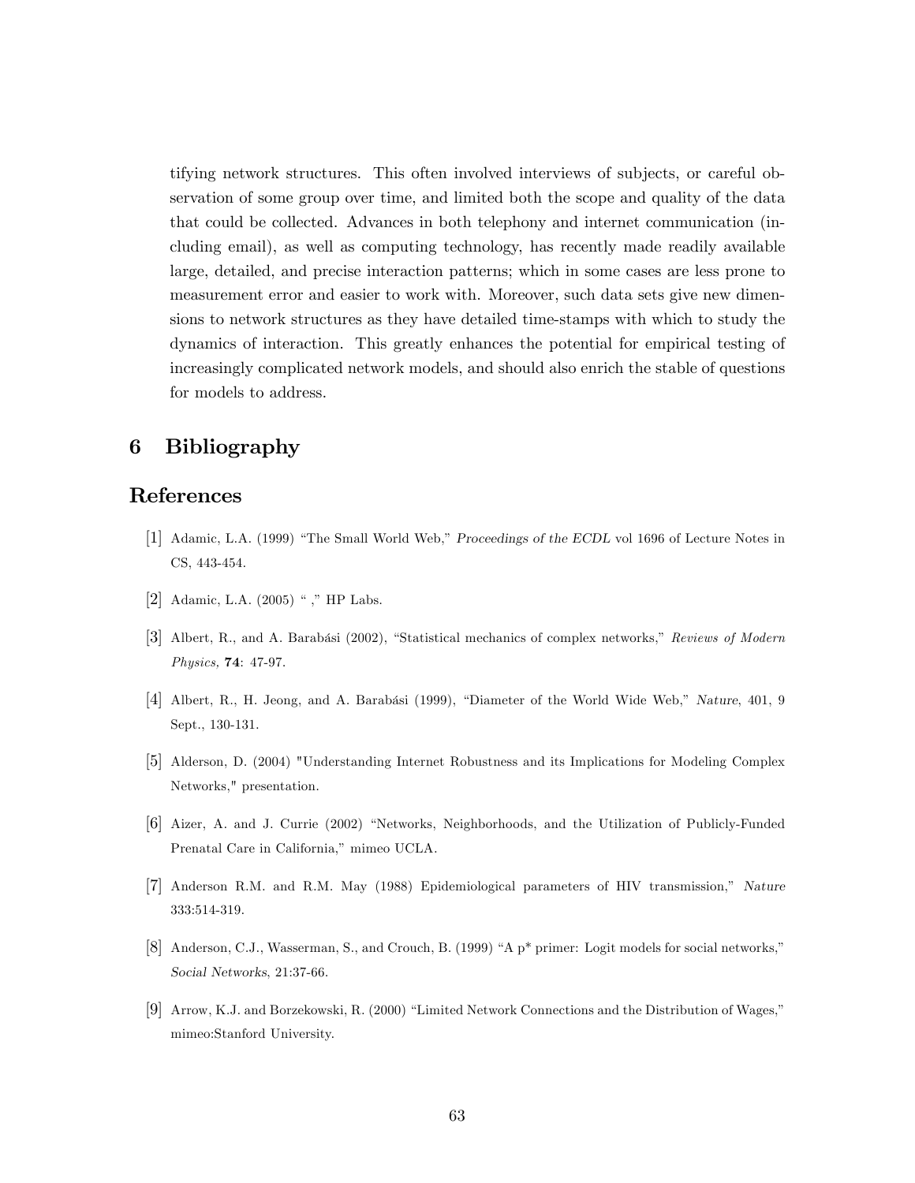tifying network structures. This often involved interviews of subjects, or careful observation of some group over time, and limited both the scope and quality of the data that could be collected. Advances in both telephony and internet communication (including email), as well as computing technology, has recently made readily available large, detailed, and precise interaction patterns; which in some cases are less prone to measurement error and easier to work with. Moreover, such data sets give new dimensions to network structures as they have detailed time-stamps with which to study the dynamics of interaction. This greatly enhances the potential for empirical testing of increasingly complicated network models, and should also enrich the stable of questions for models to address.

# 6 Bibliography

## References

[1] Adamic, L.A. (1999) "The Small World Web," *Proceedings of the ECDL* vol 1696 of Lecture Notes in CS, 443-454.

[2] Adamic, L.A. (2005) " ," HP Labs.

[3] Albert, R., and A. Barabási (2002), "Statistical mechanics of complex networks," *Reviews of Modern Physics,* **74**: 47-97.

[4] Albert, R., H. Jeong, and A. Barabási (1999), "Diameter of the World Wide Web," *Nature*, 401, 9 Sept., 130-131.

[5] Alderson, D. (2004) "Understanding Internet Robustness and its Implications for Modeling Complex Networks," presentation.

[6] Aizer, A. and J. Currie (2002) "Networks, Neighborhoods, and the Utilization of Publicly-Funded Prenatal Care in California," mimeo UCLA.

[7] Anderson R.M. and R.M. May (1988) Epidemiological parameters of HIV transmission," *Nature* 333:514-319.

[8] Anderson, C.J., Wasserman, S., and Crouch, B. (1999) "A p* primer: Logit models for social networks," *Social Networks*, 21:37-66.

[9] Arrow, K.J. and Borzekowski, R. (2000) "Limited Network Connections and the Distribution of Wages," mimeo:Stanford University.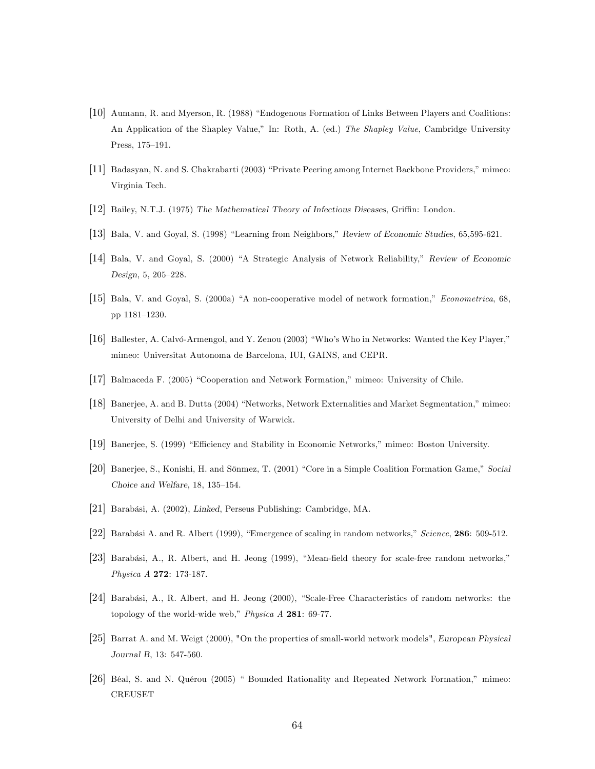[10] Aumann, R. and Myerson, R. (1988) "Endogenous Formation of Links Between Players and Coalitions: An Application of the Shapley Value," In: Roth, A. (ed.) *The Shapley Value*, Cambridge University Press, 175–191.

[11] Badasyan, N. and S. Chakrabarti (2003) "Private Peering among Internet Backbone Providers," mimeo: Virginia Tech.

[12] Bailey, N.T.J. (1975) *The Mathematical Theory of Infectious Diseases*, Griffin: London.

[13] Bala, V. and Goyal, S. (1998) "Learning from Neighbors," *Review of Economic Studies*, 65,595-621.

[14] Bala, V. and Goyal, S. (2000) "A Strategic Analysis of Network Reliability," *Review of Economic Design*, 5, 205–228.

[15] Bala, V. and Goyal, S. (2000a) "A non-cooperative model of network formation," *Econometrica*, 68, pp 1181–1230.

[16] Ballester, A. Calvó-Armengol, and Y. Zenou (2003) "Who's Who in Networks: Wanted the Key Player," mimeo: Universitat Autonoma de Barcelona, IUI, GAINS, and CEPR.

[17] Balmaceda F. (2005) "Cooperation and Network Formation," mimeo: University of Chile.

[18] Banerjee, A. and B. Dutta (2004) "Networks, Network Externalities and Market Segmentation," mimeo: University of Delhi and University of Warwick.

[19] Banerjee, S. (1999) "Efficiency and Stability in Economic Networks," mimeo: Boston University.

[20] Banerjee, S., Konishi, H. and Sönmez, T. (2001) "Core in a Simple Coalition Formation Game," *Social Choice and Welfare*, 18, 135–154.

[21] Barabási, A. (2002), *Linked*, Perseus Publishing: Cambridge, MA.

[22] Barabási A. and R. Albert (1999), "Emergence of scaling in random networks," *Science*, **286**: 509-512.

[23] Barabási, A., R. Albert, and H. Jeong (1999), "Mean-field theory for scale-free random networks," *Physica A* **272**: 173-187.

[24] Barabási, A., R. Albert, and H. Jeong (2000), "Scale-Free Characteristics of random networks: the topology of the world-wide web," *Physica A* **281**: 69-77.

[25] Barrat A. and M. Weigt (2000), "On the properties of small-world network models", *European Physical Journal B*, 13: 547-560.

[26] Béal, S. and N. Quérou (2005) " Bounded Rationality and Repeated Network Formation," mimeo: CREUSET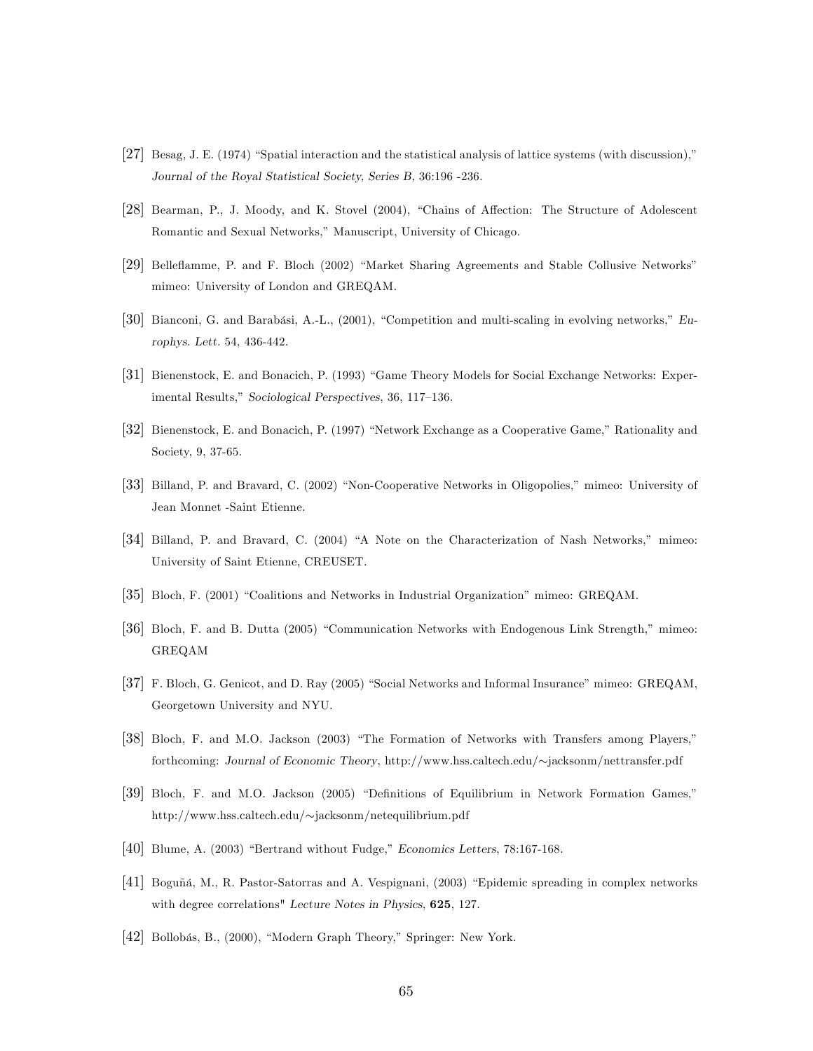[27] Besag, J. E. (1974) “Spatial interaction and the statistical analysis of lattice systems (with discussion),” *Journal of the Royal Statistical Society, Series B*, 36:196 -236.

[28] Bearman, P., J. Moody, and K. Stovel (2004), “Chains of Affection: The Structure of Adolescent Romantic and Sexual Networks,” Manuscript, University of Chicago.

[29] Belleflamme, P. and F. Bloch (2002) “Market Sharing Agreements and Stable Collusive Networks” mimeo: University of London and GREQAM.

[30] Bianconi, G. and Barabási, A.-L., (2001), “Competition and multi-scaling in evolving networks,” *Europhys. Lett.* 54, 436-442.

[31] Bienenstock, E. and Bonacich, P. (1993) “Game Theory Models for Social Exchange Networks: Experimental Results,” *Sociological Perspectives*, 36, 117–136.

[32] Bienenstock, E. and Bonacich, P. (1997) “Network Exchange as a Cooperative Game,” Rationality and Society, 9, 37-65.

[33] Billand, P. and Bravard, C. (2002) “Non-Cooperative Networks in Oligopolies,” mimeo: University of Jean Monnet -Saint Etienne.

[34] Billand, P. and Bravard, C. (2004) “A Note on the Characterization of Nash Networks,” mimeo: University of Saint Etienne, CREUSET.

[35] Bloch, F. (2001) “Coalitions and Networks in Industrial Organization” mimeo: GREQAM.

[36] Bloch, F. and B. Dutta (2005) “Communication Networks with Endogenous Link Strength,” mimeo: GREQAM

[37] F. Bloch, G. Genicot, and D. Ray (2005) “Social Networks and Informal Insurance” mimeo: GREQAM, Georgetown University and NYU.

[38] Bloch, F. and M.O. Jackson (2003) “The Formation of Networks with Transfers among Players,” forthcoming: *Journal of Economic Theory*, http://www.hss.caltech.edu/∼jacksonm/nettransfer.pdf

[39] Bloch, F. and M.O. Jackson (2005) “Definitions of Equilibrium in Network Formation Games,” http://www.hss.caltech.edu/∼jacksonm/netequilibrium.pdf

[40] Blume, A. (2003) “Bertrand without Fudge,” *Economics Letters*, 78:167-168.

[41] Boguñá, M., R. Pastor-Satorras and A. Vespignani, (2003) “Epidemic spreading in complex networks with degree correlations" *Lecture Notes in Physics*, **625**, 127.

[42] Bollobás, B., (2000), “Modern Graph Theory,” Springer: New York.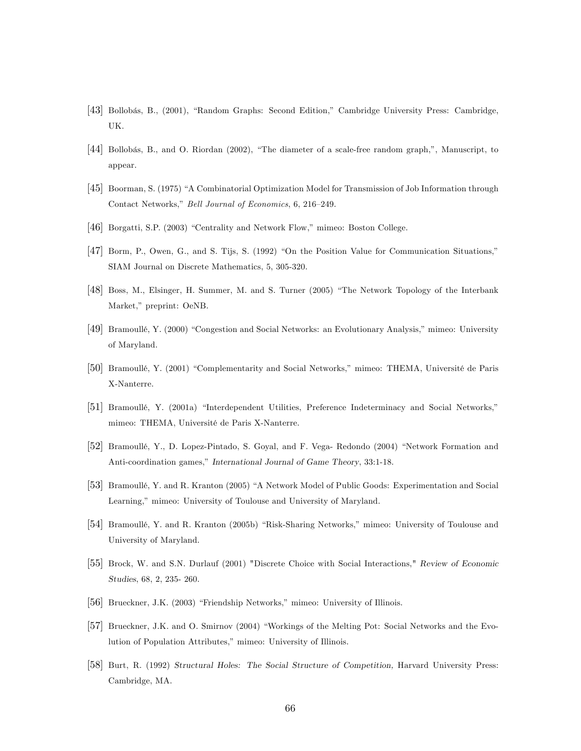[43] Bollobás, B., (2001), "Random Graphs: Second Edition," Cambridge University Press: Cambridge, UK.

[44] Bollobás, B., and O. Riordan (2002), "The diameter of a scale-free random graph,", Manuscript, to appear.

[45] Boorman, S. (1975) "A Combinatorial Optimization Model for Transmission of Job Information through Contact Networks," *Bell Journal of Economics*, 6, 216–249.

[46] Borgatti, S.P. (2003) "Centrality and Network Flow," mimeo: Boston College.

[47] Borm, P., Owen, G., and S. Tijs, S. (1992) "On the Position Value for Communication Situations," SIAM Journal on Discrete Mathematics, 5, 305-320.

[48] Boss, M., Elsinger, H. Summer, M. and S. Turner (2005) "The Network Topology of the Interbank Market," preprint: OeNB.

[49] Bramoullé, Y. (2000) "Congestion and Social Networks: an Evolutionary Analysis," mimeo: University of Maryland.

[50] Bramoullé, Y. (2001) "Complementarity and Social Networks," mimeo: THEMA, Université de Paris X-Nanterre.

[51] Bramoullé, Y. (2001a) "Interdependent Utilities, Preference Indeterminacy and Social Networks," mimeo: THEMA, Université de Paris X-Nanterre.

[52] Bramoullé, Y., D. Lopez-Pintado, S. Goyal, and F. Vega- Redondo (2004) "Network Formation and Anti-coordination games," *International Journal of Game Theory*, 33:1-18.

[53] Bramoullé, Y. and R. Kranton (2005) "A Network Model of Public Goods: Experimentation and Social Learning," mimeo: University of Toulouse and University of Maryland.

[54] Bramoullé, Y. and R. Kranton (2005b) "Risk-Sharing Networks," mimeo: University of Toulouse and University of Maryland.

[55] Brock, W. and S.N. Durlauf (2001) "Discrete Choice with Social Interactions," *Review of Economic Studies*, 68, 2, 235- 260.

[56] Brueckner, J.K. (2003) "Friendship Networks," mimeo: University of Illinois.

[57] Brueckner, J.K. and O. Smirnov (2004) "Workings of the Melting Pot: Social Networks and the Evolution of Population Attributes," mimeo: University of Illinois.

[58] Burt, R. (1992) *Structural Holes: The Social Structure of Competition*, Harvard University Press: Cambridge, MA.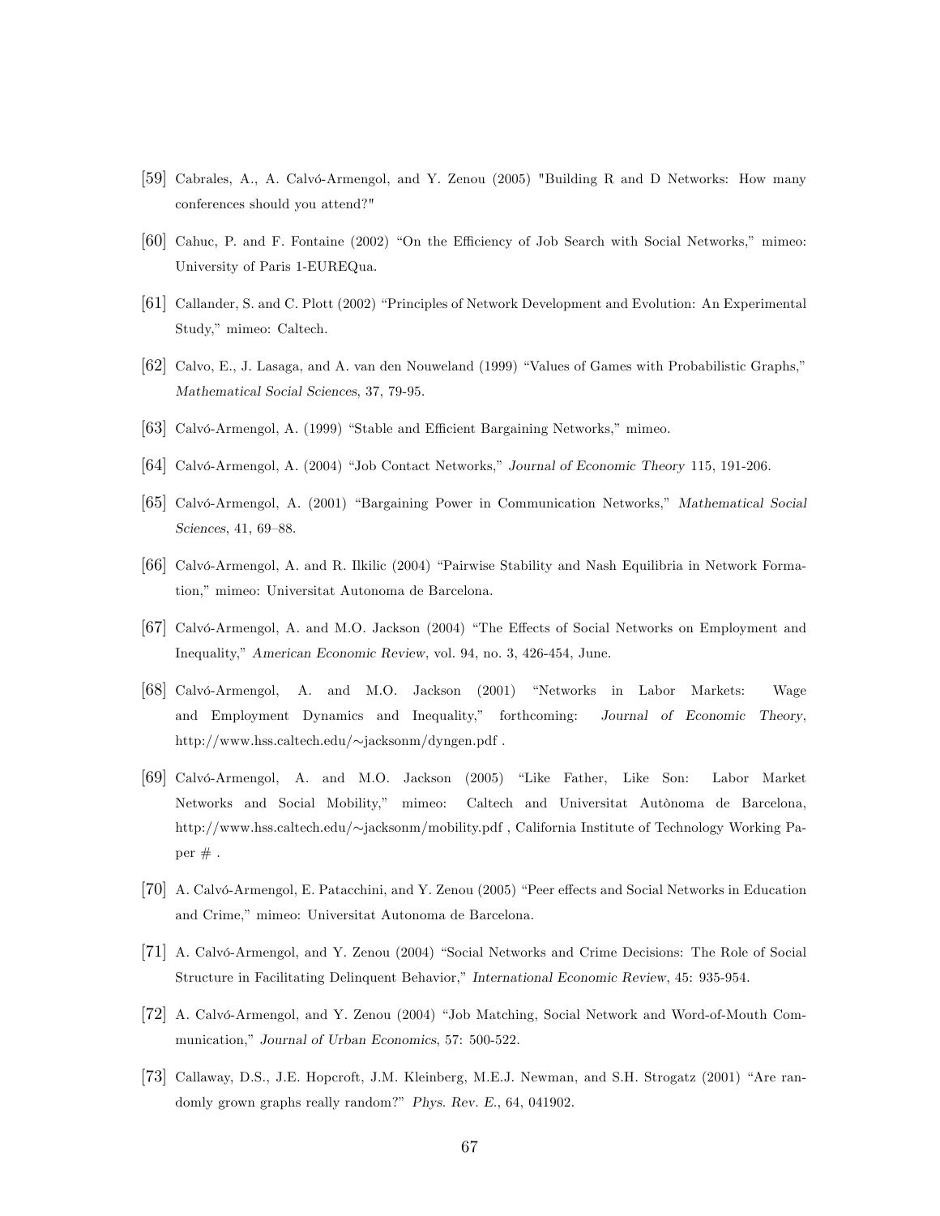[59] Cabrales, A., A. Calvó-Armengol, and Y. Zenou (2005) "Building R and D Networks: How many conferences should you attend?"

[60] Cahuc, P. and F. Fontaine (2002) "On the Efficiency of Job Search with Social Networks," mimeo: University of Paris 1-EUREQua.

[61] Callander, S. and C. Plott (2002) "Principles of Network Development and Evolution: An Experimental Study," mimeo: Caltech.

[62] Calvo, E., J. Lasaga, and A. van den Nouweland (1999) "Values of Games with Probabilistic Graphs," *Mathematical Social Sciences*, 37, 79-95.

[63] Calvó-Armengol, A. (1999) "Stable and Efficient Bargaining Networks," mimeo.

[64] Calvó-Armengol, A. (2004) "Job Contact Networks," *Journal of Economic Theory* 115, 191-206.

[65] Calvó-Armengol, A. (2001) "Bargaining Power in Communication Networks," *Mathematical Social Sciences*, 41, 69–88.

[66] Calvó-Armengol, A. and R. Ilkilic (2004) "Pairwise Stability and Nash Equilibria in Network Formation," mimeo: Universitat Autonoma de Barcelona.

[67] Calvó-Armengol, A. and M.O. Jackson (2004) "The Effects of Social Networks on Employment and Inequality," *American Economic Review*, vol. 94, no. 3, 426-454, June.

[68] Calvó-Armengol, A. and M.O. Jackson (2001) "Networks in Labor Markets: Wage and Employment Dynamics and Inequality," forthcoming: *Journal of Economic Theory*, http://www.hss.caltech.edu/∼jacksonm/dyngen.pdf .

[69] Calvó-Armengol, A. and M.O. Jackson (2005) "Like Father, Like Son: Labor Market Networks and Social Mobility," mimeo: Caltech and Universitat Autònoma de Barcelona, http://www.hss.caltech.edu/∼jacksonm/mobility.pdf , California Institute of Technology Working Paper # .

[70] A. Calvó-Armengol, E. Patacchini, and Y. Zenou (2005) "Peer effects and Social Networks in Education and Crime," mimeo: Universitat Autonoma de Barcelona.

[71] A. Calvó-Armengol, and Y. Zenou (2004) "Social Networks and Crime Decisions: The Role of Social Structure in Facilitating Delinquent Behavior," *International Economic Review*, 45: 935-954.

[72] A. Calvó-Armengol, and Y. Zenou (2004) "Job Matching, Social Network and Word-of-Mouth Communication," *Journal of Urban Economics*, 57: 500-522.

[73] Callaway, D.S., J.E. Hopcroft, J.M. Kleinberg, M.E.J. Newman, and S.H. Strogatz (2001) "Are randomly grown graphs really random?" *Phys. Rev. E.*, 64, 041902.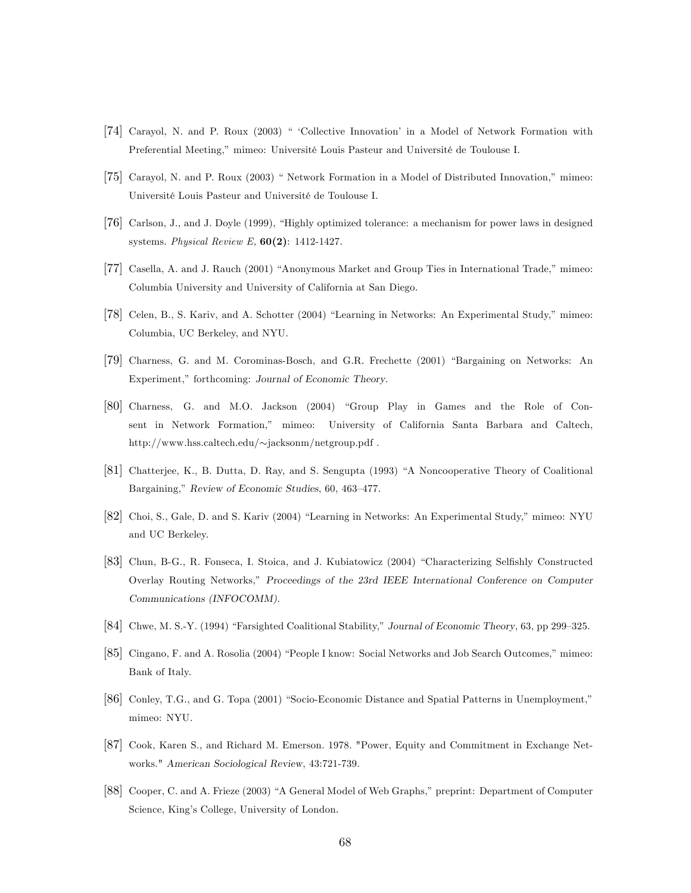[74] Carayol, N. and P. Roux (2003) " 'Collective Innovation' in a Model of Network Formation with Preferential Meeting," mimeo: Université Louis Pasteur and Université de Toulouse I.

[75] Carayol, N. and P. Roux (2003) " Network Formation in a Model of Distributed Innovation," mimeo: Université Louis Pasteur and Université de Toulouse I.

[76] Carlson, J., and J. Doyle (1999), "Highly optimized tolerance: a mechanism for power laws in designed systems. *Physical Review E,* **60(2)**: 1412-1427.

[77] Casella, A. and J. Rauch (2001) "Anonymous Market and Group Ties in International Trade," mimeo: Columbia University and University of California at San Diego.

[78] Celen, B., S. Kariv, and A. Schotter (2004) "Learning in Networks: An Experimental Study," mimeo: Columbia, UC Berkeley, and NYU.

[79] Charness, G. and M. Corominas-Bosch, and G.R. Frechette (2001) "Bargaining on Networks: An Experiment," forthcoming: *Journal of Economic Theory*.

[80] Charness, G. and M.O. Jackson (2004) "Group Play in Games and the Role of Consent in Network Formation," mimeo: University of California Santa Barbara and Caltech, http://www.hss.caltech.edu/∼jacksonm/netgroup.pdf .

[81] Chatterjee, K., B. Dutta, D. Ray, and S. Sengupta (1993) "A Noncooperative Theory of Coalitional Bargaining," *Review of Economic Studies*, 60, 463–477.

[82] Choi, S., Gale, D. and S. Kariv (2004) "Learning in Networks: An Experimental Study," mimeo: NYU and UC Berkeley.

[83] Chun, B-G., R. Fonseca, I. Stoica, and J. Kubiatowicz (2004) "Characterizing Selfishly Constructed Overlay Routing Networks," *Proceedings of the 23rd IEEE International Conference on Computer Communications (INFOCOMM)*.

[84] Chwe, M. S.-Y. (1994) "Farsighted Coalitional Stability," *Journal of Economic Theory*, 63, pp 299–325.

[85] Cingano, F. and A. Rosolia (2004) "People I know: Social Networks and Job Search Outcomes," mimeo: Bank of Italy.

[86] Conley, T.G., and G. Topa (2001) "Socio-Economic Distance and Spatial Patterns in Unemployment," mimeo: NYU.

[87] Cook, Karen S., and Richard M. Emerson. 1978. "Power, Equity and Commitment in Exchange Networks." *American Sociological Review*, 43:721-739.

[88] Cooper, C. and A. Frieze (2003) "A General Model of Web Graphs," preprint: Department of Computer Science, King's College, University of London.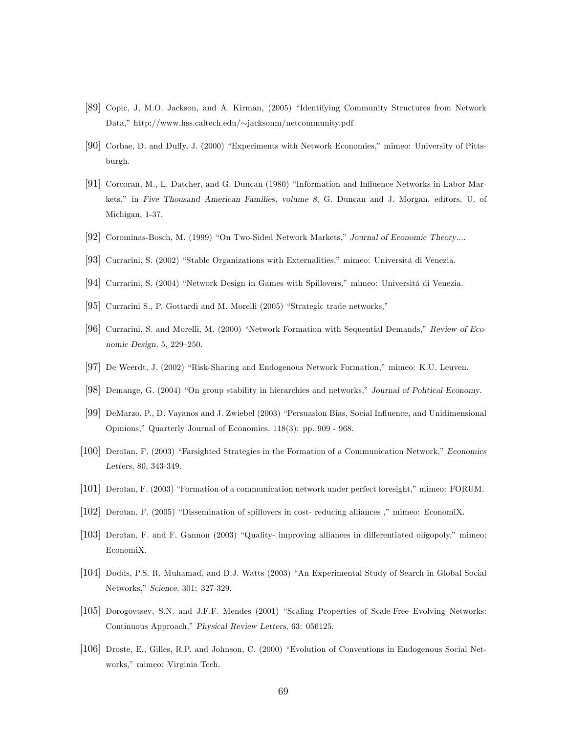[89] Copic, J, M.O. Jackson, and A. Kirman, (2005) "Identifying Community Structures from Network Data," http://www.hss.caltech.edu/∼jacksonm/netcommunity.pdf

[90] Corbae, D. and Duffy, J. (2000) "Experiments with Network Economies," mimeo: University of Pittsburgh.

[91] Corcoran, M., L. Datcher, and G. Duncan (1980) "Information and Influence Networks in Labor Markets," in *Five Thousand American Families, volume 8*, G. Duncan and J. Morgan, editors, U. of Michigan, 1-37.

[92] Corominas-Bosch, M. (1999) "On Two-Sided Network Markets," *Journal of Economic Theory....*

[93] Currarini, S. (2002) "Stable Organizations with Externalities," mimeo: Universitá di Venezia.

[94] Currarini, S. (2004) "Network Design in Games with Spillovers," mimeo: Universitá di Venezia.

[95] Currarini S., P. Gottardi and M. Morelli (2005) "Strategic trade networks,"

[96] Currarini, S. and Morelli, M. (2000) "Network Formation with Sequential Demands," *Review of Economic Design*, 5, 229–250.

[97] De Weerdt, J. (2002) "Risk-Sharing and Endogenous Network Formation," mimeo: K.U. Leuven.

[98] Demange, G. (2004) "On group stability in hierarchies and networks," *Journal of Political Economy*.

[99] DeMarzo, P., D. Vayanos and J. Zwiebel (2003) "Persuasion Bias, Social Influence, and Unidimensional Opinions," Quarterly Journal of Economics, 118(3): pp. 909 - 968.

[100] Deroïan, F. (2003) "Farsighted Strategies in the Formation of a Communication Network," *Economics Letters*, 80, 343-349.

[101] Deroïan, F. (2003) "Formation of a communication network under perfect foresight," mimeo: FORUM.

[102] Deroïan, F. (2005) "Dissemination of spillovers in cost- reducing alliances ," mimeo: EconomiX.

[103] Deroïan, F. and F. Gannon (2003) "Quality- improving alliances in differentiated oligopoly," mimeo: EconomiX.

[104] Dodds, P.S. R. Muhamad, and D.J. Watts (2003) "An Experimental Study of Search in Global Social Networks," *Science*, 301: 327-329.

[105] Dorogovtsev, S.N. and J.F.F. Mendes (2001) "Scaling Properties of Scale-Free Evolving Networks: Continuous Approach," *Physical Review Letters*, 63: 056125.

[106] Droste, E., Gilles, R.P. and Johnson, C. (2000) "Evolution of Conventions in Endogenous Social Networks," mimeo: Virginia Tech.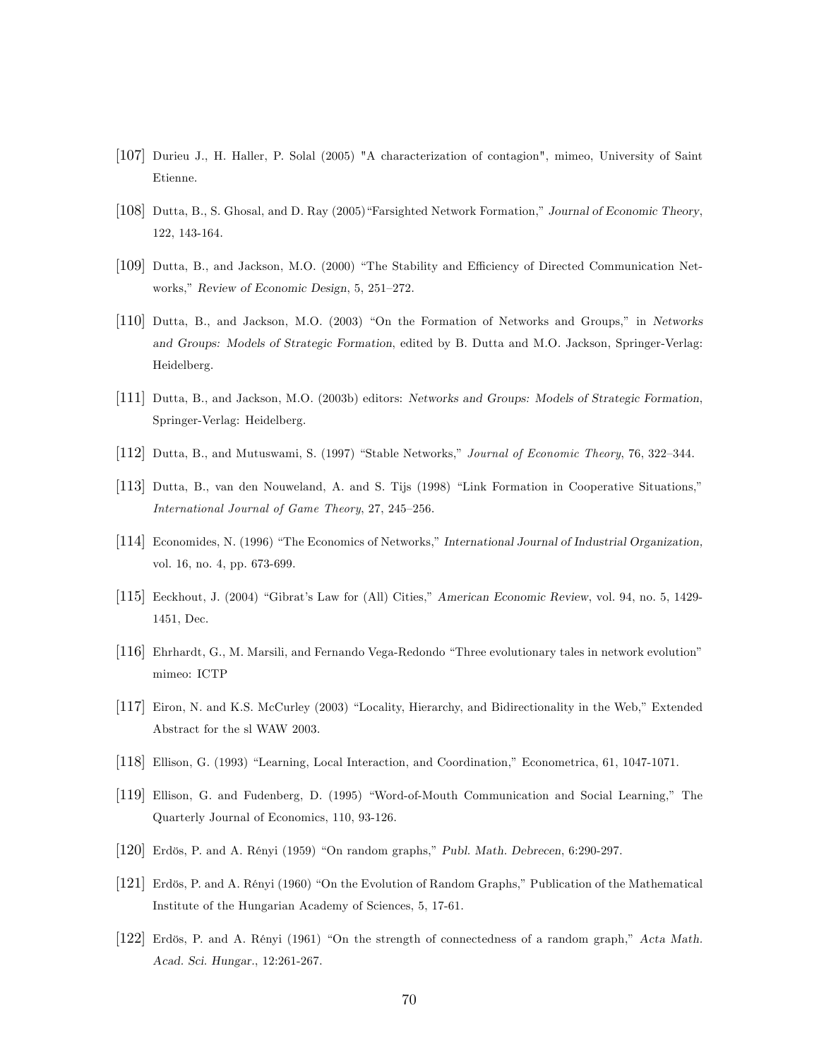[107] Durieu J., H. Haller, P. Solal (2005) "A characterization of contagion", mimeo, University of Saint Etienne.

[108] Dutta, B., S. Ghosal, and D. Ray (2005) "Farsighted Network Formation," *Journal of Economic Theory*, 122, 143-164.

[109] Dutta, B., and Jackson, M.O. (2000) "The Stability and Efficiency of Directed Communication Networks," *Review of Economic Design*, 5, 251–272.

[110] Dutta, B., and Jackson, M.O. (2003) "On the Formation of Networks and Groups," in *Networks and Groups: Models of Strategic Formation*, edited by B. Dutta and M.O. Jackson, Springer-Verlag: Heidelberg.

[111] Dutta, B., and Jackson, M.O. (2003b) editors: *Networks and Groups: Models of Strategic Formation*, Springer-Verlag: Heidelberg.

[112] Dutta, B., and Mutuswami, S. (1997) "Stable Networks," *Journal of Economic Theory*, 76, 322–344.

[113] Dutta, B., van den Nouweland, A. and S. Tijs (1998) "Link Formation in Cooperative Situations," *International Journal of Game Theory*, 27, 245–256.

[114] Economides, N. (1996) "The Economics of Networks," *International Journal of Industrial Organization*, vol. 16, no. 4, pp. 673-699.

[115] Eeckhout, J. (2004) "Gibrat's Law for (All) Cities," *American Economic Review*, vol. 94, no. 5, 1429-1451, Dec.

[116] Ehrhardt, G., M. Marsili, and Fernando Vega-Redondo "Three evolutionary tales in network evolution" mimeo: ICTP

[117] Eiron, N. and K.S. McCurley (2003) "Locality, Hierarchy, and Bidirectionality in the Web," Extended Abstract for the sl WAW 2003.

[118] Ellison, G. (1993) "Learning, Local Interaction, and Coordination," Econometrica, 61, 1047-1071.

[119] Ellison, G. and Fudenberg, D. (1995) "Word-of-Mouth Communication and Social Learning," The Quarterly Journal of Economics, 110, 93-126.

[120] Erdös, P. and A. Rényi (1959) "On random graphs," *Publ. Math. Debrecen*, 6:290-297.

[121] Erdös, P. and A. Rényi (1960) "On the Evolution of Random Graphs," Publication of the Mathematical Institute of the Hungarian Academy of Sciences, 5, 17-61.

[122] Erdös, P. and A. Rényi (1961) "On the strength of connectedness of a random graph," *Acta Math. Acad. Sci. Hungar.*, 12:261-267.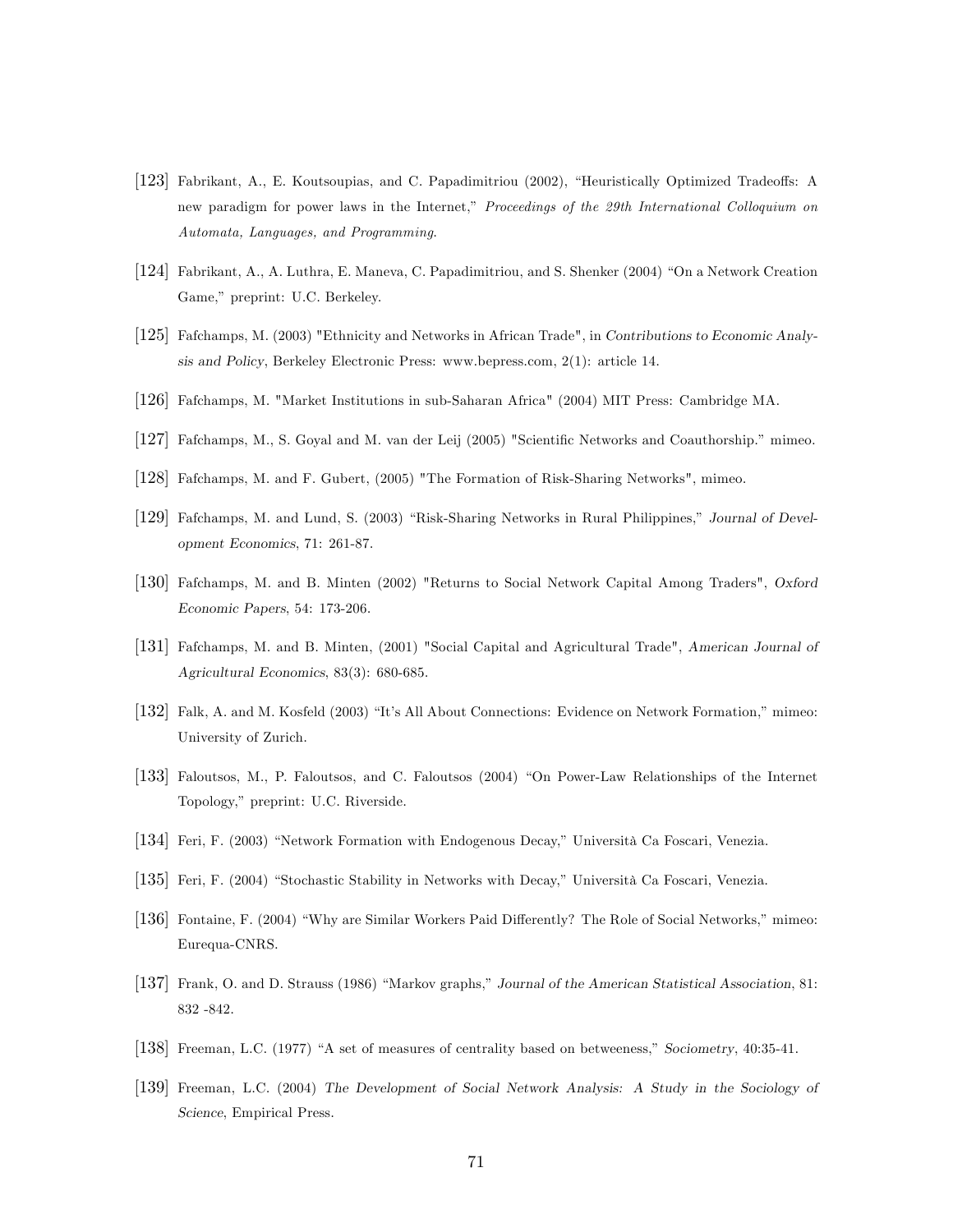[123] Fabrikant, A., E. Koutsoupias, and C. Papadimitriou (2002), "Heuristically Optimized Tradeoffs: A new paradigm for power laws in the Internet," *Proceedings of the 29th International Colloquium on Automata, Languages, and Programming*.

[124] Fabrikant, A., A. Luthra, E. Maneva, C. Papadimitriou, and S. Shenker (2004) "On a Network Creation Game," preprint: U.C. Berkeley.

[125] Fafchamps, M. (2003) "Ethnicity and Networks in African Trade", in *Contributions to Economic Analysis and Policy*, Berkeley Electronic Press: www.bepress.com, 2(1): article 14.

[126] Fafchamps, M. "Market Institutions in sub-Saharan Africa" (2004) MIT Press: Cambridge MA.

[127] Fafchamps, M., S. Goyal and M. van der Leij (2005) "Scientific Networks and Coauthorship." mimeo.

[128] Fafchamps, M. and F. Gubert, (2005) "The Formation of Risk-Sharing Networks", mimeo.

[129] Fafchamps, M. and Lund, S. (2003) "Risk-Sharing Networks in Rural Philippines," *Journal of Development Economics*, 71: 261-87.

[130] Fafchamps, M. and B. Minten (2002) "Returns to Social Network Capital Among Traders", *Oxford Economic Papers*, 54: 173-206.

[131] Fafchamps, M. and B. Minten, (2001) "Social Capital and Agricultural Trade", *American Journal of Agricultural Economics*, 83(3): 680-685.

[132] Falk, A. and M. Kosfeld (2003) "It's All About Connections: Evidence on Network Formation," mimeo: University of Zurich.

[133] Faloutsos, M., P. Faloutsos, and C. Faloutsos (2004) "On Power-Law Relationships of the Internet Topology," preprint: U.C. Riverside.

[134] Feri, F. (2003) "Network Formation with Endogenous Decay," Università Ca Foscari, Venezia.

[135] Feri, F. (2004) "Stochastic Stability in Networks with Decay," Università Ca Foscari, Venezia.

[136] Fontaine, F. (2004) "Why are Similar Workers Paid Differently? The Role of Social Networks," mimeo: Eurequa-CNRS.

[137] Frank, O. and D. Strauss (1986) "Markov graphs," *Journal of the American Statistical Association*, 81: 832 -842.

[138] Freeman, L.C. (1977) "A set of measures of centrality based on betweeness," *Sociometry*, 40:35-41.

[139] Freeman, L.C. (2004) *The Development of Social Network Analysis: A Study in the Sociology of Science*, Empirical Press.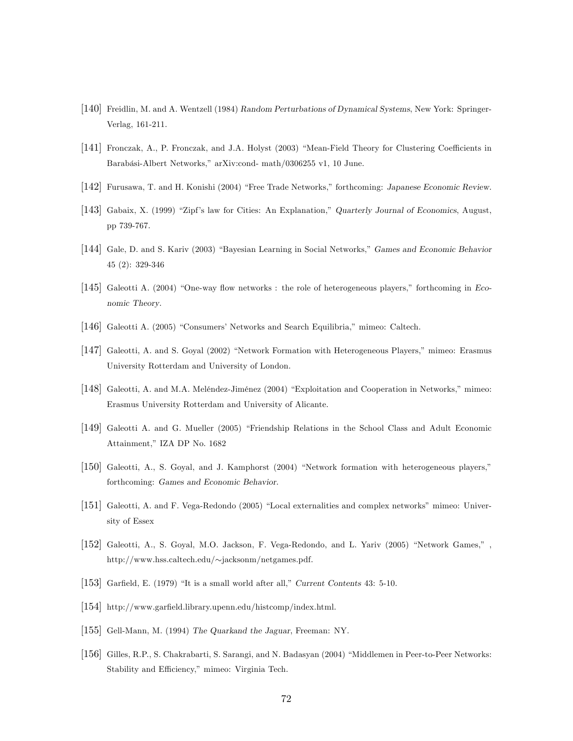[140] Freidlin, M. and A. Wentzell (1984) *Random Perturbations of Dynamical Systems*, New York: Springer-Verlag, 161-211.

[141] Fronczak, A., P. Fronczak, and J.A. Holyst (2003) "Mean-Field Theory for Clustering Coefficients in Barabási-Albert Networks," arXiv:cond- math/0306255 v1, 10 June.

[142] Furusawa, T. and H. Konishi (2004) "Free Trade Networks," forthcoming: *Japanese Economic Review*.

[143] Gabaix, X. (1999) "Zipf's law for Cities: An Explanation," *Quarterly Journal of Economics*, August, pp 739-767.

[144] Gale, D. and S. Kariv (2003) "Bayesian Learning in Social Networks," *Games and Economic Behavior* 45 (2): 329-346

[145] Galeotti A. (2004) "One-way flow networks : the role of heterogeneous players," forthcoming in *Economic Theory*.

[146] Galeotti A. (2005) "Consumers' Networks and Search Equilibria," mimeo: Caltech.

[147] Galeotti, A. and S. Goyal (2002) "Network Formation with Heterogeneous Players," mimeo: Erasmus University Rotterdam and University of London.

[148] Galeotti, A. and M.A. Meléndez-Jiménez (2004) "Exploitation and Cooperation in Networks," mimeo: Erasmus University Rotterdam and University of Alicante.

[149] Galeotti A. and G. Mueller (2005) "Friendship Relations in the School Class and Adult Economic Attainment," IZA DP No. 1682

[150] Galeotti, A., S. Goyal, and J. Kamphorst (2004) "Network formation with heterogeneous players," forthcoming: *Games and Economic Behavior*.

[151] Galeotti, A. and F. Vega-Redondo (2005) "Local externalities and complex networks" mimeo: University of Essex

[152] Galeotti, A., S. Goyal, M.O. Jackson, F. Vega-Redondo, and L. Yariv (2005) "Network Games," , http://www.hss.caltech.edu/∼jacksonm/netgames.pdf.

[153] Garfield, E. (1979) "It is a small world after all," *Current Contents* 43: 5-10.

[154] http://www.garfield.library.upenn.edu/histcomp/index.html.

[155] Gell-Mann, M. (1994) *The Quarkand the Jaguar*, Freeman: NY.

[156] Gilles, R.P., S. Chakrabarti, S. Sarangi, and N. Badasyan (2004) "Middlemen in Peer-to-Peer Networks: Stability and Efficiency," mimeo: Virginia Tech.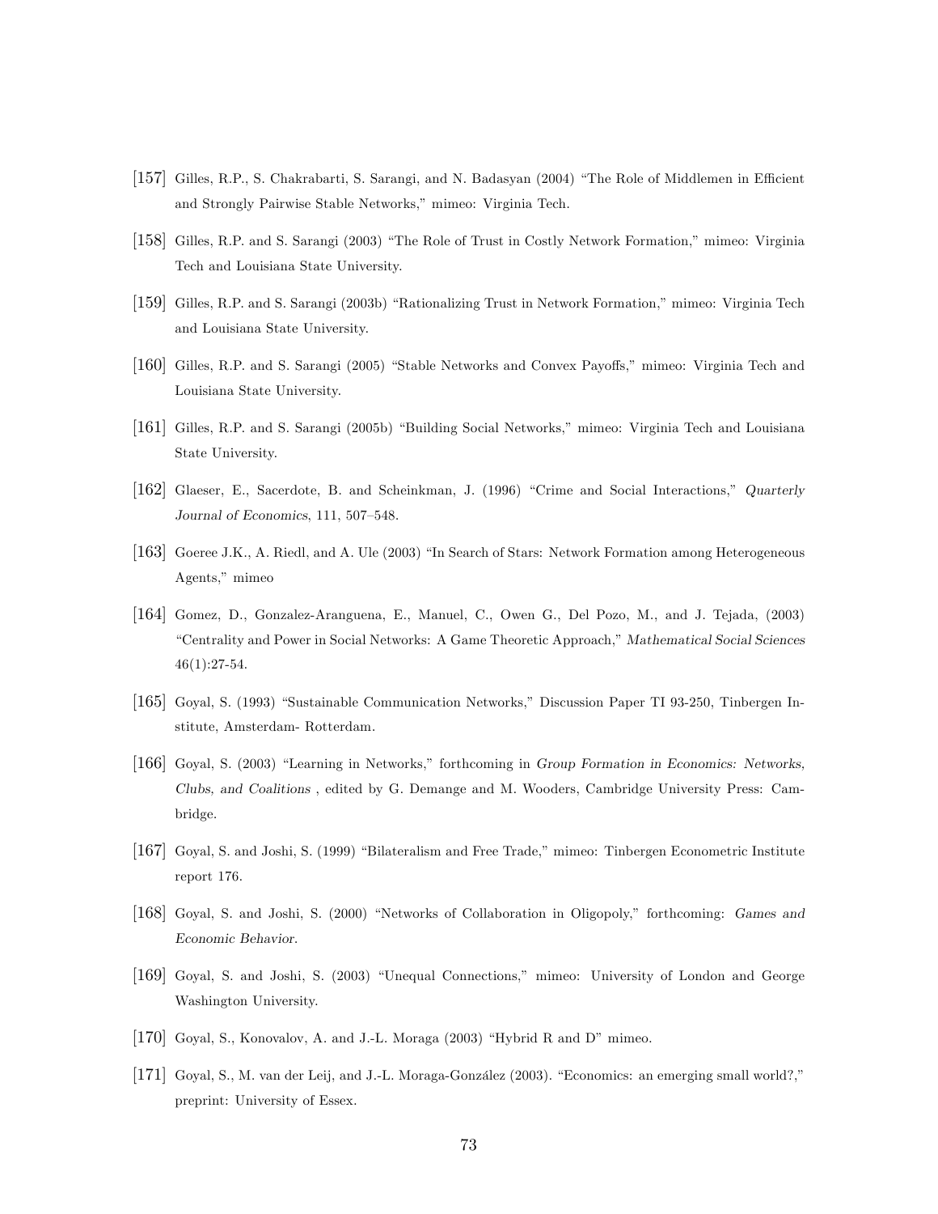[157] Gilles, R.P., S. Chakrabarti, S. Sarangi, and N. Badasyan (2004) "The Role of Middlemen in Efficient and Strongly Pairwise Stable Networks," mimeo: Virginia Tech.

[158] Gilles, R.P. and S. Sarangi (2003) "The Role of Trust in Costly Network Formation," mimeo: Virginia Tech and Louisiana State University.

[159] Gilles, R.P. and S. Sarangi (2003b) "Rationalizing Trust in Network Formation," mimeo: Virginia Tech and Louisiana State University.

[160] Gilles, R.P. and S. Sarangi (2005) "Stable Networks and Convex Payoffs," mimeo: Virginia Tech and Louisiana State University.

[161] Gilles, R.P. and S. Sarangi (2005b) "Building Social Networks," mimeo: Virginia Tech and Louisiana State University.

[162] Glaeser, E., Sacerdote, B. and Scheinkman, J. (1996) "Crime and Social Interactions," *Quarterly Journal of Economics*, 111, 507–548.

[163] Goeree J.K., A. Riedl, and A. Ule (2003) "In Search of Stars: Network Formation among Heterogeneous Agents," mimeo

[164] Gomez, D., Gonzalez-Aranguena, E., Manuel, C., Owen G., Del Pozo, M., and J. Tejada, (2003) "Centrality and Power in Social Networks: A Game Theoretic Approach," *Mathematical Social Sciences* 46(1):27-54.

[165] Goyal, S. (1993) "Sustainable Communication Networks," Discussion Paper TI 93-250, Tinbergen Institute, Amsterdam- Rotterdam.

[166] Goyal, S. (2003) "Learning in Networks," forthcoming in *Group Formation in Economics: Networks, Clubs, and Coalitions* , edited by G. Demange and M. Wooders, Cambridge University Press: Cambridge.

[167] Goyal, S. and Joshi, S. (1999) "Bilateralism and Free Trade," mimeo: Tinbergen Econometric Institute report 176.

[168] Goyal, S. and Joshi, S. (2000) "Networks of Collaboration in Oligopoly," forthcoming: *Games and Economic Behavior*.

[169] Goyal, S. and Joshi, S. (2003) "Unequal Connections," mimeo: University of London and George Washington University.

[170] Goyal, S., Konovalov, A. and J.-L. Moraga (2003) "Hybrid R and D" mimeo.

[171] Goyal, S., M. van der Leij, and J.-L. Moraga-González (2003). "Economics: an emerging small world?," preprint: University of Essex.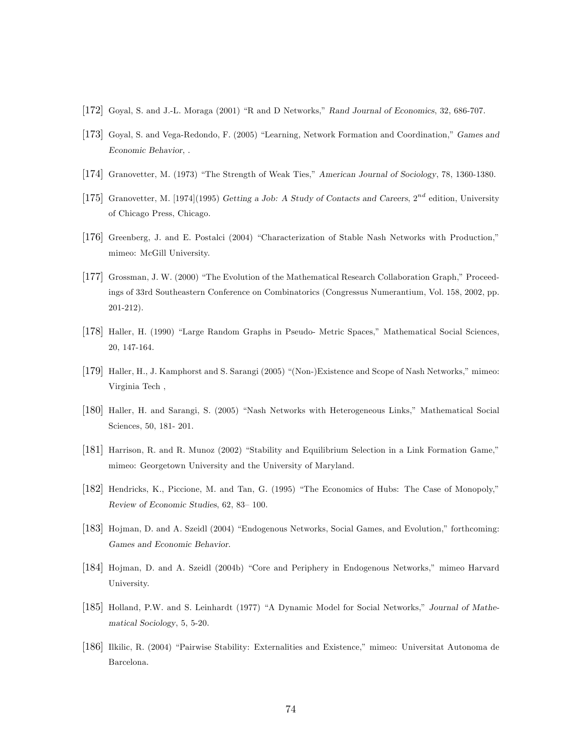[172] Goyal, S. and J.-L. Moraga (2001) "R and D Networks," *Rand Journal of Economics*, 32, 686-707.

[173] Goyal, S. and Vega-Redondo, F. (2005) "Learning, Network Formation and Coordination," *Games and Economic Behavior*, .

[174] Granovetter, M. (1973) "The Strength of Weak Ties," *American Journal of Sociology*, 78, 1360-1380.

[175] Granovetter, M. [1974](1995) *Getting a Job: A Study of Contacts and Careers*, $2^{nd}$ edition, University of Chicago Press, Chicago.

[176] Greenberg, J. and E. Postalci (2004) "Characterization of Stable Nash Networks with Production," mimeo: McGill University.

[177] Grossman, J. W. (2000) "The Evolution of the Mathematical Research Collaboration Graph," Proceedings of 33rd Southeastern Conference on Combinatorics (Congressus Numerantium, Vol. 158, 2002, pp. 201-212).

[178] Haller, H. (1990) "Large Random Graphs in Pseudo- Metric Spaces," Mathematical Social Sciences, 20, 147-164.

[179] Haller, H., J. Kamphorst and S. Sarangi (2005) "(Non-)Existence and Scope of Nash Networks," mimeo: Virginia Tech ,

[180] Haller, H. and Sarangi, S. (2005) "Nash Networks with Heterogeneous Links," Mathematical Social Sciences, 50, 181- 201.

[181] Harrison, R. and R. Munoz (2002) "Stability and Equilibrium Selection in a Link Formation Game," mimeo: Georgetown University and the University of Maryland.

[182] Hendricks, K., Piccione, M. and Tan, G. (1995) "The Economics of Hubs: The Case of Monopoly," *Review of Economic Studies*, 62, 83– 100.

[183] Hojman, D. and A. Szeidl (2004) "Endogenous Networks, Social Games, and Evolution," forthcoming: *Games and Economic Behavior*.

[184] Hojman, D. and A. Szeidl (2004b) "Core and Periphery in Endogenous Networks," mimeo Harvard University.

[185] Holland, P.W. and S. Leinhardt (1977) "A Dynamic Model for Social Networks," *Journal of Mathematical Sociology*, 5, 5-20.

[186] Ilkilic, R. (2004) "Pairwise Stability: Externalities and Existence," mimeo: Universitat Autonoma de Barcelona.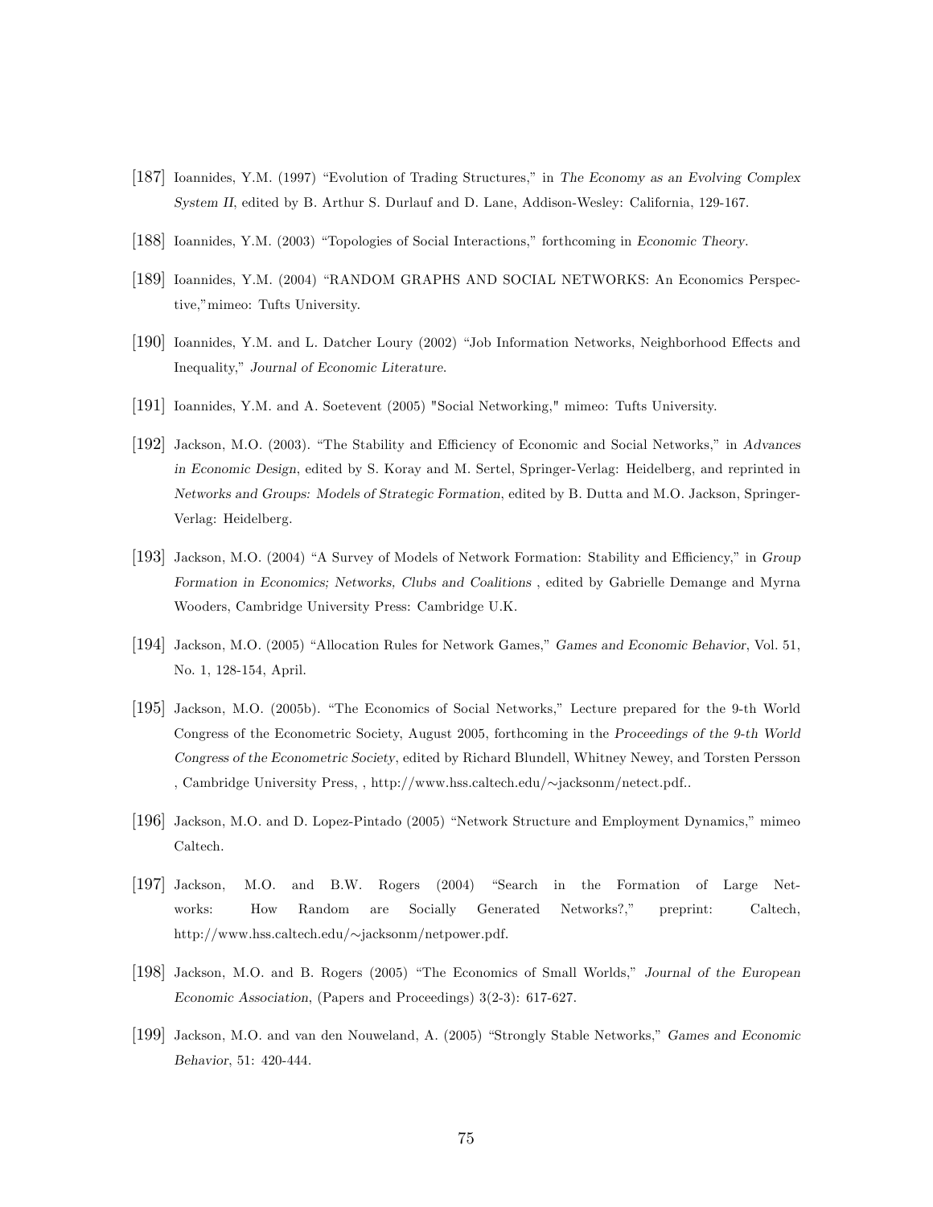[187] Ioannides, Y.M. (1997) “Evolution of Trading Structures,” in *The Economy as an Evolving Complex System II*, edited by B. Arthur S. Durlauf and D. Lane, Addison-Wesley: California, 129-167.

[188] Ioannides, Y.M. (2003) “Topologies of Social Interactions,” forthcoming in *Economic Theory*.

[189] Ioannides, Y.M. (2004) “RANDOM GRAPHS AND SOCIAL NETWORKS: An Economics Perspective,”mimeo: Tufts University.

[190] Ioannides, Y.M. and L. Datcher Loury (2002) “Job Information Networks, Neighborhood Effects and Inequality,” *Journal of Economic Literature*.

[191] Ioannides, Y.M. and A. Soetevent (2005) "Social Networking," mimeo: Tufts University.

[192] Jackson, M.O. (2003). “The Stability and Efficiency of Economic and Social Networks,” in *Advances in Economic Design*, edited by S. Koray and M. Sertel, Springer-Verlag: Heidelberg, and reprinted in *Networks and Groups: Models of Strategic Formation*, edited by B. Dutta and M.O. Jackson, Springer-Verlag: Heidelberg.

[193] Jackson, M.O. (2004) “A Survey of Models of Network Formation: Stability and Efficiency,” in *Group Formation in Economics; Networks, Clubs and Coalitions* , edited by Gabrielle Demange and Myrna Wooders, Cambridge University Press: Cambridge U.K.

[194] Jackson, M.O. (2005) “Allocation Rules for Network Games,” *Games and Economic Behavior*, Vol. 51, No. 1, 128-154, April.

[195] Jackson, M.O. (2005b). “The Economics of Social Networks,” Lecture prepared for the 9-th World Congress of the Econometric Society, August 2005, forthcoming in the *Proceedings of the 9-th World Congress of the Econometric Society*, edited by Richard Blundell, Whitney Newey, and Torsten Persson , Cambridge University Press, , http://www.hss.caltech.edu/∼jacksonm/netect.pdf..

[196] Jackson, M.O. and D. Lopez-Pintado (2005) “Network Structure and Employment Dynamics,” mimeo Caltech.

[197] Jackson, M.O. and B.W. Rogers (2004) “Search in the Formation of Large Networks: How Random are Socially Generated Networks?,” preprint: Caltech, http://www.hss.caltech.edu/∼jacksonm/netpower.pdf.

[198] Jackson, M.O. and B. Rogers (2005) “The Economics of Small Worlds,” *Journal of the European Economic Association*, (Papers and Proceedings) 3(2-3): 617-627.

[199] Jackson, M.O. and van den Nouweland, A. (2005) “Strongly Stable Networks,” *Games and Economic Behavior*, 51: 420-444.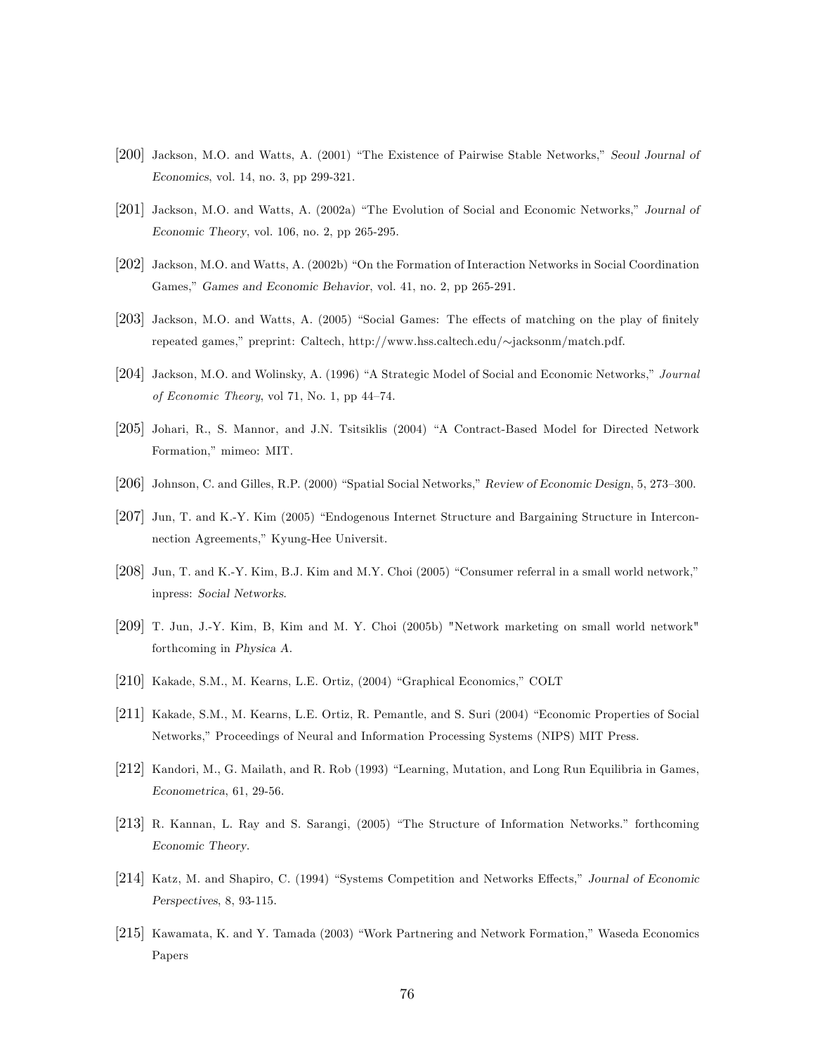[200] Jackson, M.O. and Watts, A. (2001) “The Existence of Pairwise Stable Networks,” *Seoul Journal of Economics*, vol. 14, no. 3, pp 299-321.

[201] Jackson, M.O. and Watts, A. (2002a) “The Evolution of Social and Economic Networks,” *Journal of Economic Theory*, vol. 106, no. 2, pp 265-295.

[202] Jackson, M.O. and Watts, A. (2002b) “On the Formation of Interaction Networks in Social Coordination Games,” *Games and Economic Behavior*, vol. 41, no. 2, pp 265-291.

[203] Jackson, M.O. and Watts, A. (2005) “Social Games: The effects of matching on the play of finitely repeated games,” preprint: Caltech, http://www.hss.caltech.edu/∼jacksonm/match.pdf.

[204] Jackson, M.O. and Wolinsky, A. (1996) “A Strategic Model of Social and Economic Networks,” *Journal of Economic Theory*, vol 71, No. 1, pp 44–74.

[205] Johari, R., S. Mannor, and J.N. Tsitsiklis (2004) “A Contract-Based Model for Directed Network Formation,” mimeo: MIT.

[206] Johnson, C. and Gilles, R.P. (2000) “Spatial Social Networks,” *Review of Economic Design*, 5, 273–300.

[207] Jun, T. and K.-Y. Kim (2005) “Endogenous Internet Structure and Bargaining Structure in Interconnection Agreements,” Kyung-Hee Universit.

[208] Jun, T. and K.-Y. Kim, B.J. Kim and M.Y. Choi (2005) “Consumer referral in a small world network,” inpress: *Social Networks*.

[209] T. Jun, J.-Y. Kim, B, Kim and M. Y. Choi (2005b) "Network marketing on small world network" forthcoming in *Physica A*.

[210] Kakade, S.M., M. Kearns, L.E. Ortiz, (2004) “Graphical Economics,” COLT

[211] Kakade, S.M., M. Kearns, L.E. Ortiz, R. Pemantle, and S. Suri (2004) “Economic Properties of Social Networks,” Proceedings of Neural and Information Processing Systems (NIPS) MIT Press.

[212] Kandori, M., G. Mailath, and R. Rob (1993) “Learning, Mutation, and Long Run Equilibria in Games, *Econometrica*, 61, 29-56.

[213] R. Kannan, L. Ray and S. Sarangi, (2005) “The Structure of Information Networks.” forthcoming *Economic Theory*.

[214] Katz, M. and Shapiro, C. (1994) “Systems Competition and Networks Effects,” *Journal of Economic Perspectives*, 8, 93-115.

[215] Kawamata, K. and Y. Tamada (2003) “Work Partnering and Network Formation,” Waseda Economics Papers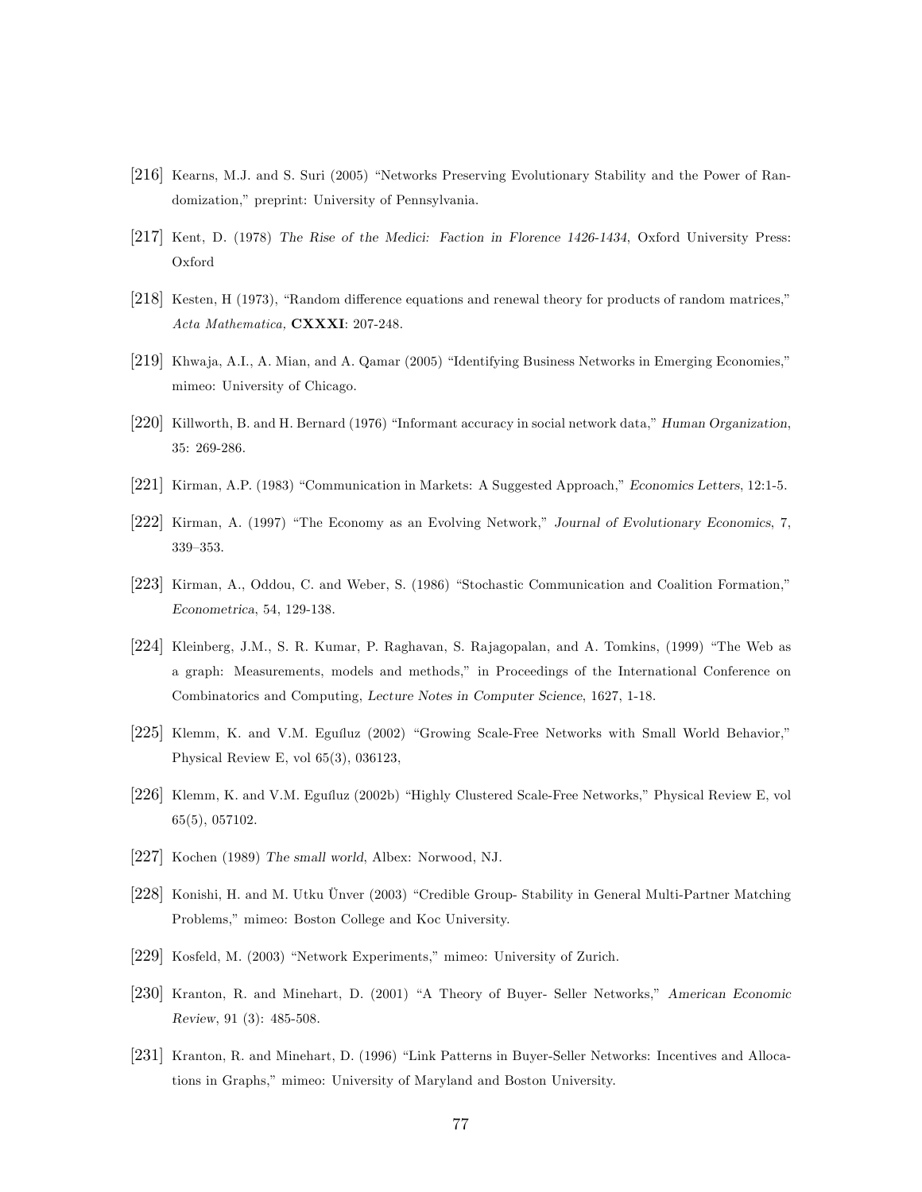[216] Kearns, M.J. and S. Suri (2005) "Networks Preserving Evolutionary Stability and the Power of Randomization," preprint: University of Pennsylvania.

[217] Kent, D. (1978) *The Rise of the Medici: Faction in Florence 1426-1434*, Oxford University Press: Oxford

[218] Kesten, H (1973), "Random difference equations and renewal theory for products of random matrices," *Acta Mathematica,* **CXXXI**: 207-248.

[219] Khwaja, A.I., A. Mian, and A. Qamar (2005) "Identifying Business Networks in Emerging Economies," mimeo: University of Chicago.

[220] Killworth, B. and H. Bernard (1976) "Informant accuracy in social network data," *Human Organization*, 35: 269-286.

[221] Kirman, A.P. (1983) "Communication in Markets: A Suggested Approach," *Economics Letters*, 12:1-5.

[222] Kirman, A. (1997) "The Economy as an Evolving Network," *Journal of Evolutionary Economics*, 7, 339–353.

[223] Kirman, A., Oddou, C. and Weber, S. (1986) "Stochastic Communication and Coalition Formation," *Econometrica*, 54, 129-138.

[224] Kleinberg, J.M., S. R. Kumar, P. Raghavan, S. Rajagopalan, and A. Tomkins, (1999) "The Web as a graph: Measurements, models and methods," in Proceedings of the International Conference on Combinatorics and Computing, *Lecture Notes in Computer Science*, 1627, 1-18.

[225] Klemm, K. and V.M. Eguíluz (2002) "Growing Scale-Free Networks with Small World Behavior," Physical Review E, vol 65(3), 036123,

[226] Klemm, K. and V.M. Eguíluz (2002b) "Highly Clustered Scale-Free Networks," Physical Review E, vol 65(5), 057102.

[227] Kochen (1989) *The small world*, Albex: Norwood, NJ.

[228] Konishi, H. and M. Utku Ünver (2003) "Credible Group- Stability in General Multi-Partner Matching Problems," mimeo: Boston College and Koc University.

[229] Kosfeld, M. (2003) "Network Experiments," mimeo: University of Zurich.

[230] Kranton, R. and Minehart, D. (2001) "A Theory of Buyer- Seller Networks," *American Economic Review*, 91 (3): 485-508.

[231] Kranton, R. and Minehart, D. (1996) "Link Patterns in Buyer-Seller Networks: Incentives and Allocations in Graphs," mimeo: University of Maryland and Boston University.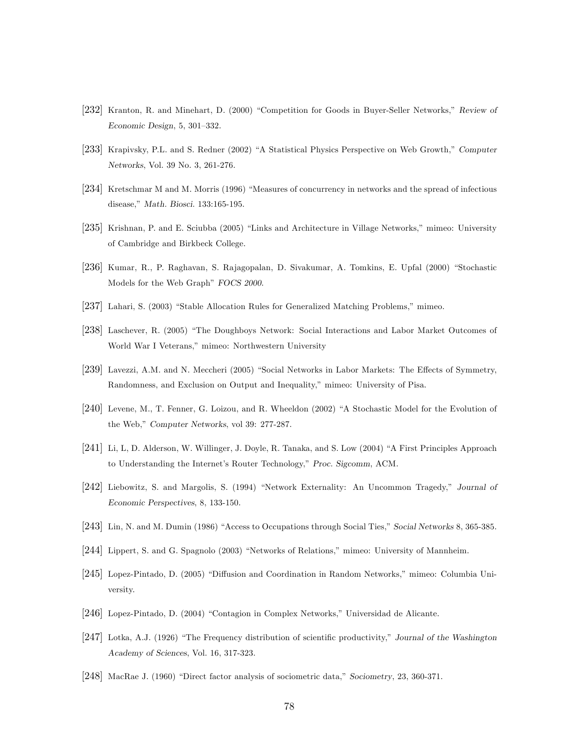[232] Kranton, R. and Minehart, D. (2000) "Competition for Goods in Buyer-Seller Networks," *Review of Economic Design*, 5, 301–332.

[233] Krapivsky, P.L. and S. Redner (2002) "A Statistical Physics Perspective on Web Growth," *Computer Networks*, Vol. 39 No. 3, 261-276.

[234] Kretschmar M and M. Morris (1996) "Measures of concurrency in networks and the spread of infectious disease," *Math. Biosci.* 133:165-195.

[235] Krishnan, P. and E. Sciubba (2005) "Links and Architecture in Village Networks," mimeo: University of Cambridge and Birkbeck College.

[236] Kumar, R., P. Raghavan, S. Rajagopalan, D. Sivakumar, A. Tomkins, E. Upfal (2000) "Stochastic Models for the Web Graph" *FOCS 2000*.

[237] Lahari, S. (2003) "Stable Allocation Rules for Generalized Matching Problems," mimeo.

[238] Laschever, R. (2005) "The Doughboys Network: Social Interactions and Labor Market Outcomes of World War I Veterans," mimeo: Northwestern University

[239] Lavezzi, A.M. and N. Meccheri (2005) "Social Networks in Labor Markets: The Effects of Symmetry, Randomness, and Exclusion on Output and Inequality," mimeo: University of Pisa.

[240] Levene, M., T. Fenner, G. Loizou, and R. Wheeldon (2002) "A Stochastic Model for the Evolution of the Web," *Computer Networks*, vol 39: 277-287.

[241] Li, L, D. Alderson, W. Willinger, J. Doyle, R. Tanaka, and S. Low (2004) "A First Principles Approach to Understanding the Internet's Router Technology," *Proc. Sigcomm*, ACM.

[242] Liebowitz, S. and Margolis, S. (1994) "Network Externality: An Uncommon Tragedy," *Journal of Economic Perspectives*, 8, 133-150.

[243] Lin, N. and M. Dumin (1986) "Access to Occupations through Social Ties," *Social Networks* 8, 365-385.

[244] Lippert, S. and G. Spagnolo (2003) "Networks of Relations," mimeo: University of Mannheim.

[245] Lopez-Pintado, D. (2005) "Diffusion and Coordination in Random Networks," mimeo: Columbia University.

[246] Lopez-Pintado, D. (2004) "Contagion in Complex Networks," Universidad de Alicante.

[247] Lotka, A.J. (1926) "The Frequency distribution of scientific productivity," *Journal of the Washington Academy of Sciences*, Vol. 16, 317-323.

[248] MacRae J. (1960) "Direct factor analysis of sociometric data," *Sociometry*, 23, 360-371.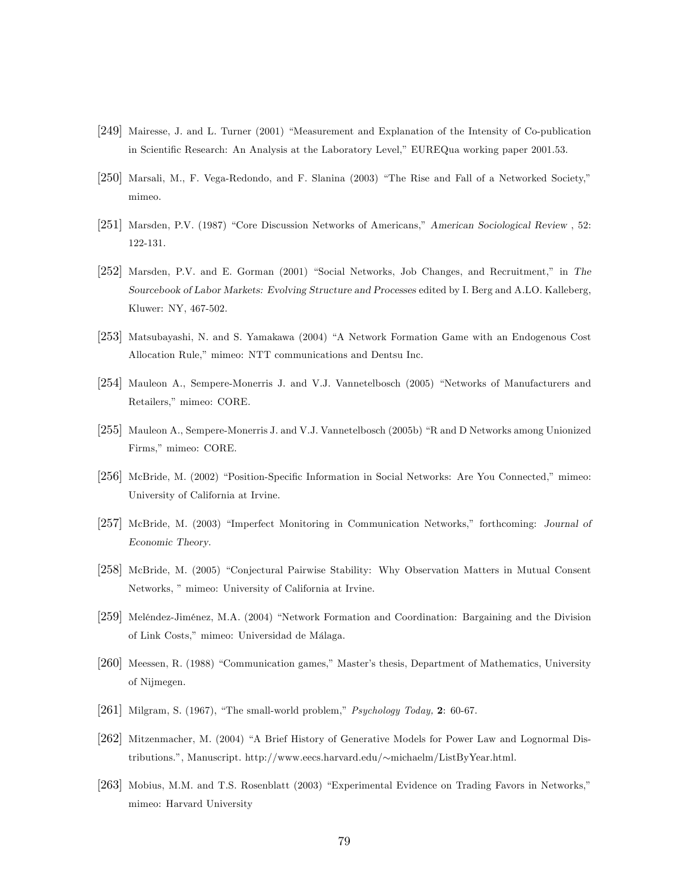[249] Mairesse, J. and L. Turner (2001) "Measurement and Explanation of the Intensity of Co-publication in Scientific Research: An Analysis at the Laboratory Level," EUREQua working paper 2001.53.

[250] Marsali, M., F. Vega-Redondo, and F. Slanina (2003) "The Rise and Fall of a Networked Society," mimeo.

[251] Marsden, P.V. (1987) "Core Discussion Networks of Americans," *American Sociological Review* , 52: 122-131.

[252] Marsden, P.V. and E. Gorman (2001) "Social Networks, Job Changes, and Recruitment," in *The Sourcebook of Labor Markets: Evolving Structure and Processes* edited by I. Berg and A.LO. Kalleberg, Kluwer: NY, 467-502.

[253] Matsubayashi, N. and S. Yamakawa (2004) "A Network Formation Game with an Endogenous Cost Allocation Rule," mimeo: NTT communications and Dentsu Inc.

[254] Mauleon A., Sempere-Monerris J. and V.J. Vannetelbosch (2005) "Networks of Manufacturers and Retailers," mimeo: CORE.

[255] Mauleon A., Sempere-Monerris J. and V.J. Vannetelbosch (2005b) "R and D Networks among Unionized Firms," mimeo: CORE.

[256] McBride, M. (2002) "Position-Specific Information in Social Networks: Are You Connected," mimeo: University of California at Irvine.

[257] McBride, M. (2003) "Imperfect Monitoring in Communication Networks," forthcoming: *Journal of Economic Theory*.

[258] McBride, M. (2005) "Conjectural Pairwise Stability: Why Observation Matters in Mutual Consent Networks, " mimeo: University of California at Irvine.

[259] Meléndez-Jiménez, M.A. (2004) "Network Formation and Coordination: Bargaining and the Division of Link Costs," mimeo: Universidad de Málaga.

[260] Meessen, R. (1988) "Communication games," Master's thesis, Department of Mathematics, University of Nijmegen.

[261] Milgram, S. (1967), "The small-world problem," *Psychology Today,* **2**: 60-67.

[262] Mitzenmacher, M. (2004) "A Brief History of Generative Models for Power Law and Lognormal Distributions.", Manuscript. http://www.eecs.harvard.edu/∼michaelm/ListByYear.html.

[263] Mobius, M.M. and T.S. Rosenblatt (2003) "Experimental Evidence on Trading Favors in Networks," mimeo: Harvard University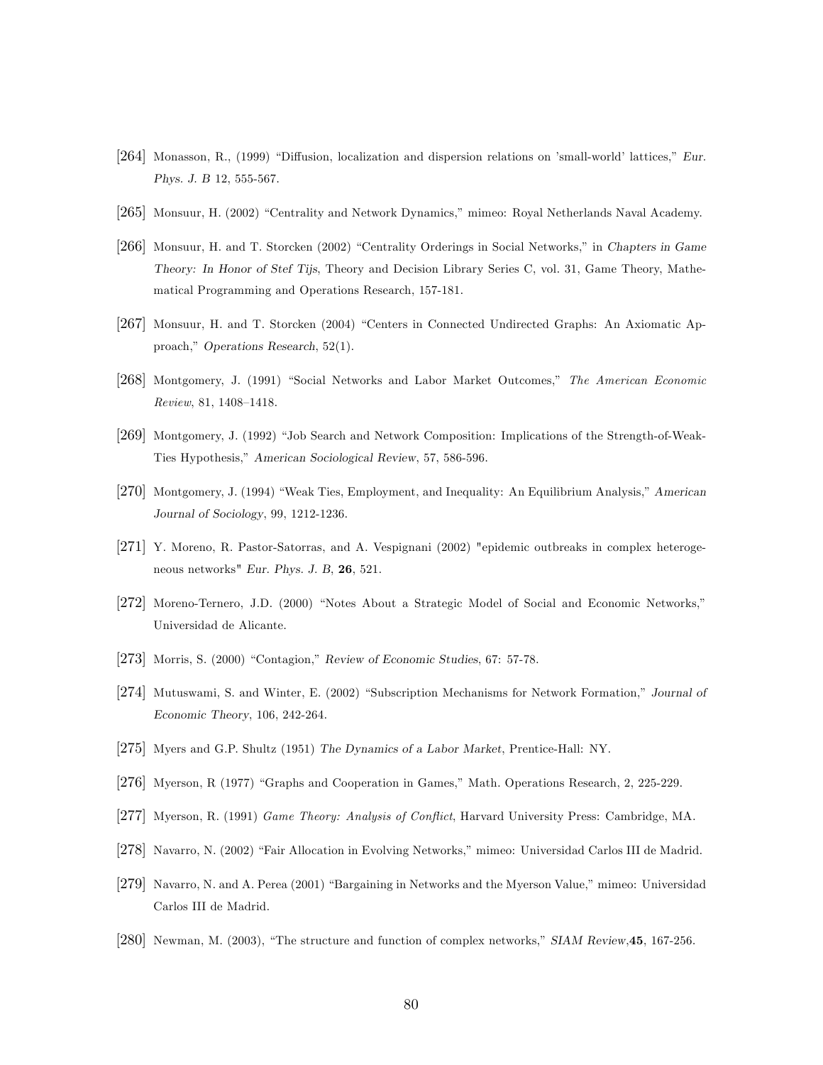[264] Monasson, R., (1999) "Diffusion, localization and dispersion relations on 'small-world' lattices," *Eur. Phys. J. B* 12, 555-567.

[265] Monsuur, H. (2002) "Centrality and Network Dynamics," mimeo: Royal Netherlands Naval Academy.

[266] Monsuur, H. and T. Storcken (2002) "Centrality Orderings in Social Networks," in *Chapters in Game Theory: In Honor of Stef Tijs*, Theory and Decision Library Series C, vol. 31, Game Theory, Mathematical Programming and Operations Research, 157-181.

[267] Monsuur, H. and T. Storcken (2004) "Centers in Connected Undirected Graphs: An Axiomatic Approach," *Operations Research*, 52(1).

[268] Montgomery, J. (1991) "Social Networks and Labor Market Outcomes," *The American Economic Review*, 81, 1408–1418.

[269] Montgomery, J. (1992) "Job Search and Network Composition: Implications of the Strength-of-Weak-Ties Hypothesis," *American Sociological Review*, 57, 586-596.

[270] Montgomery, J. (1994) "Weak Ties, Employment, and Inequality: An Equilibrium Analysis," *American Journal of Sociology*, 99, 1212-1236.

[271] Y. Moreno, R. Pastor-Satorras, and A. Vespignani (2002) "epidemic outbreaks in complex heterogeneous networks" *Eur. Phys. J. B*, **26**, 521.

[272] Moreno-Ternero, J.D. (2000) "Notes About a Strategic Model of Social and Economic Networks," Universidad de Alicante.

[273] Morris, S. (2000) "Contagion," *Review of Economic Studies*, 67: 57-78.

[274] Mutuswami, S. and Winter, E. (2002) "Subscription Mechanisms for Network Formation," *Journal of Economic Theory*, 106, 242-264.

[275] Myers and G.P. Shultz (1951) *The Dynamics of a Labor Market*, Prentice-Hall: NY.

[276] Myerson, R (1977) "Graphs and Cooperation in Games," Math. Operations Research, 2, 225-229.

[277] Myerson, R. (1991) *Game Theory: Analysis of Conflict*, Harvard University Press: Cambridge, MA.

[278] Navarro, N. (2002) "Fair Allocation in Evolving Networks," mimeo: Universidad Carlos III de Madrid.

[279] Navarro, N. and A. Perea (2001) "Bargaining in Networks and the Myerson Value," mimeo: Universidad Carlos III de Madrid.

[280] Newman, M. (2003), "The structure and function of complex networks," *SIAM Review*,**45**, 167-256.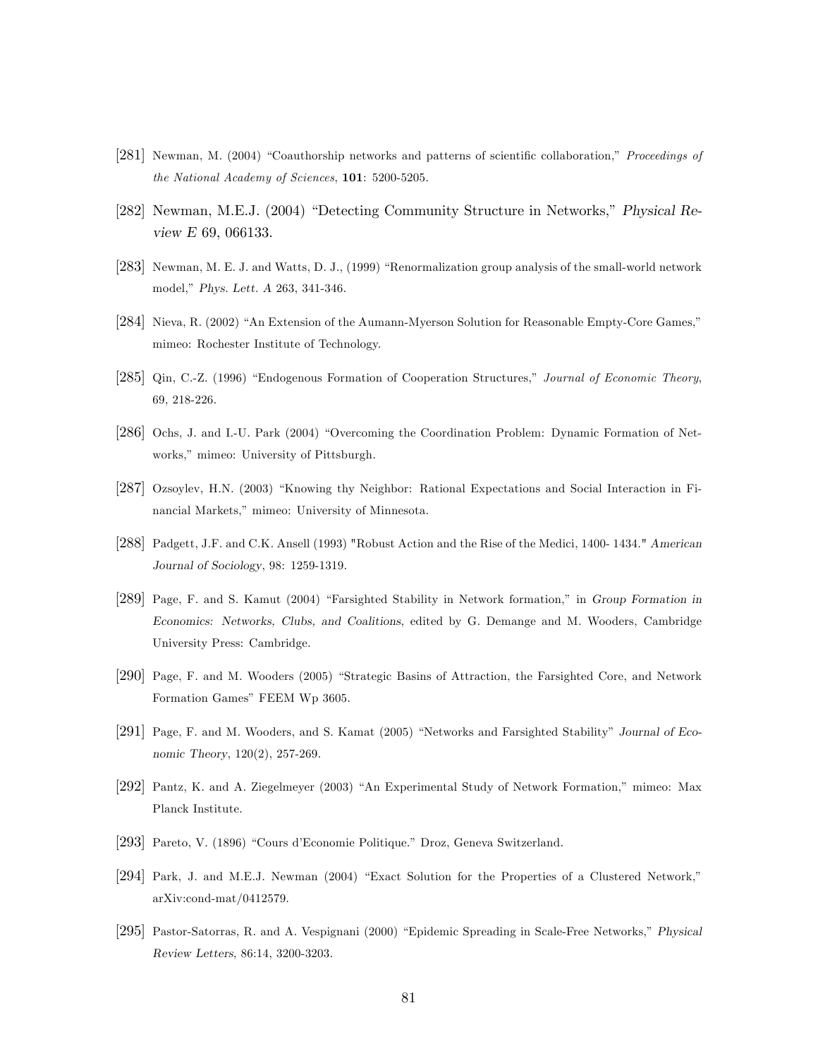[281] Newman, M. (2004) "Coauthorship networks and patterns of scientific collaboration," *Proceedings of the National Academy of Sciences*, **101**: 5200-5205.

[282] Newman, M.E.J. (2004) "Detecting Community Structure in Networks," *Physical Review E* 69, 066133.

[283] Newman, M. E. J. and Watts, D. J., (1999) "Renormalization group analysis of the small-world network model," *Phys. Lett. A* 263, 341-346.

[284] Nieva, R. (2002) "An Extension of the Aumann-Myerson Solution for Reasonable Empty-Core Games," mimeo: Rochester Institute of Technology.

[285] Qin, C.-Z. (1996) "Endogenous Formation of Cooperation Structures," *Journal of Economic Theory*, 69, 218-226.

[286] Ochs, J. and I.-U. Park (2004) "Overcoming the Coordination Problem: Dynamic Formation of Networks," mimeo: University of Pittsburgh.

[287] Ozsoylev, H.N. (2003) "Knowing thy Neighbor: Rational Expectations and Social Interaction in Financial Markets," mimeo: University of Minnesota.

[288] Padgett, J.F. and C.K. Ansell (1993) "Robust Action and the Rise of the Medici, 1400- 1434." *American Journal of Sociology*, 98: 1259-1319.

[289] Page, F. and S. Kamut (2004) "Farsighted Stability in Network formation," in *Group Formation in Economics: Networks, Clubs, and Coalitions*, edited by G. Demange and M. Wooders, Cambridge University Press: Cambridge.

[290] Page, F. and M. Wooders (2005) "Strategic Basins of Attraction, the Farsighted Core, and Network Formation Games" FEEM Wp 3605.

[291] Page, F. and M. Wooders, and S. Kamat (2005) "Networks and Farsighted Stability" *Journal of Economic Theory*, 120(2), 257-269.

[292] Pantz, K. and A. Ziegelmeyer (2003) "An Experimental Study of Network Formation," mimeo: Max Planck Institute.

[293] Pareto, V. (1896) "Cours d'Economie Politique." Droz, Geneva Switzerland.

[294] Park, J. and M.E.J. Newman (2004) "Exact Solution for the Properties of a Clustered Network," arXiv:cond-mat/0412579.

[295] Pastor-Satorras, R. and A. Vespignani (2000) "Epidemic Spreading in Scale-Free Networks," *Physical Review Letters*, 86:14, 3200-3203.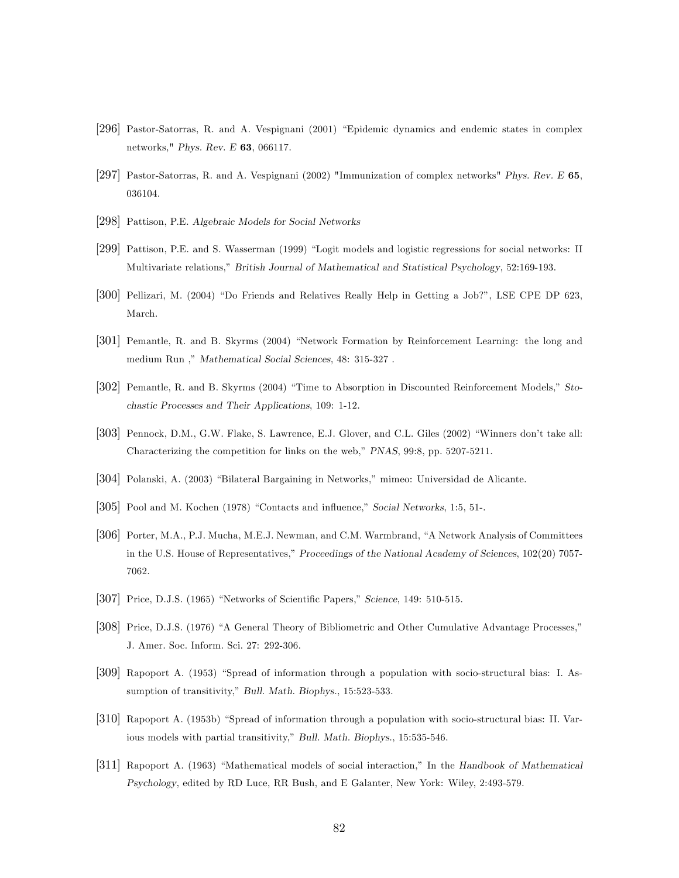[296] Pastor-Satorras, R. and A. Vespignani (2001) "Epidemic dynamics and endemic states in complex networks," *Phys. Rev. E* **63**, 066117.

[297] Pastor-Satorras, R. and A. Vespignani (2002) "Immunization of complex networks" *Phys. Rev. E* **65**, 036104.

[298] Pattison, P.E. *Algebraic Models for Social Networks*

[299] Pattison, P.E. and S. Wasserman (1999) "Logit models and logistic regressions for social networks: II Multivariate relations," *British Journal of Mathematical and Statistical Psychology*, 52:169-193.

[300] Pellizari, M. (2004) "Do Friends and Relatives Really Help in Getting a Job?", LSE CPE DP 623, March.

[301] Pemantle, R. and B. Skyrms (2004) "Network Formation by Reinforcement Learning: the long and medium Run ," *Mathematical Social Sciences*, 48: 315-327 .

[302] Pemantle, R. and B. Skyrms (2004) "Time to Absorption in Discounted Reinforcement Models," *Stochastic Processes and Their Applications*, 109: 1-12.

[303] Pennock, D.M., G.W. Flake, S. Lawrence, E.J. Glover, and C.L. Giles (2002) "Winners don't take all: Characterizing the competition for links on the web," *PNAS*, 99:8, pp. 5207-5211.

[304] Polanski, A. (2003) "Bilateral Bargaining in Networks," mimeo: Universidad de Alicante.

[305] Pool and M. Kochen (1978) "Contacts and influence," *Social Networks*, 1:5, 51-.

[306] Porter, M.A., P.J. Mucha, M.E.J. Newman, and C.M. Warmbrand, "A Network Analysis of Committees in the U.S. House of Representatives," *Proceedings of the National Academy of Sciences*, 102(20) 7057-7062.

[307] Price, D.J.S. (1965) "Networks of Scientific Papers," *Science*, 149: 510-515.

[308] Price, D.J.S. (1976) "A General Theory of Bibliometric and Other Cumulative Advantage Processes," J. Amer. Soc. Inform. Sci. 27: 292-306.

[309] Rapoport A. (1953) "Spread of information through a population with socio-structural bias: I. Assumption of transitivity," *Bull. Math. Biophys.*, 15:523-533.

[310] Rapoport A. (1953b) "Spread of information through a population with socio-structural bias: II. Various models with partial transitivity," *Bull. Math. Biophys.*, 15:535-546.

[311] Rapoport A. (1963) "Mathematical models of social interaction," In the *Handbook of Mathematical Psychology*, edited by RD Luce, RR Bush, and E Galanter, New York: Wiley, 2:493-579.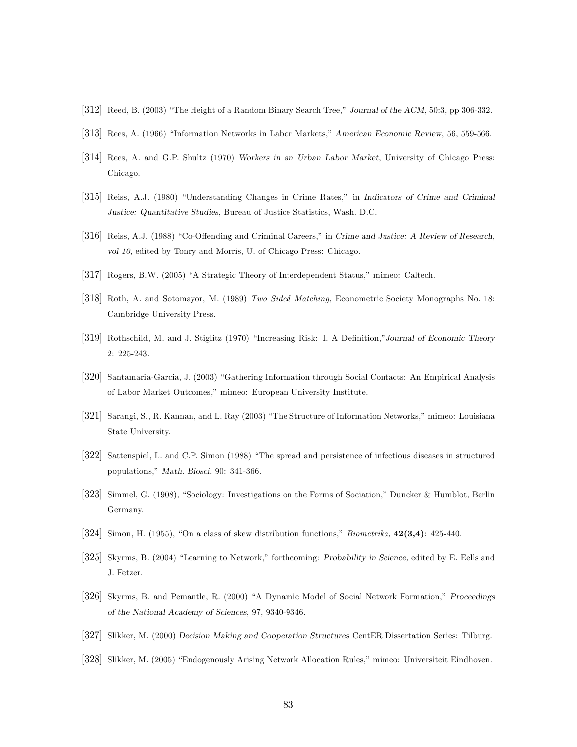[312] Reed, B. (2003) "The Height of a Random Binary Search Tree," *Journal of the ACM*, 50:3, pp 306-332.

[313] Rees, A. (1966) "Information Networks in Labor Markets," *American Economic Review*, 56, 559-566.

[314] Rees, A. and G.P. Shultz (1970) *Workers in an Urban Labor Market*, University of Chicago Press: Chicago.

[315] Reiss, A.J. (1980) "Understanding Changes in Crime Rates," in *Indicators of Crime and Criminal Justice: Quantitative Studies*, Bureau of Justice Statistics, Wash. D.C.

[316] Reiss, A.J. (1988) "Co-Offending and Criminal Careers," in *Crime and Justice: A Review of Research, vol 10*, edited by Tonry and Morris, U. of Chicago Press: Chicago.

[317] Rogers, B.W. (2005) "A Strategic Theory of Interdependent Status," mimeo: Caltech.

[318] Roth, A. and Sotomayor, M. (1989) *Two Sided Matching,* Econometric Society Monographs No. 18: Cambridge University Press.

[319] Rothschild, M. and J. Stiglitz (1970) "Increasing Risk: I. A Definition,"*Journal of Economic Theory* 2: 225-243.

[320] Santamaria-Garcia, J. (2003) "Gathering Information through Social Contacts: An Empirical Analysis of Labor Market Outcomes," mimeo: European University Institute.

[321] Sarangi, S., R. Kannan, and L. Ray (2003) "The Structure of Information Networks," mimeo: Louisiana State University.

[322] Sattenspiel, L. and C.P. Simon (1988) "The spread and persistence of infectious diseases in structured populations," *Math. Biosci.* 90: 341-366.

[323] Simmel, G. (1908), "Sociology: Investigations on the Forms of Sociation," Duncker & Humblot, Berlin Germany.

[324] Simon, H. (1955), "On a class of skew distribution functions," *Biometrika,* **42(3,4)**: 425-440.

[325] Skyrms, B. (2004) "Learning to Network," forthcoming: *Probability in Science*, edited by E. Eells and J. Fetzer.

[326] Skyrms, B. and Pemantle, R. (2000) "A Dynamic Model of Social Network Formation," *Proceedings of the National Academy of Sciences*, 97, 9340-9346.

[327] Slikker, M. (2000) *Decision Making and Cooperation Structures* CentER Dissertation Series: Tilburg.

[328] Slikker, M. (2005) "Endogenously Arising Network Allocation Rules," mimeo: Universiteit Eindhoven.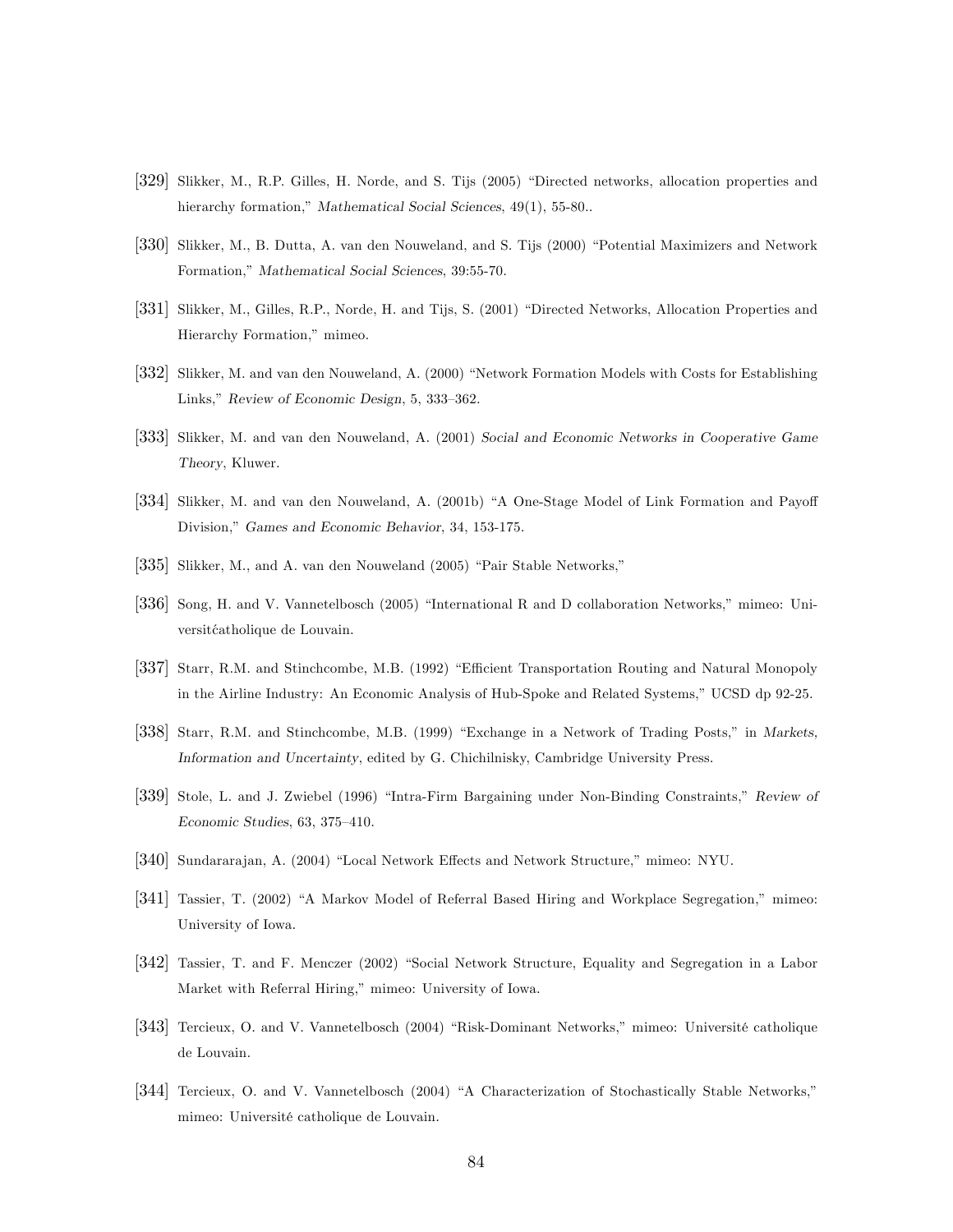[329] Slikker, M., R.P. Gilles, H. Norde, and S. Tijs (2005) "Directed networks, allocation properties and hierarchy formation," *Mathematical Social Sciences*, 49(1), 55-80..

[330] Slikker, M., B. Dutta, A. van den Nouweland, and S. Tijs (2000) "Potential Maximizers and Network Formation," *Mathematical Social Sciences*, 39:55-70.

[331] Slikker, M., Gilles, R.P., Norde, H. and Tijs, S. (2001) "Directed Networks, Allocation Properties and Hierarchy Formation," mimeo.

[332] Slikker, M. and van den Nouweland, A. (2000) "Network Formation Models with Costs for Establishing Links," *Review of Economic Design*, 5, 333–362.

[333] Slikker, M. and van den Nouweland, A. (2001) *Social and Economic Networks in Cooperative Game Theory*, Kluwer.

[334] Slikker, M. and van den Nouweland, A. (2001b) "A One-Stage Model of Link Formation and Payoff Division," *Games and Economic Behavior*, 34, 153-175.

[335] Slikker, M., and A. van den Nouweland (2005) "Pair Stable Networks,"

[336] Song, H. and V. Vannetelbosch (2005) "International R and D collaboration Networks," mimeo: Universitécatholique de Louvain.

[337] Starr, R.M. and Stinchcombe, M.B. (1992) "Efficient Transportation Routing and Natural Monopoly in the Airline Industry: An Economic Analysis of Hub-Spoke and Related Systems," UCSD dp 92-25.

[338] Starr, R.M. and Stinchcombe, M.B. (1999) "Exchange in a Network of Trading Posts," in *Markets, Information and Uncertainty*, edited by G. Chichilnisky, Cambridge University Press.

[339] Stole, L. and J. Zwiebel (1996) "Intra-Firm Bargaining under Non-Binding Constraints," *Review of Economic Studies*, 63, 375–410.

[340] Sundararajan, A. (2004) "Local Network Effects and Network Structure," mimeo: NYU.

[341] Tassier, T. (2002) "A Markov Model of Referral Based Hiring and Workplace Segregation," mimeo: University of Iowa.

[342] Tassier, T. and F. Menczer (2002) "Social Network Structure, Equality and Segregation in a Labor Market with Referral Hiring," mimeo: University of Iowa.

[343] Tercieux, O. and V. Vannetelbosch (2004) "Risk-Dominant Networks," mimeo: Université catholique de Louvain.

[344] Tercieux, O. and V. Vannetelbosch (2004) "A Characterization of Stochastically Stable Networks," mimeo: Université catholique de Louvain.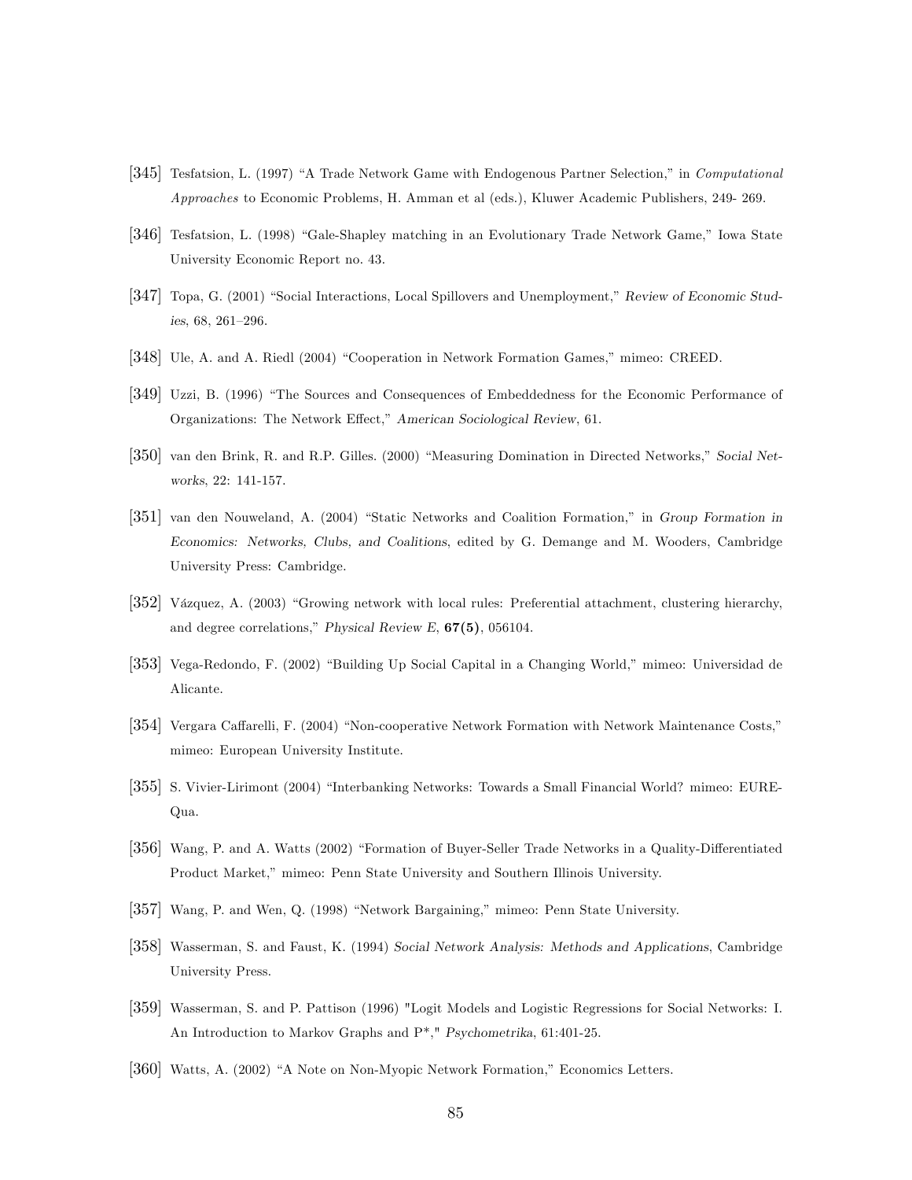[345] Tesfatsion, L. (1997) "A Trade Network Game with Endogenous Partner Selection," in *Computational Approaches* to Economic Problems, H. Amman et al (eds.), Kluwer Academic Publishers, 249- 269.

[346] Tesfatsion, L. (1998) "Gale-Shapley matching in an Evolutionary Trade Network Game," Iowa State University Economic Report no. 43.

[347] Topa, G. (2001) "Social Interactions, Local Spillovers and Unemployment," *Review of Economic Studies*, 68, 261–296.

[348] Ule, A. and A. Riedl (2004) "Cooperation in Network Formation Games," mimeo: CREED.

[349] Uzzi, B. (1996) "The Sources and Consequences of Embeddedness for the Economic Performance of Organizations: The Network Effect," *American Sociological Review*, 61.

[350] van den Brink, R. and R.P. Gilles. (2000) "Measuring Domination in Directed Networks," *Social Networks*, 22: 141-157.

[351] van den Nouweland, A. (2004) "Static Networks and Coalition Formation," in *Group Formation in Economics: Networks, Clubs, and Coalitions*, edited by G. Demange and M. Wooders, Cambridge University Press: Cambridge.

[352] Vázquez, A. (2003) "Growing network with local rules: Preferential attachment, clustering hierarchy, and degree correlations," *Physical Review E*, **67(5)**, 056104.

[353] Vega-Redondo, F. (2002) "Building Up Social Capital in a Changing World," mimeo: Universidad de Alicante.

[354] Vergara Caffarelli, F. (2004) "Non-cooperative Network Formation with Network Maintenance Costs," mimeo: European University Institute.

[355] S. Vivier-Lirimont (2004) "Interbanking Networks: Towards a Small Financial World? mimeo: EUREQua.

[356] Wang, P. and A. Watts (2002) "Formation of Buyer-Seller Trade Networks in a Quality-Differentiated Product Market," mimeo: Penn State University and Southern Illinois University.

[357] Wang, P. and Wen, Q. (1998) "Network Bargaining," mimeo: Penn State University.

[358] Wasserman, S. and Faust, K. (1994) *Social Network Analysis: Methods and Applications*, Cambridge University Press.

[359] Wasserman, S. and P. Pattison (1996) "Logit Models and Logistic Regressions for Social Networks: I. An Introduction to Markov Graphs and P*," *Psychometrika*, 61:401-25.

[360] Watts, A. (2002) "A Note on Non-Myopic Network Formation," Economics Letters.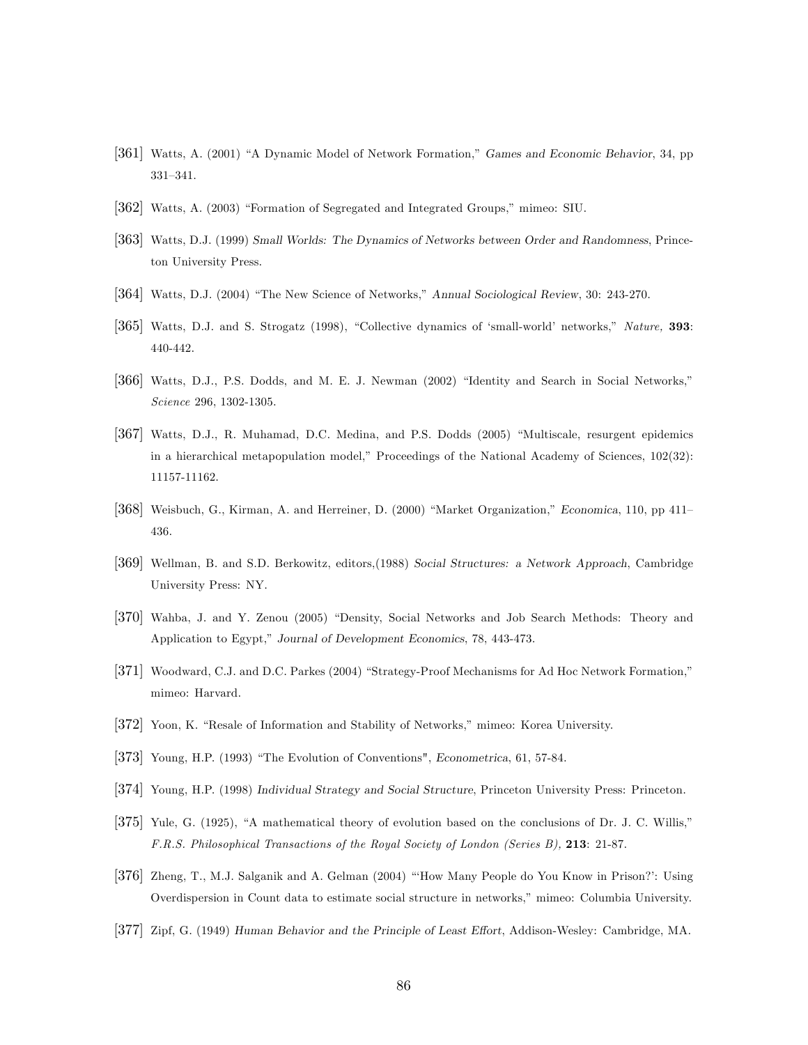[361] Watts, A. (2001) "A Dynamic Model of Network Formation," *Games and Economic Behavior*, 34, pp 331–341.

[362] Watts, A. (2003) "Formation of Segregated and Integrated Groups," mimeo: SIU.

[363] Watts, D.J. (1999) *Small Worlds: The Dynamics of Networks between Order and Randomness*, Princeton University Press.

[364] Watts, D.J. (2004) "The New Science of Networks," *Annual Sociological Review*, 30: 243-270.

[365] Watts, D.J. and S. Strogatz (1998), "Collective dynamics of 'small-world' networks," *Nature,* **393**: 440-442.

[366] Watts, D.J., P.S. Dodds, and M. E. J. Newman (2002) "Identity and Search in Social Networks," *Science* 296, 1302-1305.

[367] Watts, D.J., R. Muhamad, D.C. Medina, and P.S. Dodds (2005) "Multiscale, resurgent epidemics in a hierarchical metapopulation model," Proceedings of the National Academy of Sciences, 102(32): 11157-11162.

[368] Weisbuch, G., Kirman, A. and Herreiner, D. (2000) "Market Organization," *Economica*, 110, pp 411–436.

[369] Wellman, B. and S.D. Berkowitz, editors,(1988) *Social Structures: a Network Approach*, Cambridge University Press: NY.

[370] Wahba, J. and Y. Zenou (2005) "Density, Social Networks and Job Search Methods: Theory and Application to Egypt," *Journal of Development Economics*, 78, 443-473.

[371] Woodward, C.J. and D.C. Parkes (2004) "Strategy-Proof Mechanisms for Ad Hoc Network Formation," mimeo: Harvard.

[372] Yoon, K. "Resale of Information and Stability of Networks," mimeo: Korea University.

[373] Young, H.P. (1993) "The Evolution of Conventions", *Econometrica*, 61, 57-84.

[374] Young, H.P. (1998) *Individual Strategy and Social Structure*, Princeton University Press: Princeton.

[375] Yule, G. (1925), "A mathematical theory of evolution based on the conclusions of Dr. J. C. Willis," *F.R.S. Philosophical Transactions of the Royal Society of London (Series B),* **213**: 21-87.

[376] Zheng, T., M.J. Salganik and A. Gelman (2004) "'How Many People do You Know in Prison?': Using Overdispersion in Count data to estimate social structure in networks," mimeo: Columbia University.

[377] Zipf, G. (1949) *Human Behavior and the Principle of Least Effort*, Addison-Wesley: Cambridge, MA.